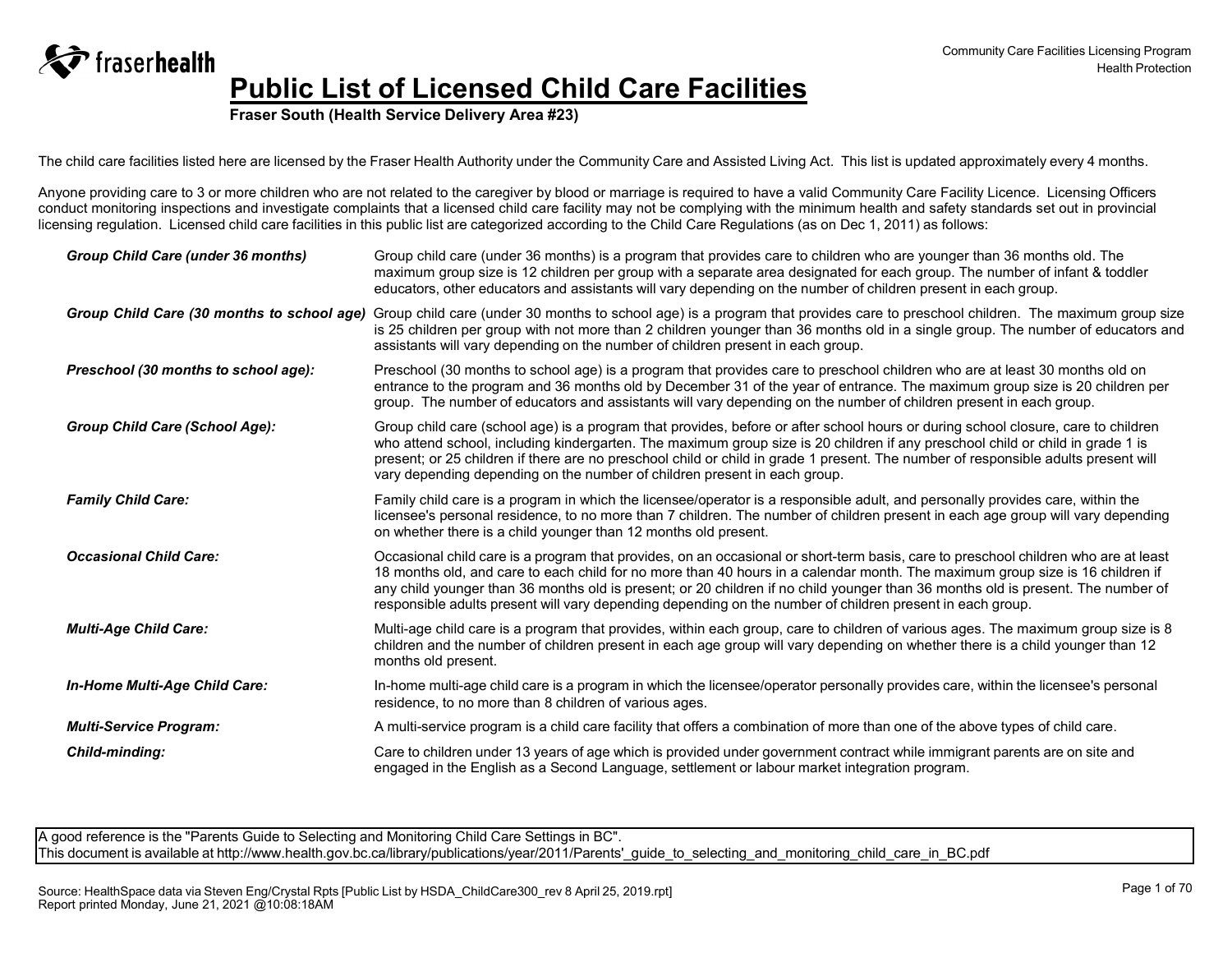fraserhealth

Community Care Facilities Licensing Program
Health Protection

# Public List of Licensed Child Care Facilities

**Fraser South (Health Service Delivery Area #23)**

The child care facilities listed here are licensed by the Fraser Health Authority under the Community Care and Assisted Living Act. This list is updated approximately every 4 months.

Anyone providing care to 3 or more children who are not related to the caregiver by blood or marriage is required to have a valid Community Care Facility Licence. Licensing Officers conduct monitoring inspections and investigate complaints that a licensed child care facility may not be complying with the minimum health and safety standards set out in provincial licensing regulation. Licensed child care facilities in this public list are categorized according to the Child Care Regulations (as on Dec 1, 2011) as follows:

***Group Child Care (under 36 months)*** — Group child care (under 36 months) is a program that provides care to children who are younger than 36 months old. The maximum group size is 12 children per group with a separate area designated for each group. The number of infant & toddler educators, other educators and assistants will vary depending on the number of children present in each group.

***Group Child Care (30 months to school age)*** — Group child care (under 30 months to school age) is a program that provides care to preschool children. The maximum group size is 25 children per group with not more than 2 children younger than 36 months old in a single group. The number of educators and assistants will vary depending on the number of children present in each group.

***Preschool (30 months to school age):*** — Preschool (30 months to school age) is a program that provides care to preschool children who are at least 30 months old on entrance to the program and 36 months old by December 31 of the year of entrance. The maximum group size is 20 children per group. The number of educators and assistants will vary depending on the number of children present in each group.

***Group Child Care (School Age):*** — Group child care (school age) is a program that provides, before or after school hours or during school closure, care to children who attend school, including kindergarten. The maximum group size is 20 children if any preschool child or child in grade 1 is present; or 25 children if there are no preschool child or child in grade 1 present. The number of responsible adults present will vary depending depending on the number of children present in each group.

***Family Child Care:*** — Family child care is a program in which the licensee/operator is a responsible adult, and personally provides care, within the licensee's personal residence, to no more than 7 children. The number of children present in each age group will vary depending on whether there is a child younger than 12 months old present.

***Occasional Child Care:*** — Occasional child care is a program that provides, on an occasional or short-term basis, care to preschool children who are at least 18 months old, and care to each child for no more than 40 hours in a calendar month. The maximum group size is 16 children if any child younger than 36 months old is present; or 20 children if no child younger than 36 months old is present. The number of responsible adults present will vary depending depending on the number of children present in each group.

***Multi-Age Child Care:*** — Multi-age child care is a program that provides, within each group, care to children of various ages. The maximum group size is 8 children and the number of children present in each age group will vary depending on whether there is a child younger than 12 months old present.

***In-Home Multi-Age Child Care:*** — In-home multi-age child care is a program in which the licensee/operator personally provides care, within the licensee's personal residence, to no more than 8 children of various ages.

***Multi-Service Program:*** — A multi-service program is a child care facility that offers a combination of more than one of the above types of child care.

***Child-minding:*** — Care to children under 13 years of age which is provided under government contract while immigrant parents are on site and engaged in the English as a Second Language, settlement or labour market integration program.

A good reference is the "Parents Guide to Selecting and Monitoring Child Care Settings in BC".
This document is available at http://www.health.gov.bc.ca/library/publications/year/2011/Parents'_guide_to_selecting_and_monitoring_child_care_in_BC.pdf

Source: HealthSpace data via Steven Eng/Crystal Rpts [Public List by HSDA_ChildCare300_rev 8 April 25, 2019.rpt]
Report printed Monday, June 21, 2021 @10:08:18AM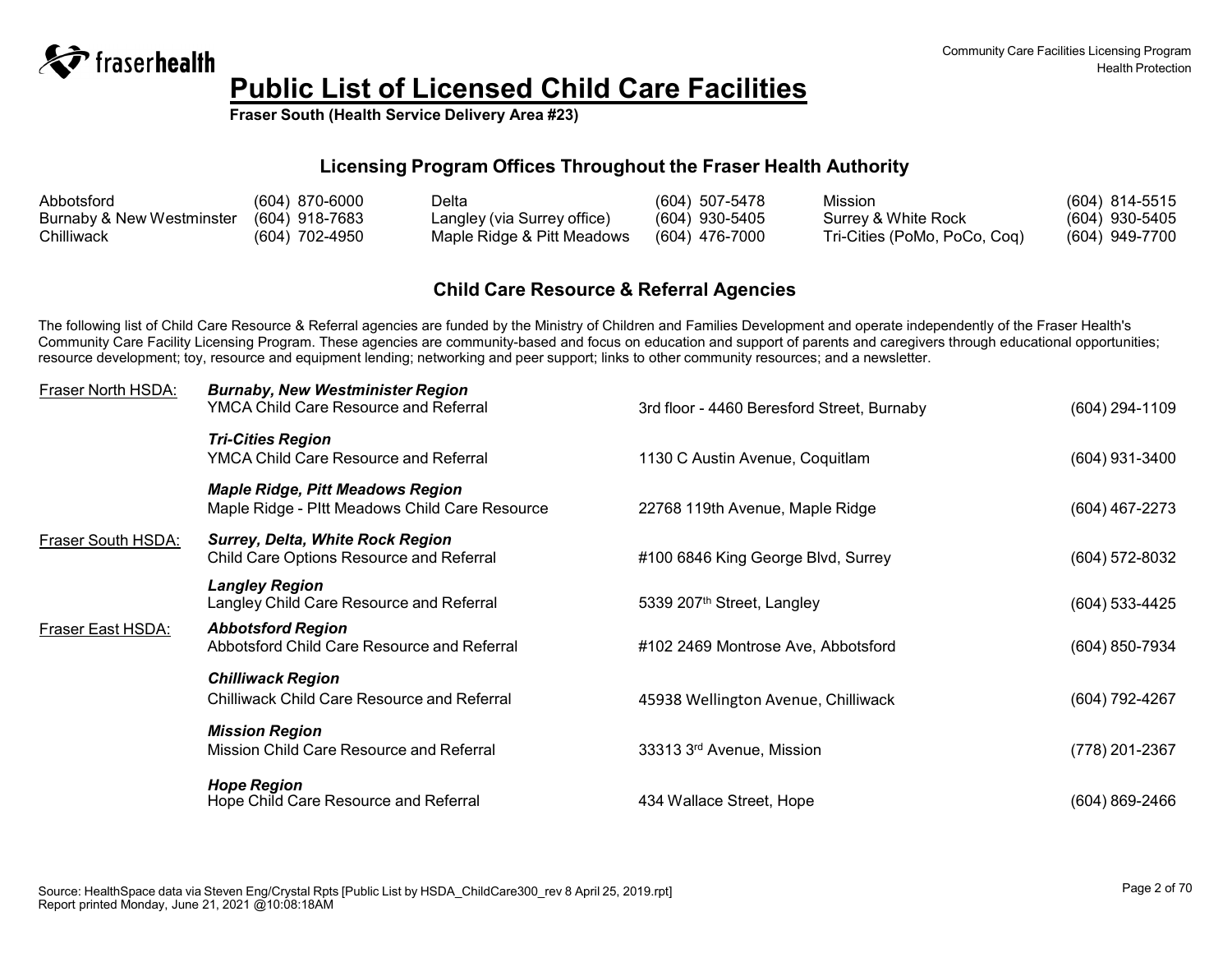# Public List of Licensed Child Care Facilities

**Fraser South (Health Service Delivery Area #23)**

## Licensing Program Offices Throughout the Fraser Health Authority

| | | | | | |
|---|---|---|---|---|---|
| Abbotsford | (604) 870-6000 | Delta | (604) 507-5478 | Mission | (604) 814-5515 |
| Burnaby & New Westminster | (604) 918-7683 | Langley (via Surrey office) | (604) 930-5405 | Surrey & White Rock | (604) 930-5405 |
| Chilliwack | (604) 702-4950 | Maple Ridge & Pitt Meadows | (604) 476-7000 | Tri-Cities (PoMo, PoCo, Coq) | (604) 949-7700 |

## Child Care Resource & Referral Agencies

The following list of Child Care Resource & Referral agencies are funded by the Ministry of Children and Families Development and operate independently of the Fraser Health's Community Care Facility Licensing Program. These agencies are community-based and focus on education and support of parents and caregivers through educational opportunities; resource development; toy, resource and equipment lending; networking and peer support; links to other community resources; and a newsletter.

| HSDA | Region / Agency | Address | Phone |
|---|---|---|---|
| Fraser North HSDA: | ***Burnaby, New Westminister Region*** <br> YMCA Child Care Resource and Referral | 3rd floor - 4460 Beresford Street, Burnaby | (604) 294-1109 |
| | ***Tri-Cities Region*** <br> YMCA Child Care Resource and Referral | 1130 C Austin Avenue, Coquitlam | (604) 931-3400 |
| | ***Maple Ridge, Pitt Meadows Region*** <br> Maple Ridge - PItt Meadows Child Care Resource | 22768 119th Avenue, Maple Ridge | (604) 467-2273 |
| Fraser South HSDA: | ***Surrey, Delta, White Rock Region*** <br> Child Care Options Resource and Referral | #100 6846 King George Blvd, Surrey | (604) 572-8032 |
| | ***Langley Region*** <br> Langley Child Care Resource and Referral | 5339 207th Street, Langley | (604) 533-4425 |
| Fraser East HSDA: | ***Abbotsford Region*** <br> Abbotsford Child Care Resource and Referral | #102 2469 Montrose Ave, Abbotsford | (604) 850-7934 |
| | ***Chilliwack Region*** <br> Chilliwack Child Care Resource and Referral | 45938 Wellington Avenue, Chilliwack | (604) 792-4267 |
| | ***Mission Region*** <br> Mission Child Care Resource and Referral | 33313 3rd Avenue, Mission | (778) 201-2367 |
| | ***Hope Region*** <br> Hope Child Care Resource and Referral | 434 Wallace Street, Hope | (604) 869-2466 |

Source: HealthSpace data via Steven Eng/Crystal Rpts [Public List by HSDA_ChildCare300_rev 8 April 25, 2019.rpt]
Report printed Monday, June 21, 2021 @10:08:18AM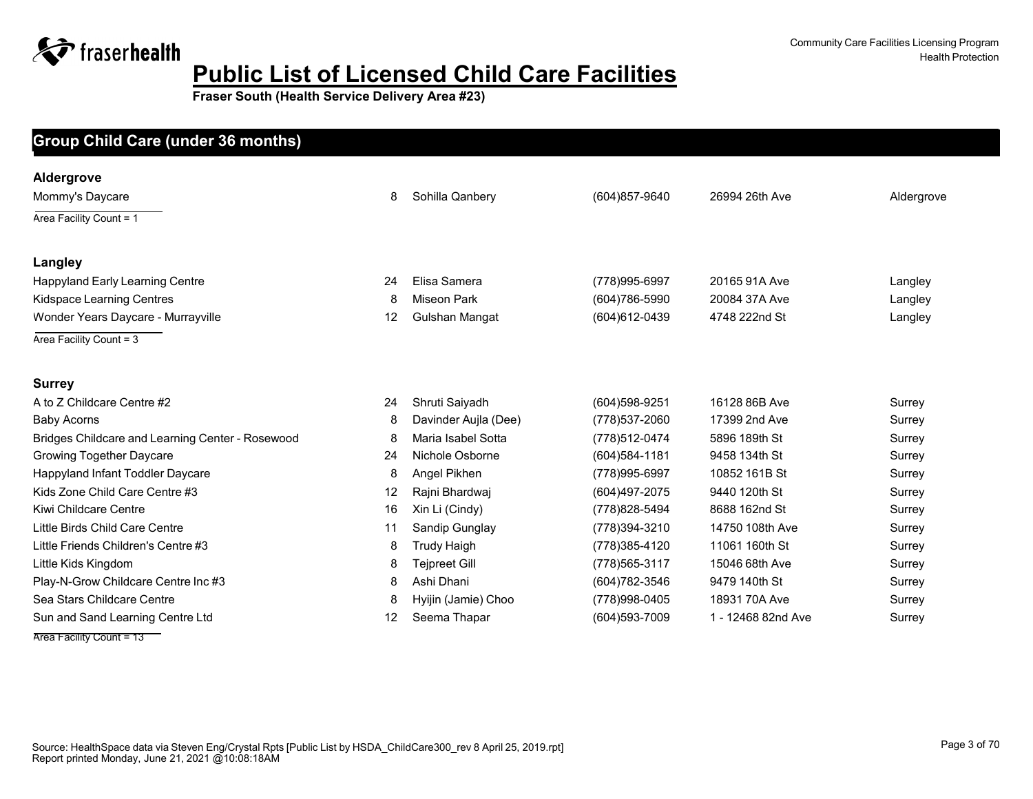# Public List of Licensed Child Care Facilities

**Fraser South (Health Service Delivery Area #23)**

Community Care Facilities Licensing Program
Health Protection

## Group Child Care (under 36 months)

### Aldergrove

| Facility | Capacity | Contact | Phone | Address | City |
|---|---|---|---|---|---|
| Mommy's Daycare | 8 | Sohilla Qanbery | (604)857-9640 | 26994 26th Ave | Aldergrove |

Area Facility Count = 1

### Langley

| Facility | Capacity | Contact | Phone | Address | City |
|---|---|---|---|---|---|
| Happyland Early Learning Centre | 24 | Elisa Samera | (778)995-6997 | 20165 91A Ave | Langley |
| Kidspace Learning Centres | 8 | Miseon Park | (604)786-5990 | 20084 37A Ave | Langley |
| Wonder Years Daycare - Murrayville | 12 | Gulshan Mangat | (604)612-0439 | 4748 222nd St | Langley |

Area Facility Count = 3

### Surrey

| Facility | Capacity | Contact | Phone | Address | City |
|---|---|---|---|---|---|
| A to Z Childcare Centre #2 | 24 | Shruti Saiyadh | (604)598-9251 | 16128 86B Ave | Surrey |
| Baby Acorns | 8 | Davinder Aujla (Dee) | (778)537-2060 | 17399 2nd Ave | Surrey |
| Bridges Childcare and Learning Center - Rosewood | 8 | Maria Isabel Sotta | (778)512-0474 | 5896 189th St | Surrey |
| Growing Together Daycare | 24 | Nichole Osborne | (604)584-1181 | 9458 134th St | Surrey |
| Happyland Infant Toddler Daycare | 8 | Angel Pikhen | (778)995-6997 | 10852 161B St | Surrey |
| Kids Zone Child Care Centre #3 | 12 | Rajni Bhardwaj | (604)497-2075 | 9440 120th St | Surrey |
| Kiwi Childcare Centre | 16 | Xin Li (Cindy) | (778)828-5494 | 8688 162nd St | Surrey |
| Little Birds Child Care Centre | 11 | Sandip Gunglay | (778)394-3210 | 14750 108th Ave | Surrey |
| Little Friends Children's Centre #3 | 8 | Trudy Haigh | (778)385-4120 | 11061 160th St | Surrey |
| Little Kids Kingdom | 8 | Tejpreet Gill | (778)565-3117 | 15046 68th Ave | Surrey |
| Play-N-Grow Childcare Centre Inc #3 | 8 | Ashi Dhani | (604)782-3546 | 9479 140th St | Surrey |
| Sea Stars Childcare Centre | 8 | Hyijin (Jamie) Choo | (778)998-0405 | 18931 70A Ave | Surrey |
| Sun and Sand Learning Centre Ltd | 12 | Seema Thapar | (604)593-7009 | 1 - 12468 82nd Ave | Surrey |

Area Facility Count = 13

Source: HealthSpace data via Steven Eng/Crystal Rpts [Public List by HSDA_ChildCare300_rev 8 April 25, 2019.rpt]
Report printed Monday, June 21, 2021 @10:08:18AM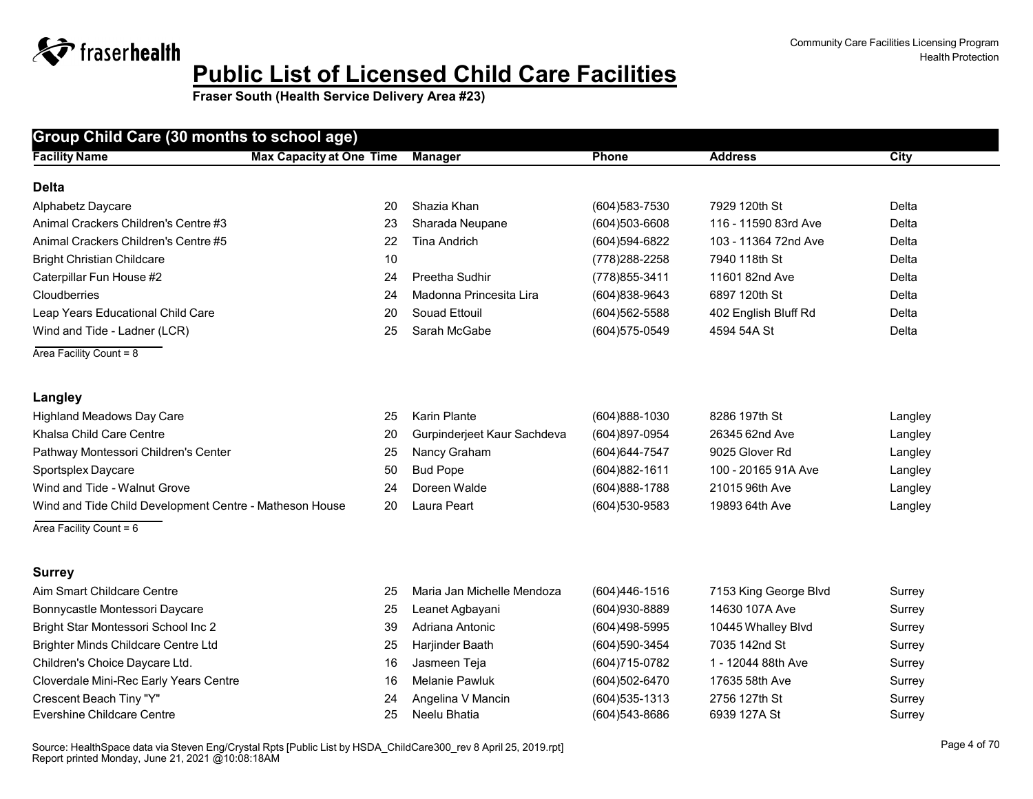# Public List of Licensed Child Care Facilities

**Fraser South (Health Service Delivery Area #23)**

Community Care Facilities Licensing Program
Health Protection

## Group Child Care (30 months to school age)

| Facility Name | Max Capacity at One Time | Manager | Phone | Address | City |
|---|---|---|---|---|---|
| **Delta** | | | | | |
| Alphabetz Daycare | 20 | Shazia Khan | (604)583-7530 | 7929 120th St | Delta |
| Animal Crackers Children's Centre #3 | 23 | Sharada Neupane | (604)503-6608 | 116 - 11590 83rd Ave | Delta |
| Animal Crackers Children's Centre #5 | 22 | Tina Andrich | (604)594-6822 | 103 - 11364 72nd Ave | Delta |
| Bright Christian Childcare | 10 | | (778)288-2258 | 7940 118th St | Delta |
| Caterpillar Fun House #2 | 24 | Preetha Sudhir | (778)855-3411 | 11601 82nd Ave | Delta |
| Cloudberries | 24 | Madonna Princesita Lira | (604)838-9643 | 6897 120th St | Delta |
| Leap Years Educational Child Care | 20 | Souad Ettouil | (604)562-5588 | 402 English Bluff Rd | Delta |
| Wind and Tide - Ladner (LCR) | 25 | Sarah McGabe | (604)575-0549 | 4594 54A St | Delta |

Area Facility Count = 8

| Facility Name | Max Capacity at One Time | Manager | Phone | Address | City |
|---|---|---|---|---|---|
| **Langley** | | | | | |
| Highland Meadows Day Care | 25 | Karin Plante | (604)888-1030 | 8286 197th St | Langley |
| Khalsa Child Care Centre | 20 | Gurpinderjeet Kaur Sachdeva | (604)897-0954 | 26345 62nd Ave | Langley |
| Pathway Montessori Children's Center | 25 | Nancy Graham | (604)644-7547 | 9025 Glover Rd | Langley |
| Sportsplex Daycare | 50 | Bud Pope | (604)882-1611 | 100 - 20165 91A Ave | Langley |
| Wind and Tide - Walnut Grove | 24 | Doreen Walde | (604)888-1788 | 21015 96th Ave | Langley |
| Wind and Tide Child Development Centre - Matheson House | 20 | Laura Peart | (604)530-9583 | 19893 64th Ave | Langley |

Area Facility Count = 6

| Facility Name | Max Capacity at One Time | Manager | Phone | Address | City |
|---|---|---|---|---|---|
| **Surrey** | | | | | |
| Aim Smart Childcare Centre | 25 | Maria Jan Michelle Mendoza | (604)446-1516 | 7153 King George Blvd | Surrey |
| Bonnycastle Montessori Daycare | 25 | Leanet Agbayani | (604)930-8889 | 14630 107A Ave | Surrey |
| Bright Star Montessori School Inc 2 | 39 | Adriana Antonic | (604)498-5995 | 10445 Whalley Blvd | Surrey |
| Brighter Minds Childcare Centre Ltd | 25 | Harjinder Baath | (604)590-3454 | 7035 142nd St | Surrey |
| Children's Choice Daycare Ltd. | 16 | Jasmeen Teja | (604)715-0782 | 1 - 12044 88th Ave | Surrey |
| Cloverdale Mini-Rec Early Years Centre | 16 | Melanie Pawluk | (604)502-6470 | 17635 58th Ave | Surrey |
| Crescent Beach Tiny "Y" | 24 | Angelina V Mancin | (604)535-1313 | 2756 127th St | Surrey |
| Evershine Childcare Centre | 25 | Neelu Bhatia | (604)543-8686 | 6939 127A St | Surrey |

Source: HealthSpace data via Steven Eng/Crystal Rpts [Public List by HSDA_ChildCare300_rev 8 April 25, 2019.rpt]
Report printed Monday, June 21, 2021 @10:08:18AM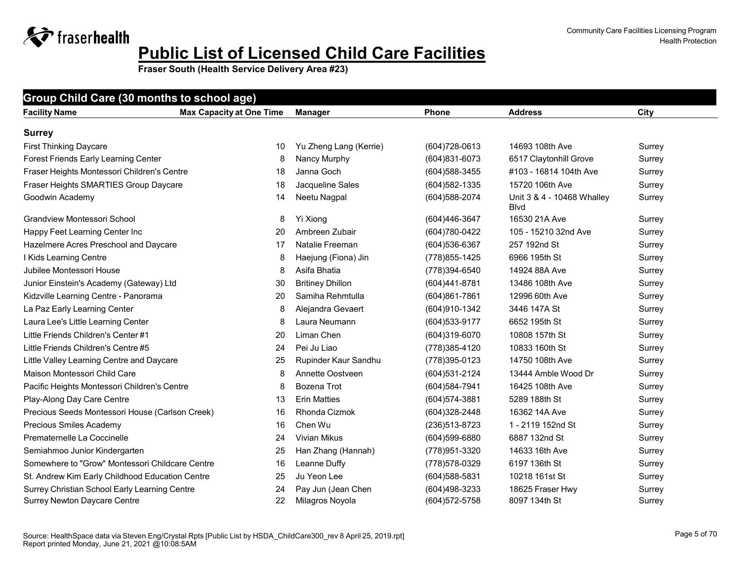# Public List of Licensed Child Care Facilities

**Fraser South (Health Service Delivery Area #23)**

Community Care Facilities Licensing Program
Health Protection

## Group Child Care (30 months to school age)

| Facility Name | Max Capacity at One Time | Manager | Phone | Address | City |
|---|---|---|---|---|---|
| **Surrey** | | | | | |
| First Thinking Daycare | 10 | Yu Zheng Lang (Kerrie) | (604)728-0613 | 14693 108th Ave | Surrey |
| Forest Friends Early Learning Center | 8 | Nancy Murphy | (604)831-6073 | 6517 Claytonhill Grove | Surrey |
| Fraser Heights Montessori Children's Centre | 18 | Janna Goch | (604)588-3455 | #103 - 16814 104th Ave | Surrey |
| Fraser Heights SMARTIES Group Daycare | 18 | Jacqueline Sales | (604)582-1335 | 15720 106th Ave | Surrey |
| Goodwin Academy | 14 | Neetu Nagpal | (604)588-2074 | Unit 3 & 4 - 10468 Whalley Blvd | Surrey |
| Grandview Montessori School | 8 | Yi Xiong | (604)446-3647 | 16530 21A Ave | Surrey |
| Happy Feet Learning Center Inc | 20 | Ambreen Zubair | (604)780-0422 | 105 - 15210 32nd Ave | Surrey |
| Hazelmere Acres Preschool and Daycare | 17 | Natalie Freeman | (604)536-6367 | 257 192nd St | Surrey |
| I Kids Learning Centre | 8 | Haejung (Fiona) Jin | (778)855-1425 | 6966 195th St | Surrey |
| Jubilee Montessori House | 8 | Asifa Bhatia | (778)394-6540 | 14924 88A Ave | Surrey |
| Junior Einstein's Academy (Gateway) Ltd | 30 | Britiney Dhillon | (604)441-8781 | 13486 108th Ave | Surrey |
| Kidzville Learning Centre - Panorama | 20 | Samiha Rehmtulla | (604)861-7861 | 12996 60th Ave | Surrey |
| La Paz Early Learning Center | 8 | Alejandra Gevaert | (604)910-1342 | 3446 147A St | Surrey |
| Laura Lee's Little Learning Center | 8 | Laura Neumann | (604)533-9177 | 6652 195th St | Surrey |
| Little Friends Children's Center #1 | 20 | Liman Chen | (604)319-6070 | 10808 157th St | Surrey |
| Little Friends Children's Centre #5 | 24 | Pei Ju Liao | (778)385-4120 | 10833 160th St | Surrey |
| Little Valley Learning Centre and Daycare | 25 | Rupinder Kaur Sandhu | (778)395-0123 | 14750 108th Ave | Surrey |
| Maison Montessori Child Care | 8 | Annette Oostveen | (604)531-2124 | 13444 Amble Wood Dr | Surrey |
| Pacific Heights Montessori Children's Centre | 8 | Bozena Trot | (604)584-7941 | 16425 108th Ave | Surrey |
| Play-Along Day Care Centre | 13 | Erin Matties | (604)574-3881 | 5289 188th St | Surrey |
| Precious Seeds Montessori House (Carlson Creek) | 16 | Rhonda Cizmok | (604)328-2448 | 16362 14A Ave | Surrey |
| Precious Smiles Academy | 16 | Chen Wu | (236)513-8723 | 1 - 2119 152nd St | Surrey |
| Prematernelle La Coccinelle | 24 | Vivian Mikus | (604)599-6880 | 6887 132nd St | Surrey |
| Semiahmoo Junior Kindergarten | 25 | Han Zhang (Hannah) | (778)951-3320 | 14633 16th Ave | Surrey |
| Somewhere to "Grow" Montessori Childcare Centre | 16 | Leanne Duffy | (778)578-0329 | 6197 136th St | Surrey |
| St. Andrew Kim Early Childhood Education Centre | 25 | Ju Yeon Lee | (604)588-5831 | 10218 161st St | Surrey |
| Surrey Christian School Early Learning Centre | 24 | Pay Jun (Jean Chen | (604)498-3233 | 18625 Fraser Hwy | Surrey |
| Surrey Newton Daycare Centre | 22 | Milagros Noyola | (604)572-5758 | 8097 134th St | Surrey |

Source: HealthSpace data via Steven Eng/Crystal Rpts [Public List by HSDA_ChildCare300_rev 8 April 25, 2019.rpt]
Report printed Monday, June 21, 2021 @10:08:5AM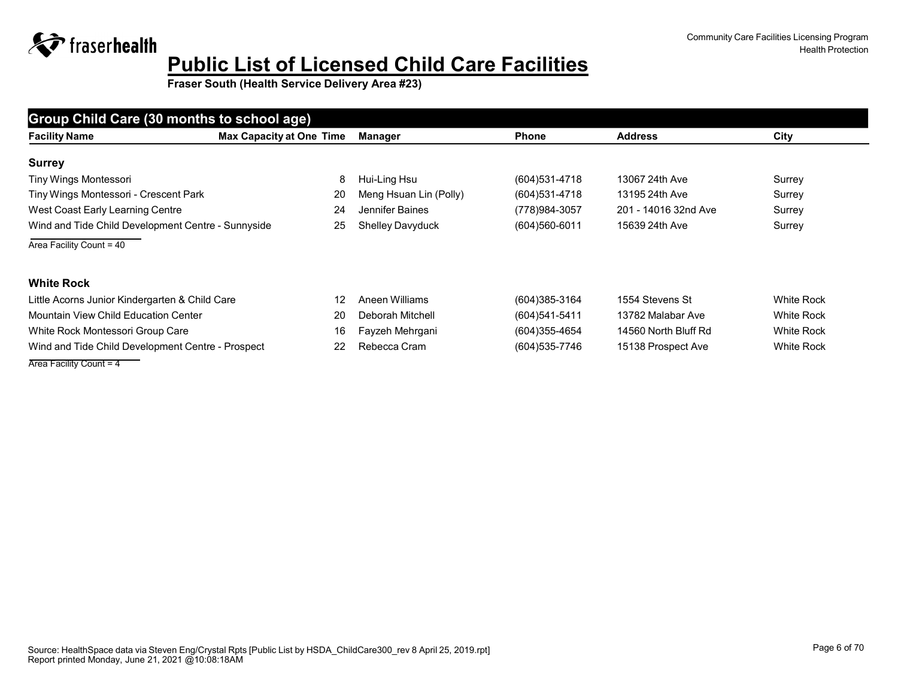# Public List of Licensed Child Care Facilities

**Fraser South (Health Service Delivery Area #23)**

## Group Child Care (30 months to school age)

| Facility Name | Max Capacity at One Time | Manager | Phone | Address | City |
|---|---|---|---|---|---|
| **Surrey** | | | | | |
| Tiny Wings Montessori | 8 | Hui-Ling Hsu | (604)531-4718 | 13067 24th Ave | Surrey |
| Tiny Wings Montessori - Crescent Park | 20 | Meng Hsuan Lin (Polly) | (604)531-4718 | 13195 24th Ave | Surrey |
| West Coast Early Learning Centre | 24 | Jennifer Baines | (778)984-3057 | 201 - 14016 32nd Ave | Surrey |
| Wind and Tide Child Development Centre - Sunnyside | 25 | Shelley Davyduck | (604)560-6011 | 15639 24th Ave | Surrey |

Area Facility Count = 40

| Facility Name | Max Capacity at One Time | Manager | Phone | Address | City |
|---|---|---|---|---|---|
| **White Rock** | | | | | |
| Little Acorns Junior Kindergarten & Child Care | 12 | Aneen Williams | (604)385-3164 | 1554 Stevens St | White Rock |
| Mountain View Child Education Center | 20 | Deborah Mitchell | (604)541-5411 | 13782 Malabar Ave | White Rock |
| White Rock Montessori Group Care | 16 | Fayzeh Mehrgani | (604)355-4654 | 14560 North Bluff Rd | White Rock |
| Wind and Tide Child Development Centre - Prospect | 22 | Rebecca Cram | (604)535-7746 | 15138 Prospect Ave | White Rock |

Area Facility Count = 4

Source: HealthSpace data via Steven Eng/Crystal Rpts [Public List by HSDA_ChildCare300_rev 8 April 25, 2019.rpt]
Report printed Monday, June 21, 2021 @10:08:18AM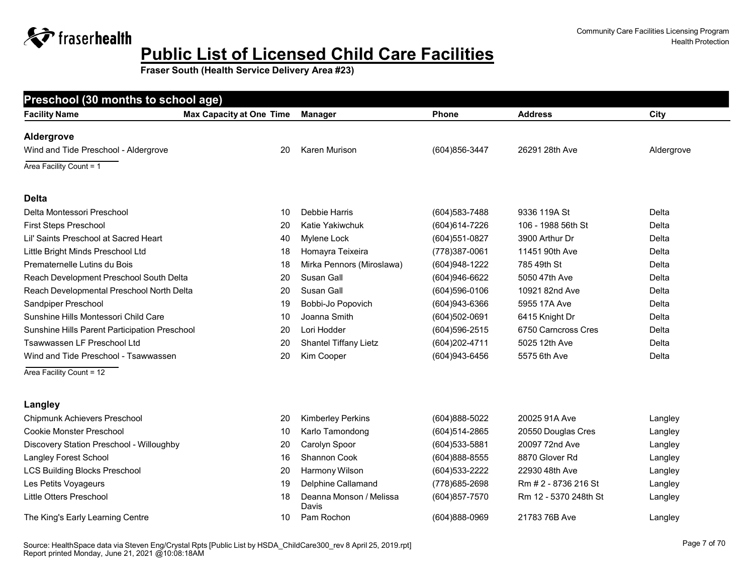# Public List of Licensed Child Care Facilities

**Fraser South (Health Service Delivery Area #23)**

Community Care Facilities Licensing Program
Health Protection

## Preschool (30 months to school age)

| Facility Name | Max Capacity at One Time | Manager | Phone | Address | City |
|---|---|---|---|---|---|
| **Aldergrove** | | | | | |
| Wind and Tide Preschool - Aldergrove | 20 | Karen Murison | (604)856-3447 | 26291 28th Ave | Aldergrove |
| Area Facility Count = 1 | | | | | |
| **Delta** | | | | | |
| Delta Montessori Preschool | 10 | Debbie Harris | (604)583-7488 | 9336 119A St | Delta |
| First Steps Preschool | 20 | Katie Yakiwchuk | (604)614-7226 | 106 - 1988 56th St | Delta |
| Lil' Saints Preschool at Sacred Heart | 40 | Mylene Lock | (604)551-0827 | 3900 Arthur Dr | Delta |
| Little Bright Minds Preschool Ltd | 18 | Homayra Teixeira | (778)387-0061 | 11451 90th Ave | Delta |
| Prematernelle Lutins du Bois | 18 | Mirka Pennors (Miroslawa) | (604)948-1222 | 785 49th St | Delta |
| Reach Development Preschool South Delta | 20 | Susan Gall | (604)946-6622 | 5050 47th Ave | Delta |
| Reach Developmental Preschool North Delta | 20 | Susan Gall | (604)596-0106 | 10921 82nd Ave | Delta |
| Sandpiper Preschool | 19 | Bobbi-Jo Popovich | (604)943-6366 | 5955 17A Ave | Delta |
| Sunshine Hills Montessori Child Care | 10 | Joanna Smith | (604)502-0691 | 6415 Knight Dr | Delta |
| Sunshine Hills Parent Participation Preschool | 20 | Lori Hodder | (604)596-2515 | 6750 Carncross Cres | Delta |
| Tsawwassen LF Preschool Ltd | 20 | Shantel Tiffany Lietz | (604)202-4711 | 5025 12th Ave | Delta |
| Wind and Tide Preschool - Tsawwassen | 20 | Kim Cooper | (604)943-6456 | 5575 6th Ave | Delta |
| Area Facility Count = 12 | | | | | |
| **Langley** | | | | | |
| Chipmunk Achievers Preschool | 20 | Kimberley Perkins | (604)888-5022 | 20025 91A Ave | Langley |
| Cookie Monster Preschool | 10 | Karlo Tamondong | (604)514-2865 | 20550 Douglas Cres | Langley |
| Discovery Station Preschool - Willoughby | 20 | Carolyn Spoor | (604)533-5881 | 20097 72nd Ave | Langley |
| Langley Forest School | 16 | Shannon Cook | (604)888-8555 | 8870 Glover Rd | Langley |
| LCS Building Blocks Preschool | 20 | Harmony Wilson | (604)533-2222 | 22930 48th Ave | Langley |
| Les Petits Voyageurs | 19 | Delphine Callamand | (778)685-2698 | Rm # 2 - 8736 216 St | Langley |
| Little Otters Preschool | 18 | Deanna Monson / Melissa Davis | (604)857-7570 | Rm 12 - 5370 248th St | Langley |
| The King's Early Learning Centre | 10 | Pam Rochon | (604)888-0969 | 21783 76B Ave | Langley |

Source: HealthSpace data via Steven Eng/Crystal Rpts [Public List by HSDA_ChildCare300_rev 8 April 25, 2019.rpt]
Report printed Monday, June 21, 2021 @10:08:18AM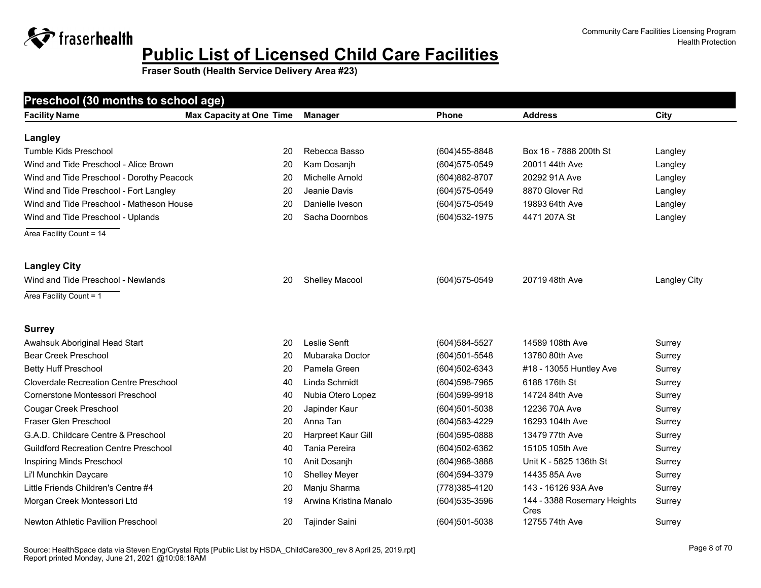# Public List of Licensed Child Care Facilities

**Fraser South (Health Service Delivery Area #23)**

## Preschool (30 months to school age)

| Facility Name | Max Capacity at One Time | Manager | Phone | Address | City |
|---|---|---|---|---|---|
| **Langley** | | | | | |
| Tumble Kids Preschool | 20 | Rebecca Basso | (604)455-8848 | Box 16 - 7888 200th St | Langley |
| Wind and Tide Preschool - Alice Brown | 20 | Kam Dosanjh | (604)575-0549 | 20011 44th Ave | Langley |
| Wind and Tide Preschool - Dorothy Peacock | 20 | Michelle Arnold | (604)882-8707 | 20292 91A Ave | Langley |
| Wind and Tide Preschool - Fort Langley | 20 | Jeanie Davis | (604)575-0549 | 8870 Glover Rd | Langley |
| Wind and Tide Preschool - Matheson House | 20 | Danielle Iveson | (604)575-0549 | 19893 64th Ave | Langley |
| Wind and Tide Preschool - Uplands | 20 | Sacha Doornbos | (604)532-1975 | 4471 207A St | Langley |

Area Facility Count = 14

| Facility Name | Max Capacity at One Time | Manager | Phone | Address | City |
|---|---|---|---|---|---|
| **Langley City** | | | | | |
| Wind and Tide Preschool - Newlands | 20 | Shelley Macool | (604)575-0549 | 20719 48th Ave | Langley City |

Area Facility Count = 1

| Facility Name | Max Capacity at One Time | Manager | Phone | Address | City |
|---|---|---|---|---|---|
| **Surrey** | | | | | |
| Awahsuk Aboriginal Head Start | 20 | Leslie Senft | (604)584-5527 | 14589 108th Ave | Surrey |
| Bear Creek Preschool | 20 | Mubaraka Doctor | (604)501-5548 | 13780 80th Ave | Surrey |
| Betty Huff Preschool | 20 | Pamela Green | (604)502-6343 | #18 - 13055 Huntley Ave | Surrey |
| Cloverdale Recreation Centre Preschool | 40 | Linda Schmidt | (604)598-7965 | 6188 176th St | Surrey |
| Cornerstone Montessori Preschool | 40 | Nubia Otero Lopez | (604)599-9918 | 14724 84th Ave | Surrey |
| Cougar Creek Preschool | 20 | Japinder Kaur | (604)501-5038 | 12236 70A Ave | Surrey |
| Fraser Glen Preschool | 20 | Anna Tan | (604)583-4229 | 16293 104th Ave | Surrey |
| G.A.D. Childcare Centre & Preschool | 20 | Harpreet Kaur Gill | (604)595-0888 | 13479 77th Ave | Surrey |
| Guildford Recreation Centre Preschool | 40 | Tania Pereira | (604)502-6362 | 15105 105th Ave | Surrey |
| Inspiring Minds Preschool | 10 | Anit Dosanjh | (604)968-3888 | Unit K - 5825 136th St | Surrey |
| Li'l Munchkin Daycare | 10 | Shelley Meyer | (604)594-3379 | 14435 85A Ave | Surrey |
| Little Friends Children's Centre #4 | 20 | Manju Sharma | (778)385-4120 | 143 - 16126 93A Ave | Surrey |
| Morgan Creek Montessori Ltd | 19 | Arwina Kristina Manalo | (604)535-3596 | 144 - 3388 Rosemary Heights Cres | Surrey |
| Newton Athletic Pavilion Preschool | 20 | Tajinder Saini | (604)501-5038 | 12755 74th Ave | Surrey |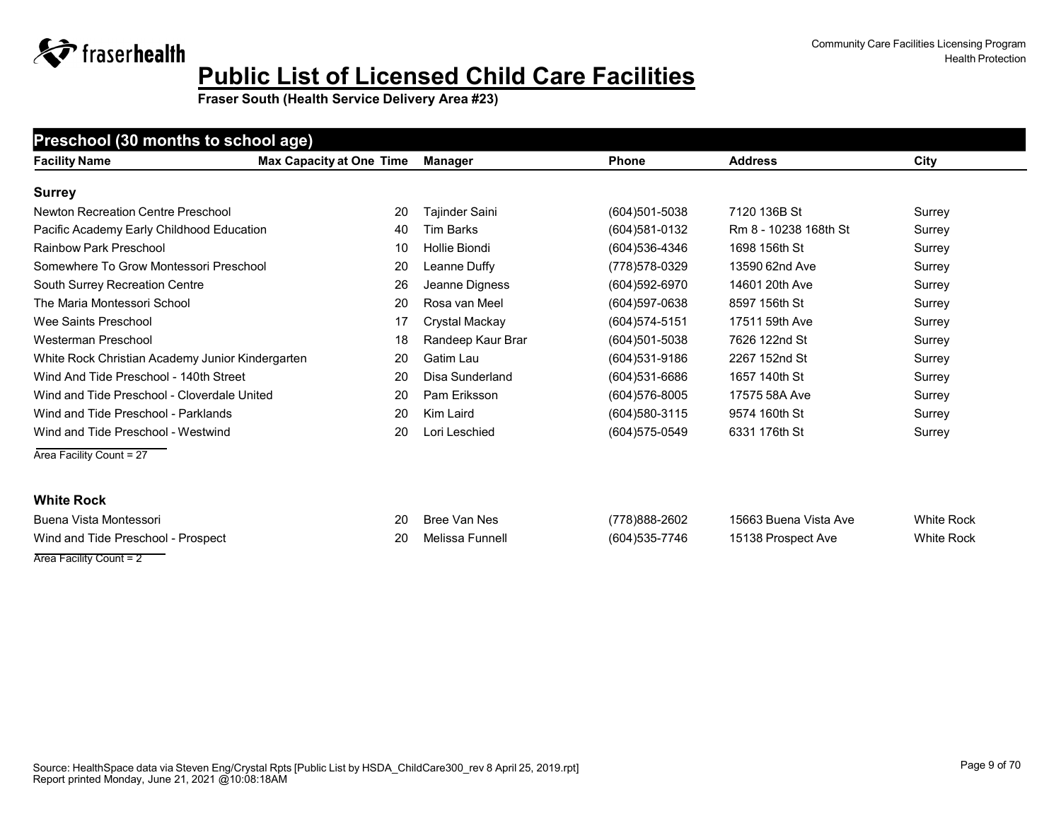# Public List of Licensed Child Care Facilities

**Fraser South (Health Service Delivery Area #23)**

Community Care Facilities Licensing Program
Health Protection

## Preschool (30 months to school age)

| Facility Name | Max Capacity at One Time | Manager | Phone | Address | City |
|---|---|---|---|---|---|
| **Surrey** | | | | | |
| Newton Recreation Centre Preschool | 20 | Tajinder Saini | (604)501-5038 | 7120 136B St | Surrey |
| Pacific Academy Early Childhood Education | 40 | Tim Barks | (604)581-0132 | Rm 8 - 10238 168th St | Surrey |
| Rainbow Park Preschool | 10 | Hollie Biondi | (604)536-4346 | 1698 156th St | Surrey |
| Somewhere To Grow Montessori Preschool | 20 | Leanne Duffy | (778)578-0329 | 13590 62nd Ave | Surrey |
| South Surrey Recreation Centre | 26 | Jeanne Digness | (604)592-6970 | 14601 20th Ave | Surrey |
| The Maria Montessori School | 20 | Rosa van Meel | (604)597-0638 | 8597 156th St | Surrey |
| Wee Saints Preschool | 17 | Crystal Mackay | (604)574-5151 | 17511 59th Ave | Surrey |
| Westerman Preschool | 18 | Randeep Kaur Brar | (604)501-5038 | 7626 122nd St | Surrey |
| White Rock Christian Academy Junior Kindergarten | 20 | Gatim Lau | (604)531-9186 | 2267 152nd St | Surrey |
| Wind And Tide Preschool - 140th Street | 20 | Disa Sunderland | (604)531-6686 | 1657 140th St | Surrey |
| Wind and Tide Preschool - Cloverdale United | 20 | Pam Eriksson | (604)576-8005 | 17575 58A Ave | Surrey |
| Wind and Tide Preschool - Parklands | 20 | Kim Laird | (604)580-3115 | 9574 160th St | Surrey |
| Wind and Tide Preschool - Westwind | 20 | Lori Leschied | (604)575-0549 | 6331 176th St | Surrey |

Area Facility Count = 27

| Facility Name | Max Capacity at One Time | Manager | Phone | Address | City |
|---|---|---|---|---|---|
| **White Rock** | | | | | |
| Buena Vista Montessori | 20 | Bree Van Nes | (778)888-2602 | 15663 Buena Vista Ave | White Rock |
| Wind and Tide Preschool - Prospect | 20 | Melissa Funnell | (604)535-7746 | 15138 Prospect Ave | White Rock |

Area Facility Count = 2

Source: HealthSpace data via Steven Eng/Crystal Rpts [Public List by HSDA_ChildCare300_rev 8 April 25, 2019.rpt]
Report printed Monday, June 21, 2021 @10:08:18AM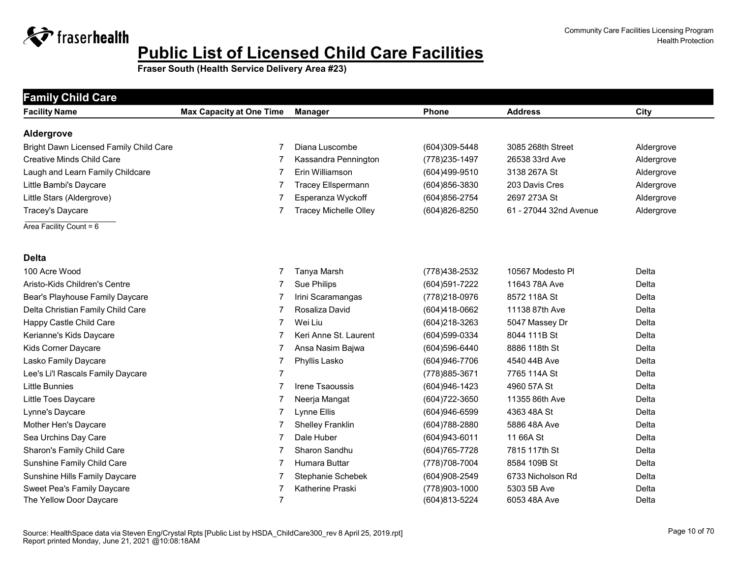# Public List of Licensed Child Care Facilities

**Fraser South (Health Service Delivery Area #23)**

Community Care Facilities Licensing Program
Health Protection

## Family Child Care

| Facility Name | Max Capacity at One Time | Manager | Phone | Address | City |
|---|---|---|---|---|---|
| **Aldergrove** | | | | | |
| Bright Dawn Licensed Family Child Care | 7 | Diana Luscombe | (604)309-5448 | 3085 268th Street | Aldergrove |
| Creative Minds Child Care | 7 | Kassandra Pennington | (778)235-1497 | 26538 33rd Ave | Aldergrove |
| Laugh and Learn Family Childcare | 7 | Erin Williamson | (604)499-9510 | 3138 267A St | Aldergrove |
| Little Bambi's Daycare | 7 | Tracey Ellspermann | (604)856-3830 | 203 Davis Cres | Aldergrove |
| Little Stars (Aldergrove) | 7 | Esperanza Wyckoff | (604)856-2754 | 2697 273A St | Aldergrove |
| Tracey's Daycare | 7 | Tracey Michelle Olley | (604)826-8250 | 61 - 27044 32nd Avenue | Aldergrove |

Area Facility Count = 6

| Facility Name | Max Capacity at One Time | Manager | Phone | Address | City |
|---|---|---|---|---|---|
| **Delta** | | | | | |
| 100 Acre Wood | 7 | Tanya Marsh | (778)438-2532 | 10567 Modesto Pl | Delta |
| Aristo-Kids Children's Centre | 7 | Sue Philips | (604)591-7222 | 11643 78A Ave | Delta |
| Bear's Playhouse Family Daycare | 7 | Irini Scaramangas | (778)218-0976 | 8572 118A St | Delta |
| Delta Christian Family Child Care | 7 | Rosaliza David | (604)418-0662 | 11138 87th Ave | Delta |
| Happy Castle Child Care | 7 | Wei Liu | (604)218-3263 | 5047 Massey Dr | Delta |
| Kerianne's Kids Daycare | 7 | Keri Anne St. Laurent | (604)599-0334 | 8044 111B St | Delta |
| Kids Corner Daycare | 7 | Ansa Nasim Bajwa | (604)596-6440 | 8886 118th St | Delta |
| Lasko Family Daycare | 7 | Phyllis Lasko | (604)946-7706 | 4540 44B Ave | Delta |
| Lee's Li'l Rascals Family Daycare | 7 | | (778)885-3671 | 7765 114A St | Delta |
| Little Bunnies | 7 | Irene Tsaoussis | (604)946-1423 | 4960 57A St | Delta |
| Little Toes Daycare | 7 | Neerja Mangat | (604)722-3650 | 11355 86th Ave | Delta |
| Lynne's Daycare | 7 | Lynne Ellis | (604)946-6599 | 4363 48A St | Delta |
| Mother Hen's Daycare | 7 | Shelley Franklin | (604)788-2880 | 5886 48A Ave | Delta |
| Sea Urchins Day Care | 7 | Dale Huber | (604)943-6011 | 11 66A St | Delta |
| Sharon's Family Child Care | 7 | Sharon Sandhu | (604)765-7728 | 7815 117th St | Delta |
| Sunshine Family Child Care | 7 | Humara Buttar | (778)708-7004 | 8584 109B St | Delta |
| Sunshine Hills Family Daycare | 7 | Stephanie Schebek | (604)908-2549 | 6733 Nicholson Rd | Delta |
| Sweet Pea's Family Daycare | 7 | Katherine Praski | (778)903-1000 | 5303 5B Ave | Delta |
| The Yellow Door Daycare | 7 | | (604)813-5224 | 6053 48A Ave | Delta |

Source: HealthSpace data via Steven Eng/Crystal Rpts [Public List by HSDA_ChildCare300_rev 8 April 25, 2019.rpt]
Report printed Monday, June 21, 2021 @10:08:18AM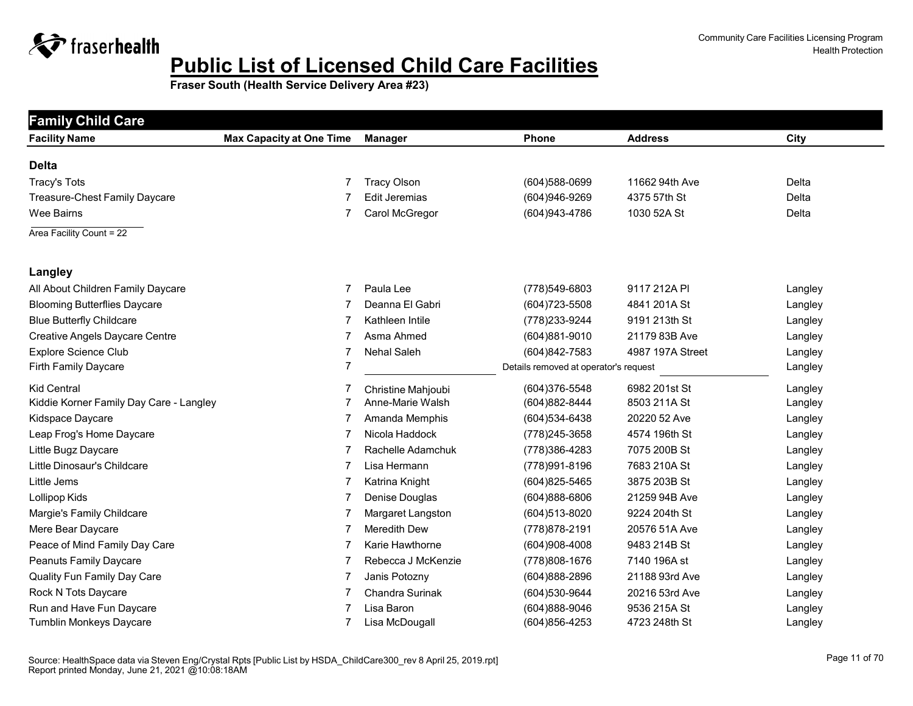# Public List of Licensed Child Care Facilities

**Fraser South (Health Service Delivery Area #23)**

## Family Child Care

| Facility Name | Max Capacity at One Time | Manager | Phone | Address | City |
|---|---|---|---|---|---|
| **Delta** | | | | | |
| Tracy's Tots | 7 | Tracy Olson | (604)588-0699 | 11662 94th Ave | Delta |
| Treasure-Chest Family Daycare | 7 | Edit Jeremias | (604)946-9269 | 4375 57th St | Delta |
| Wee Bairns | 7 | Carol McGregor | (604)943-4786 | 1030 52A St | Delta |

Area Facility Count = 22

| Facility Name | Max Capacity at One Time | Manager | Phone | Address | City |
|---|---|---|---|---|---|
| **Langley** | | | | | |
| All About Children Family Daycare | 7 | Paula Lee | (778)549-6803 | 9117 212A Pl | Langley |
| Blooming Butterflies Daycare | 7 | Deanna El Gabri | (604)723-5508 | 4841 201A St | Langley |
| Blue Butterfly Childcare | 7 | Kathleen Intile | (778)233-9244 | 9191 213th St | Langley |
| Creative Angels Daycare Centre | 7 | Asma Ahmed | (604)881-9010 | 21179 83B Ave | Langley |
| Explore Science Club | 7 | Nehal Saleh | (604)842-7583 | 4987 197A Street | Langley |
| Firth Family Daycare | 7 | | Details removed at operator's request | | Langley |
| Kid Central | 7 | Christine Mahjoubi | (604)376-5548 | 6982 201st St | Langley |
| Kiddie Korner Family Day Care - Langley | 7 | Anne-Marie Walsh | (604)882-8444 | 8503 211A St | Langley |
| Kidspace Daycare | 7 | Amanda Memphis | (604)534-6438 | 20220 52 Ave | Langley |
| Leap Frog's Home Daycare | 7 | Nicola Haddock | (778)245-3658 | 4574 196th St | Langley |
| Little Bugz Daycare | 7 | Rachelle Adamchuk | (778)386-4283 | 7075 200B St | Langley |
| Little Dinosaur's Childcare | 7 | Lisa Hermann | (778)991-8196 | 7683 210A St | Langley |
| Little Jems | 7 | Katrina Knight | (604)825-5465 | 3875 203B St | Langley |
| Lollipop Kids | 7 | Denise Douglas | (604)888-6806 | 21259 94B Ave | Langley |
| Margie's Family Childcare | 7 | Margaret Langston | (604)513-8020 | 9224 204th St | Langley |
| Mere Bear Daycare | 7 | Meredith Dew | (778)878-2191 | 20576 51A Ave | Langley |
| Peace of Mind Family Day Care | 7 | Karie Hawthorne | (604)908-4008 | 9483 214B St | Langley |
| Peanuts Family Daycare | 7 | Rebecca J McKenzie | (778)808-1676 | 7140 196A st | Langley |
| Quality Fun Family Day Care | 7 | Janis Potozny | (604)888-2896 | 21188 93rd Ave | Langley |
| Rock N Tots Daycare | 7 | Chandra Surinak | (604)530-9644 | 20216 53rd Ave | Langley |
| Run and Have Fun Daycare | 7 | Lisa Baron | (604)888-9046 | 9536 215A St | Langley |
| Tumblin Monkeys Daycare | 7 | Lisa McDougall | (604)856-4253 | 4723 248th St | Langley |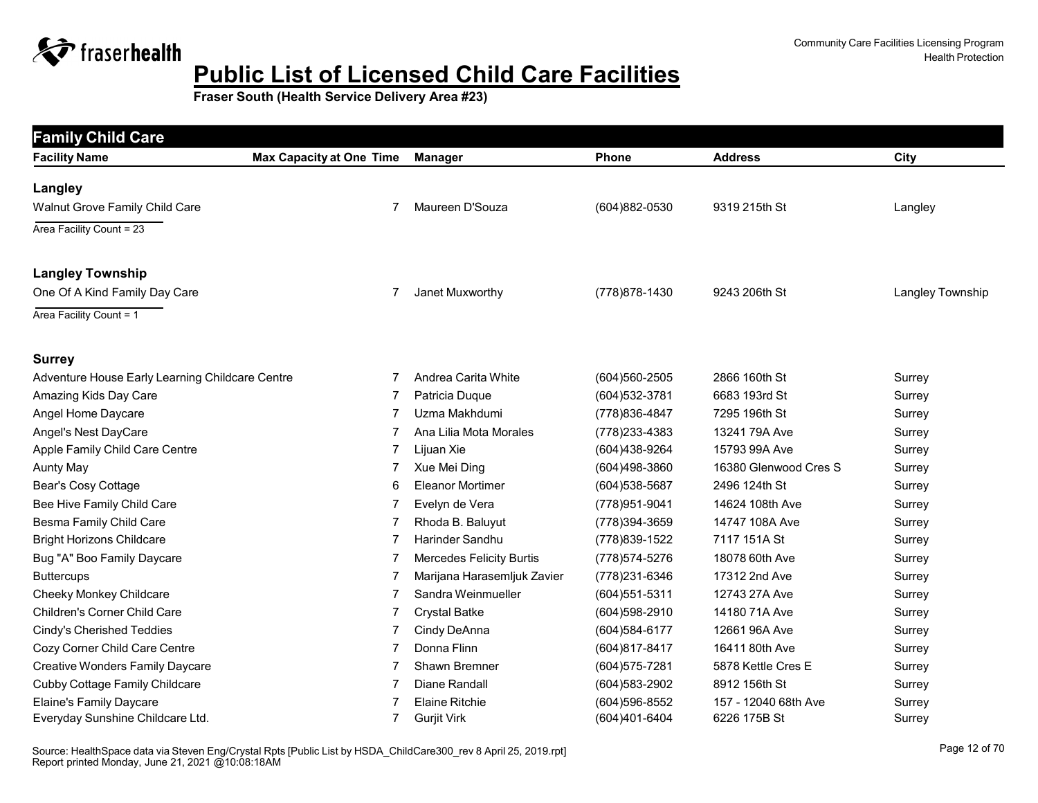# Public List of Licensed Child Care Facilities

**Fraser South (Health Service Delivery Area #23)**

## Family Child Care

| Facility Name | Max Capacity at One Time | Manager | Phone | Address | City |
|---|---|---|---|---|---|
| **Langley** | | | | | |
| Walnut Grove Family Child Care | 7 | Maureen D'Souza | (604)882-0530 | 9319 215th St | Langley |
| Area Facility Count = 23 | | | | | |
| **Langley Township** | | | | | |
| One Of A Kind Family Day Care | 7 | Janet Muxworthy | (778)878-1430 | 9243 206th St | Langley Township |
| Area Facility Count = 1 | | | | | |
| **Surrey** | | | | | |
| Adventure House Early Learning Childcare Centre | 7 | Andrea Carita White | (604)560-2505 | 2866 160th St | Surrey |
| Amazing Kids Day Care | 7 | Patricia Duque | (604)532-3781 | 6683 193rd St | Surrey |
| Angel Home Daycare | 7 | Uzma Makhdumi | (778)836-4847 | 7295 196th St | Surrey |
| Angel's Nest DayCare | 7 | Ana Lilia Mota Morales | (778)233-4383 | 13241 79A Ave | Surrey |
| Apple Family Child Care Centre | 7 | Lijuan Xie | (604)438-9264 | 15793 99A Ave | Surrey |
| Aunty May | 7 | Xue Mei Ding | (604)498-3860 | 16380 Glenwood Cres S | Surrey |
| Bear's Cosy Cottage | 6 | Eleanor Mortimer | (604)538-5687 | 2496 124th St | Surrey |
| Bee Hive Family Child Care | 7 | Evelyn de Vera | (778)951-9041 | 14624 108th Ave | Surrey |
| Besma Family Child Care | 7 | Rhoda B. Baluyut | (778)394-3659 | 14747 108A Ave | Surrey |
| Bright Horizons Childcare | 7 | Harinder Sandhu | (778)839-1522 | 7117 151A St | Surrey |
| Bug "A" Boo Family Daycare | 7 | Mercedes Felicity Burtis | (778)574-5276 | 18078 60th Ave | Surrey |
| Buttercups | 7 | Marijana Harasemljuk Zavier | (778)231-6346 | 17312 2nd Ave | Surrey |
| Cheeky Monkey Childcare | 7 | Sandra Weinmueller | (604)551-5311 | 12743 27A Ave | Surrey |
| Children's Corner Child Care | 7 | Crystal Batke | (604)598-2910 | 14180 71A Ave | Surrey |
| Cindy's Cherished Teddies | 7 | Cindy DeAnna | (604)584-6177 | 12661 96A Ave | Surrey |
| Cozy Corner Child Care Centre | 7 | Donna Flinn | (604)817-8417 | 16411 80th Ave | Surrey |
| Creative Wonders Family Daycare | 7 | Shawn Bremner | (604)575-7281 | 5878 Kettle Cres E | Surrey |
| Cubby Cottage Family Childcare | 7 | Diane Randall | (604)583-2902 | 8912 156th St | Surrey |
| Elaine's Family Daycare | 7 | Elaine Ritchie | (604)596-8552 | 157 - 12040 68th Ave | Surrey |
| Everyday Sunshine Childcare Ltd. | 7 | Gurjit Virk | (604)401-6404 | 6226 175B St | Surrey |

Source: HealthSpace data via Steven Eng/Crystal Rpts [Public List by HSDA_ChildCare300_rev 8 April 25, 2019.rpt]
Report printed Monday, June 21, 2021 @10:08:18AM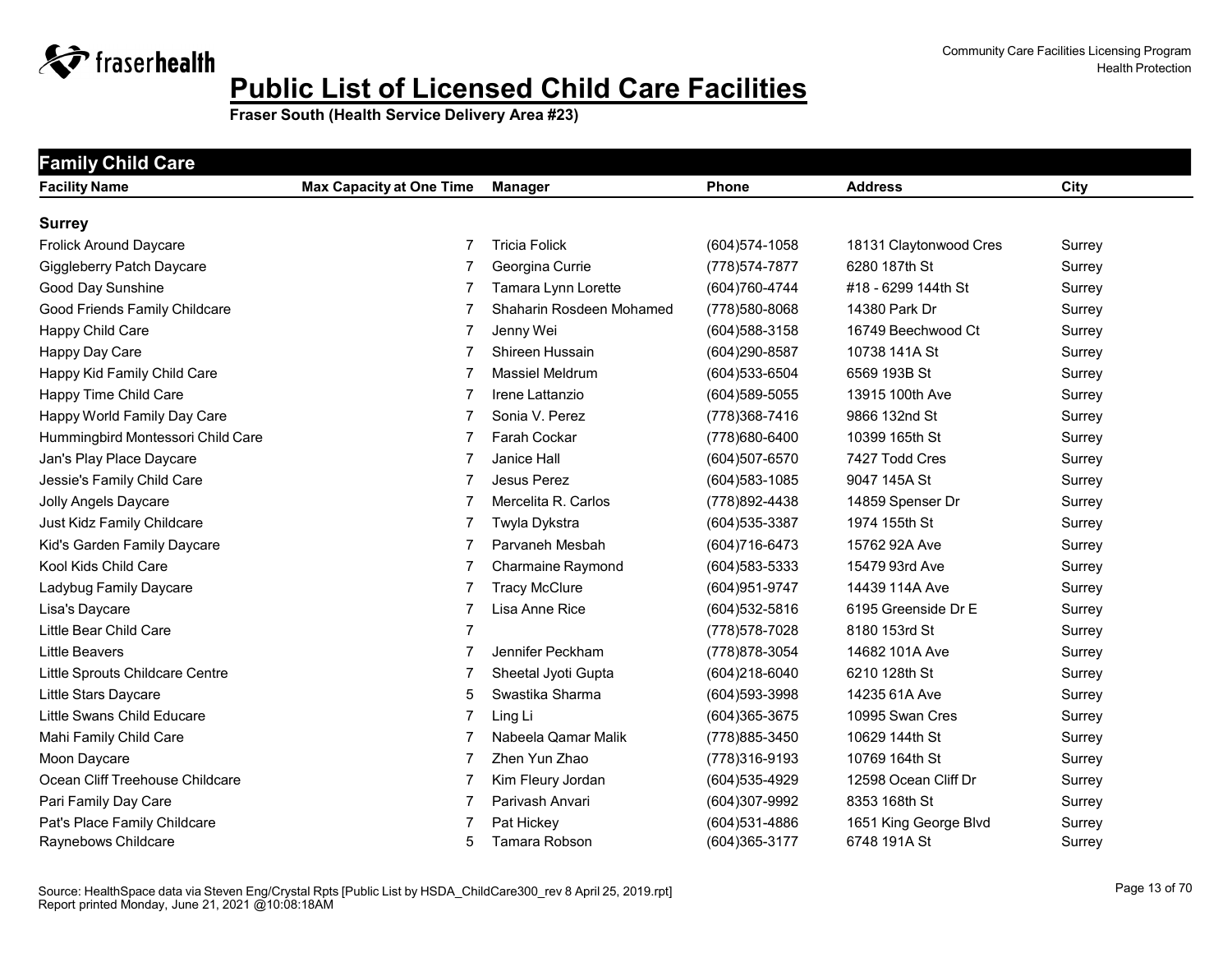# Public List of Licensed Child Care Facilities

**Fraser South (Health Service Delivery Area #23)**

Community Care Facilities Licensing Program
Health Protection

## Family Child Care

| Facility Name | Max Capacity at One Time | Manager | Phone | Address | City |
|---|---|---|---|---|---|
| **Surrey** | | | | | |
| Frolick Around Daycare | 7 | Tricia Folick | (604)574-1058 | 18131 Claytonwood Cres | Surrey |
| Giggleberry Patch Daycare | 7 | Georgina Currie | (778)574-7877 | 6280 187th St | Surrey |
| Good Day Sunshine | 7 | Tamara Lynn Lorette | (604)760-4744 | #18 - 6299 144th St | Surrey |
| Good Friends Family Childcare | 7 | Shaharin Rosdeen Mohamed | (778)580-8068 | 14380 Park Dr | Surrey |
| Happy Child Care | 7 | Jenny Wei | (604)588-3158 | 16749 Beechwood Ct | Surrey |
| Happy Day Care | 7 | Shireen Hussain | (604)290-8587 | 10738 141A St | Surrey |
| Happy Kid Family Child Care | 7 | Massiel Meldrum | (604)533-6504 | 6569 193B St | Surrey |
| Happy Time Child Care | 7 | Irene Lattanzio | (604)589-5055 | 13915 100th Ave | Surrey |
| Happy World Family Day Care | 7 | Sonia V. Perez | (778)368-7416 | 9866 132nd St | Surrey |
| Hummingbird Montessori Child Care | 7 | Farah Cockar | (778)680-6400 | 10399 165th St | Surrey |
| Jan's Play Place Daycare | 7 | Janice Hall | (604)507-6570 | 7427 Todd Cres | Surrey |
| Jessie's Family Child Care | 7 | Jesus Perez | (604)583-1085 | 9047 145A St | Surrey |
| Jolly Angels Daycare | 7 | Mercelita R. Carlos | (778)892-4438 | 14859 Spenser Dr | Surrey |
| Just Kidz Family Childcare | 7 | Twyla Dykstra | (604)535-3387 | 1974 155th St | Surrey |
| Kid's Garden Family Daycare | 7 | Parvaneh Mesbah | (604)716-6473 | 15762 92A Ave | Surrey |
| Kool Kids Child Care | 7 | Charmaine Raymond | (604)583-5333 | 15479 93rd Ave | Surrey |
| Ladybug Family Daycare | 7 | Tracy McClure | (604)951-9747 | 14439 114A Ave | Surrey |
| Lisa's Daycare | 7 | Lisa Anne Rice | (604)532-5816 | 6195 Greenside Dr E | Surrey |
| Little Bear Child Care | 7 | | (778)578-7028 | 8180 153rd St | Surrey |
| Little Beavers | 7 | Jennifer Peckham | (778)878-3054 | 14682 101A Ave | Surrey |
| Little Sprouts Childcare Centre | 7 | Sheetal Jyoti Gupta | (604)218-6040 | 6210 128th St | Surrey |
| Little Stars Daycare | 5 | Swastika Sharma | (604)593-3998 | 14235 61A Ave | Surrey |
| Little Swans Child Educare | 7 | Ling Li | (604)365-3675 | 10995 Swan Cres | Surrey |
| Mahi Family Child Care | 7 | Nabeela Qamar Malik | (778)885-3450 | 10629 144th St | Surrey |
| Moon Daycare | 7 | Zhen Yun Zhao | (778)316-9193 | 10769 164th St | Surrey |
| Ocean Cliff Treehouse Childcare | 7 | Kim Fleury Jordan | (604)535-4929 | 12598 Ocean Cliff Dr | Surrey |
| Pari Family Day Care | 7 | Parivash Anvari | (604)307-9992 | 8353 168th St | Surrey |
| Pat's Place Family Childcare | 7 | Pat Hickey | (604)531-4886 | 1651 King George Blvd | Surrey |
| Raynebows Childcare | 5 | Tamara Robson | (604)365-3177 | 6748 191A St | Surrey |

Source: HealthSpace data via Steven Eng/Crystal Rpts [Public List by HSDA_ChildCare300_rev 8 April 25, 2019.rpt]
Report printed Monday, June 21, 2021 @10:08:18AM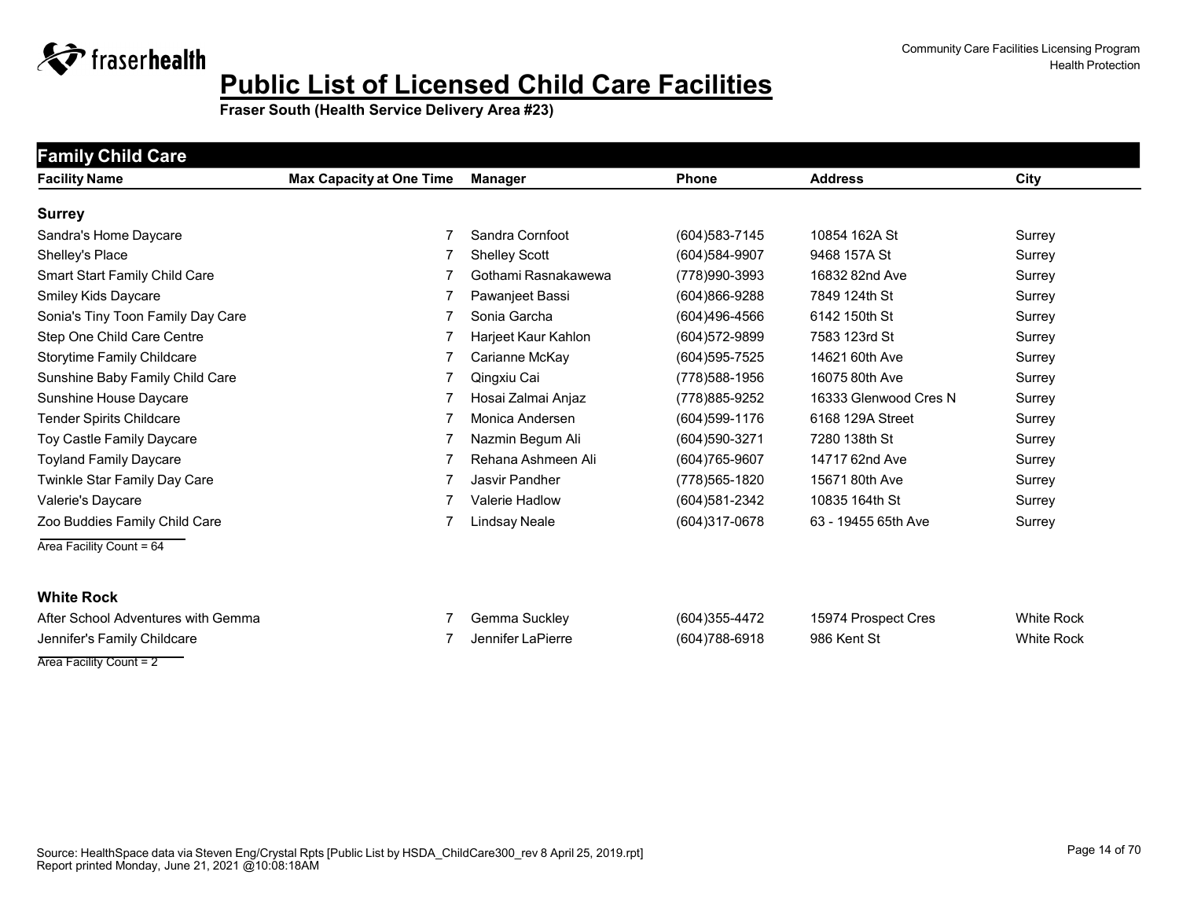# Public List of Licensed Child Care Facilities

**Fraser South (Health Service Delivery Area #23)**

Community Care Facilities Licensing Program
Health Protection

## Family Child Care

| Facility Name | Max Capacity at One Time | Manager | Phone | Address | City |
|---|---|---|---|---|---|
| **Surrey** | | | | | |
| Sandra's Home Daycare | 7 | Sandra Cornfoot | (604)583-7145 | 10854 162A St | Surrey |
| Shelley's Place | 7 | Shelley Scott | (604)584-9907 | 9468 157A St | Surrey |
| Smart Start Family Child Care | 7 | Gothami Rasnakawewa | (778)990-3993 | 16832 82nd Ave | Surrey |
| Smiley Kids Daycare | 7 | Pawanjeet Bassi | (604)866-9288 | 7849 124th St | Surrey |
| Sonia's Tiny Toon Family Day Care | 7 | Sonia Garcha | (604)496-4566 | 6142 150th St | Surrey |
| Step One Child Care Centre | 7 | Harjeet Kaur Kahlon | (604)572-9899 | 7583 123rd St | Surrey |
| Storytime Family Childcare | 7 | Carianne McKay | (604)595-7525 | 14621 60th Ave | Surrey |
| Sunshine Baby Family Child Care | 7 | Qingxiu Cai | (778)588-1956 | 16075 80th Ave | Surrey |
| Sunshine House Daycare | 7 | Hosai Zalmai Anjaz | (778)885-9252 | 16333 Glenwood Cres N | Surrey |
| Tender Spirits Childcare | 7 | Monica Andersen | (604)599-1176 | 6168 129A Street | Surrey |
| Toy Castle Family Daycare | 7 | Nazmin Begum Ali | (604)590-3271 | 7280 138th St | Surrey |
| Toyland Family Daycare | 7 | Rehana Ashmeen Ali | (604)765-9607 | 14717 62nd Ave | Surrey |
| Twinkle Star Family Day Care | 7 | Jasvir Pandher | (778)565-1820 | 15671 80th Ave | Surrey |
| Valerie's Daycare | 7 | Valerie Hadlow | (604)581-2342 | 10835 164th St | Surrey |
| Zoo Buddies Family Child Care | 7 | Lindsay Neale | (604)317-0678 | 63 - 19455 65th Ave | Surrey |

Area Facility Count = 64

| Facility Name | Max Capacity at One Time | Manager | Phone | Address | City |
|---|---|---|---|---|---|
| **White Rock** | | | | | |
| After School Adventures with Gemma | 7 | Gemma Suckley | (604)355-4472 | 15974 Prospect Cres | White Rock |
| Jennifer's Family Childcare | 7 | Jennifer LaPierre | (604)788-6918 | 986 Kent St | White Rock |

Area Facility Count = 2

Source: HealthSpace data via Steven Eng/Crystal Rpts [Public List by HSDA_ChildCare300_rev 8 April 25, 2019.rpt]
Report printed Monday, June 21, 2021 @10:08:18AM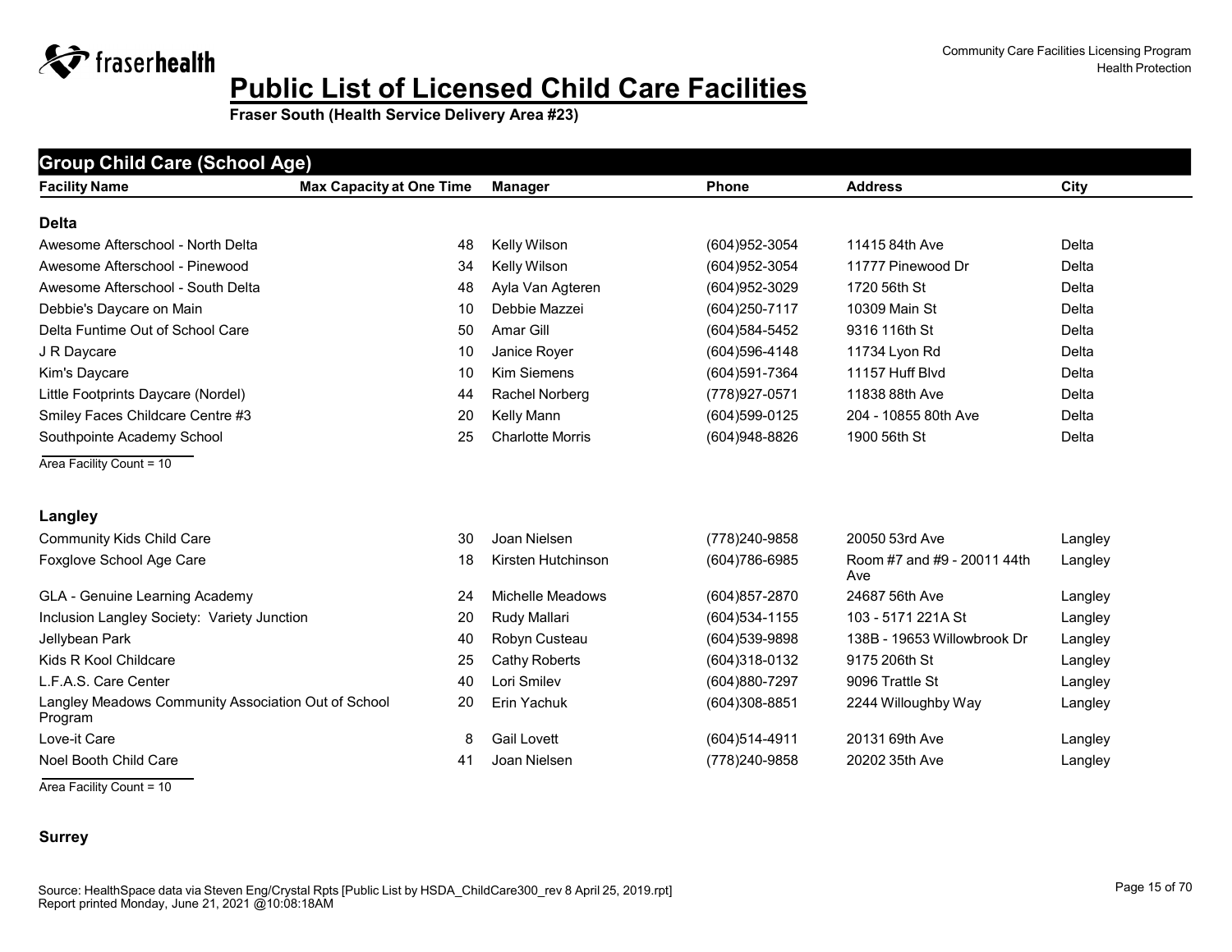# Public List of Licensed Child Care Facilities

**Fraser South (Health Service Delivery Area #23)**

## Group Child Care (School Age)

| Facility Name | Max Capacity at One Time | Manager | Phone | Address | City |
|---|---|---|---|---|---|
| **Delta** | | | | | |
| Awesome Afterschool - North Delta | 48 | Kelly Wilson | (604)952-3054 | 11415 84th Ave | Delta |
| Awesome Afterschool - Pinewood | 34 | Kelly Wilson | (604)952-3054 | 11777 Pinewood Dr | Delta |
| Awesome Afterschool - South Delta | 48 | Ayla Van Agteren | (604)952-3029 | 1720 56th St | Delta |
| Debbie's Daycare on Main | 10 | Debbie Mazzei | (604)250-7117 | 10309 Main St | Delta |
| Delta Funtime Out of School Care | 50 | Amar Gill | (604)584-5452 | 9316 116th St | Delta |
| J R Daycare | 10 | Janice Royer | (604)596-4148 | 11734 Lyon Rd | Delta |
| Kim's Daycare | 10 | Kim Siemens | (604)591-7364 | 11157 Huff Blvd | Delta |
| Little Footprints Daycare (Nordel) | 44 | Rachel Norberg | (778)927-0571 | 11838 88th Ave | Delta |
| Smiley Faces Childcare Centre #3 | 20 | Kelly Mann | (604)599-0125 | 204 - 10855 80th Ave | Delta |
| Southpointe Academy School | 25 | Charlotte Morris | (604)948-8826 | 1900 56th St | Delta |

Area Facility Count = 10

| Facility Name | Max Capacity at One Time | Manager | Phone | Address | City |
|---|---|---|---|---|---|
| **Langley** | | | | | |
| Community Kids Child Care | 30 | Joan Nielsen | (778)240-9858 | 20050 53rd Ave | Langley |
| Foxglove School Age Care | 18 | Kirsten Hutchinson | (604)786-6985 | Room #7 and #9 - 20011 44th Ave | Langley |
| GLA - Genuine Learning Academy | 24 | Michelle Meadows | (604)857-2870 | 24687 56th Ave | Langley |
| Inclusion Langley Society: Variety Junction | 20 | Rudy Mallari | (604)534-1155 | 103 - 5171 221A St | Langley |
| Jellybean Park | 40 | Robyn Custeau | (604)539-9898 | 138B - 19653 Willowbrook Dr | Langley |
| Kids R Kool Childcare | 25 | Cathy Roberts | (604)318-0132 | 9175 206th St | Langley |
| L.F.A.S. Care Center | 40 | Lori Smilev | (604)880-7297 | 9096 Trattle St | Langley |
| Langley Meadows Community Association Out of School Program | 20 | Erin Yachuk | (604)308-8851 | 2244 Willoughby Way | Langley |
| Love-it Care | 8 | Gail Lovett | (604)514-4911 | 20131 69th Ave | Langley |
| Noel Booth Child Care | 41 | Joan Nielsen | (778)240-9858 | 20202 35th Ave | Langley |

Area Facility Count = 10

**Surrey**

Source: HealthSpace data via Steven Eng/Crystal Rpts [Public List by HSDA_ChildCare300_rev 8 April 25, 2019.rpt]
Report printed Monday, June 21, 2021 @10:08:18AM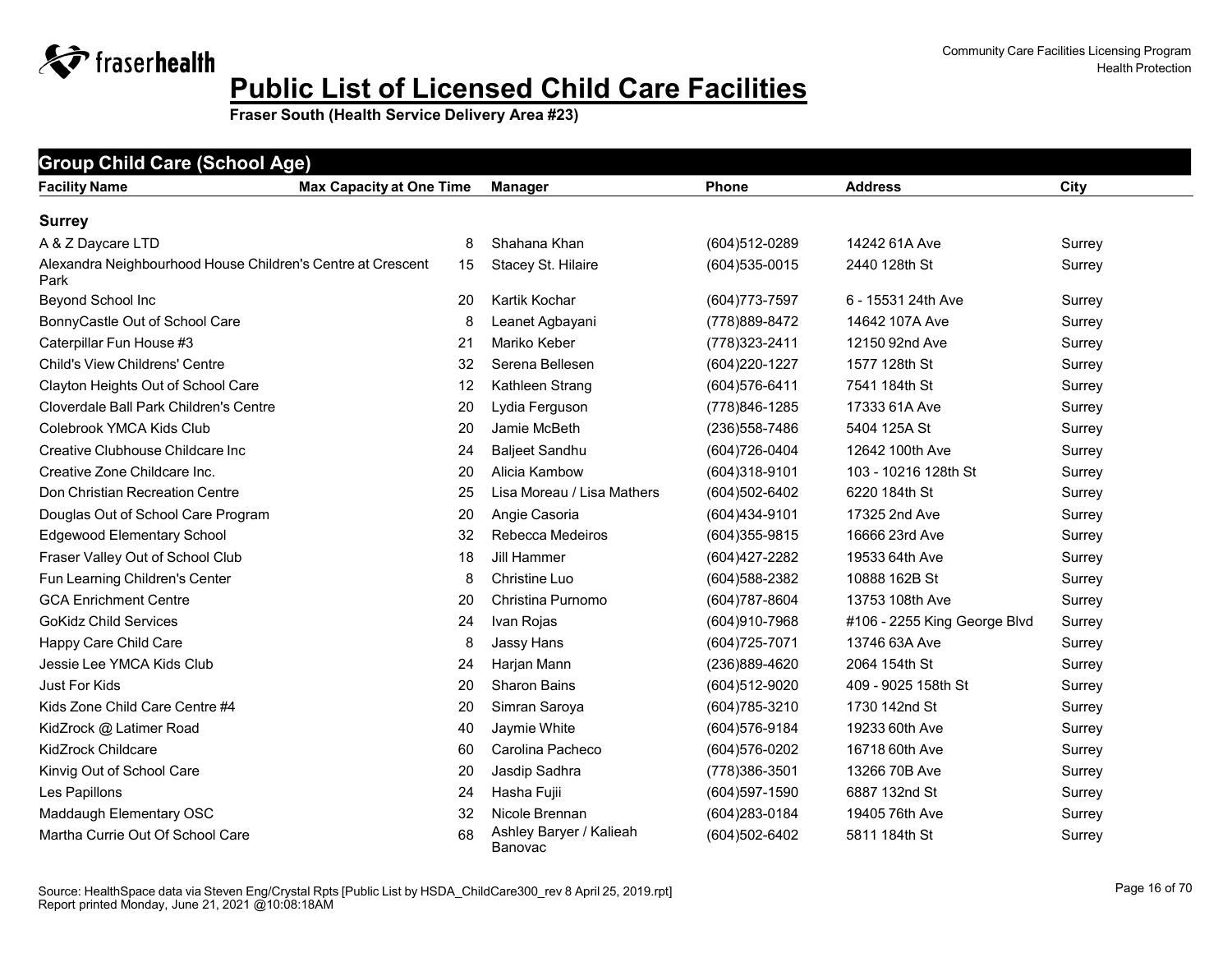# Public List of Licensed Child Care Facilities

**Fraser South (Health Service Delivery Area #23)**

## Group Child Care (School Age)

| Facility Name | Max Capacity at One Time | Manager | Phone | Address | City |
|---|---|---|---|---|---|
| **Surrey** | | | | | |
| A & Z Daycare LTD | 8 | Shahana Khan | (604)512-0289 | 14242 61A Ave | Surrey |
| Alexandra Neighbourhood House Children's Centre at Crescent Park | 15 | Stacey St. Hilaire | (604)535-0015 | 2440 128th St | Surrey |
| Beyond School Inc | 20 | Kartik Kochar | (604)773-7597 | 6 - 15531 24th Ave | Surrey |
| BonnyCastle Out of School Care | 8 | Leanet Agbayani | (778)889-8472 | 14642 107A Ave | Surrey |
| Caterpillar Fun House #3 | 21 | Mariko Keber | (778)323-2411 | 12150 92nd Ave | Surrey |
| Child's View Childrens' Centre | 32 | Serena Bellesen | (604)220-1227 | 1577 128th St | Surrey |
| Clayton Heights Out of School Care | 12 | Kathleen Strang | (604)576-6411 | 7541 184th St | Surrey |
| Cloverdale Ball Park Children's Centre | 20 | Lydia Ferguson | (778)846-1285 | 17333 61A Ave | Surrey |
| Colebrook YMCA Kids Club | 20 | Jamie McBeth | (236)558-7486 | 5404 125A St | Surrey |
| Creative Clubhouse Childcare Inc | 24 | Baljeet Sandhu | (604)726-0404 | 12642 100th Ave | Surrey |
| Creative Zone Childcare Inc. | 20 | Alicia Kambow | (604)318-9101 | 103 - 10216 128th St | Surrey |
| Don Christian Recreation Centre | 25 | Lisa Moreau / Lisa Mathers | (604)502-6402 | 6220 184th St | Surrey |
| Douglas Out of School Care Program | 20 | Angie Casoria | (604)434-9101 | 17325 2nd Ave | Surrey |
| Edgewood Elementary School | 32 | Rebecca Medeiros | (604)355-9815 | 16666 23rd Ave | Surrey |
| Fraser Valley Out of School Club | 18 | Jill Hammer | (604)427-2282 | 19533 64th Ave | Surrey |
| Fun Learning Children's Center | 8 | Christine Luo | (604)588-2382 | 10888 162B St | Surrey |
| GCA Enrichment Centre | 20 | Christina Purnomo | (604)787-8604 | 13753 108th Ave | Surrey |
| GoKidz Child Services | 24 | Ivan Rojas | (604)910-7968 | #106 - 2255 King George Blvd | Surrey |
| Happy Care Child Care | 8 | Jassy Hans | (604)725-7071 | 13746 63A Ave | Surrey |
| Jessie Lee YMCA Kids Club | 24 | Harjan Mann | (236)889-4620 | 2064 154th St | Surrey |
| Just For Kids | 20 | Sharon Bains | (604)512-9020 | 409 - 9025 158th St | Surrey |
| Kids Zone Child Care Centre #4 | 20 | Simran Saroya | (604)785-3210 | 1730 142nd St | Surrey |
| KidZrock @ Latimer Road | 40 | Jaymie White | (604)576-9184 | 19233 60th Ave | Surrey |
| KidZrock Childcare | 60 | Carolina Pacheco | (604)576-0202 | 16718 60th Ave | Surrey |
| Kinvig Out of School Care | 20 | Jasdip Sadhra | (778)386-3501 | 13266 70B Ave | Surrey |
| Les Papillons | 24 | Hasha Fujii | (604)597-1590 | 6887 132nd St | Surrey |
| Maddaugh Elementary OSC | 32 | Nicole Brennan | (604)283-0184 | 19405 76th Ave | Surrey |
| Martha Currie Out Of School Care | 68 | Ashley Baryer / Kalieah Banovac | (604)502-6402 | 5811 184th St | Surrey |

Source: HealthSpace data via Steven Eng/Crystal Rpts [Public List by HSDA_ChildCare300_rev 8 April 25, 2019.rpt]
Report printed Monday, June 21, 2021 @10:08:18AM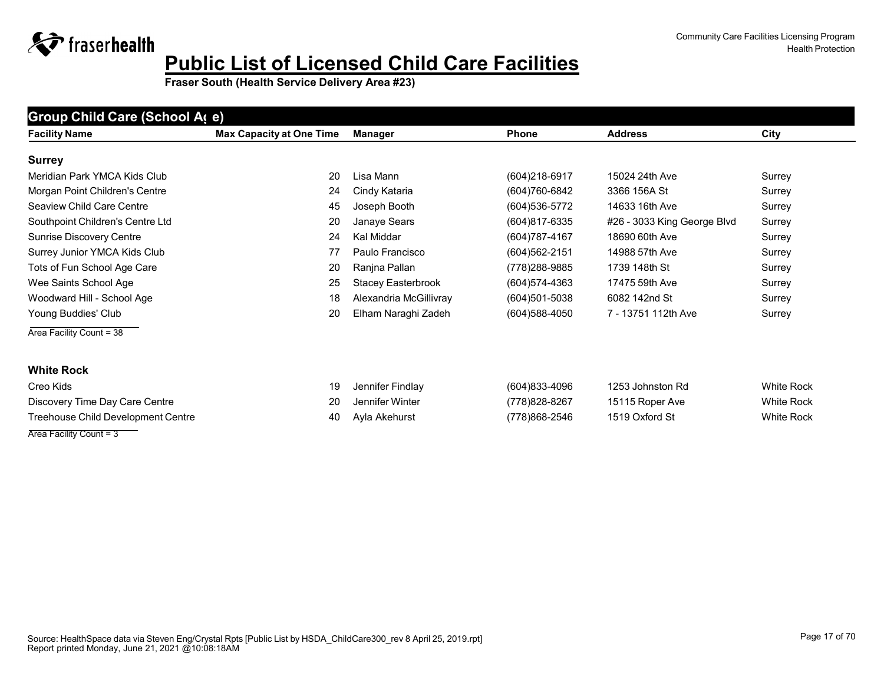# Public List of Licensed Child Care Facilities

**Fraser South (Health Service Delivery Area #23)**

## Group Child Care (School Age)

| Facility Name | Max Capacity at One Time | Manager | Phone | Address | City |
|---|---|---|---|---|---|
| **Surrey** | | | | | |
| Meridian Park YMCA Kids Club | 20 | Lisa Mann | (604)218-6917 | 15024 24th Ave | Surrey |
| Morgan Point Children's Centre | 24 | Cindy Kataria | (604)760-6842 | 3366 156A St | Surrey |
| Seaview Child Care Centre | 45 | Joseph Booth | (604)536-5772 | 14633 16th Ave | Surrey |
| Southpoint Children's Centre Ltd | 20 | Janaye Sears | (604)817-6335 | #26 - 3033 King George Blvd | Surrey |
| Sunrise Discovery Centre | 24 | Kal Middar | (604)787-4167 | 18690 60th Ave | Surrey |
| Surrey Junior YMCA Kids Club | 77 | Paulo Francisco | (604)562-2151 | 14988 57th Ave | Surrey |
| Tots of Fun School Age Care | 20 | Ranjna Pallan | (778)288-9885 | 1739 148th St | Surrey |
| Wee Saints School Age | 25 | Stacey Easterbrook | (604)574-4363 | 17475 59th Ave | Surrey |
| Woodward Hill - School Age | 18 | Alexandria McGillivray | (604)501-5038 | 6082 142nd St | Surrey |
| Young Buddies' Club | 20 | Elham Naraghi Zadeh | (604)588-4050 | 7 - 13751 112th Ave | Surrey |

Area Facility Count = 38

| Facility Name | Max Capacity at One Time | Manager | Phone | Address | City |
|---|---|---|---|---|---|
| **White Rock** | | | | | |
| Creo Kids | 19 | Jennifer Findlay | (604)833-4096 | 1253 Johnston Rd | White Rock |
| Discovery Time Day Care Centre | 20 | Jennifer Winter | (778)828-8267 | 15115 Roper Ave | White Rock |
| Treehouse Child Development Centre | 40 | Ayla Akehurst | (778)868-2546 | 1519 Oxford St | White Rock |

Area Facility Count = 3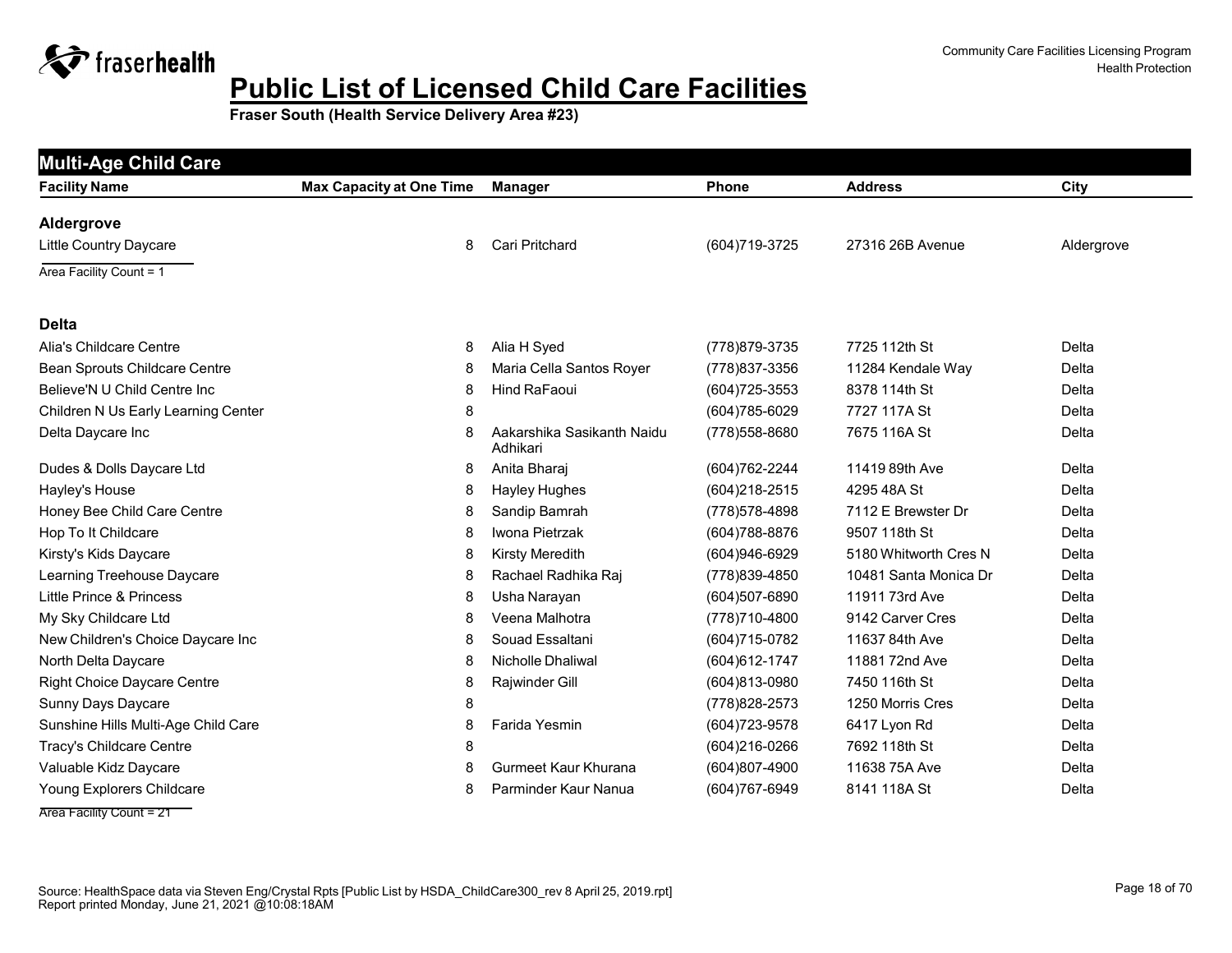# Public List of Licensed Child Care Facilities

**Fraser South (Health Service Delivery Area #23)**

## Multi-Age Child Care

| Facility Name | Max Capacity at One Time | Manager | Phone | Address | City |
|---|---|---|---|---|---|
| **Aldergrove** | | | | | |
| Little Country Daycare | 8 | Cari Pritchard | (604)719-3725 | 27316 26B Avenue | Aldergrove |

Area Facility Count = 1

| Facility Name | Max Capacity at One Time | Manager | Phone | Address | City |
|---|---|---|---|---|---|
| **Delta** | | | | | |
| Alia's Childcare Centre | 8 | Alia H Syed | (778)879-3735 | 7725 112th St | Delta |
| Bean Sprouts Childcare Centre | 8 | Maria Cella Santos Royer | (778)837-3356 | 11284 Kendale Way | Delta |
| Believe'N U Child Centre Inc | 8 | Hind RaFaoui | (604)725-3553 | 8378 114th St | Delta |
| Children N Us Early Learning Center | 8 | | (604)785-6029 | 7727 117A St | Delta |
| Delta Daycare Inc | 8 | Aakarshika Sasikanth Naidu Adhikari | (778)558-8680 | 7675 116A St | Delta |
| Dudes & Dolls Daycare Ltd | 8 | Anita Bharaj | (604)762-2244 | 11419 89th Ave | Delta |
| Hayley's House | 8 | Hayley Hughes | (604)218-2515 | 4295 48A St | Delta |
| Honey Bee Child Care Centre | 8 | Sandip Bamrah | (778)578-4898 | 7112 E Brewster Dr | Delta |
| Hop To It Childcare | 8 | Iwona Pietrzak | (604)788-8876 | 9507 118th St | Delta |
| Kirsty's Kids Daycare | 8 | Kirsty Meredith | (604)946-6929 | 5180 Whitworth Cres N | Delta |
| Learning Treehouse Daycare | 8 | Rachael Radhika Raj | (778)839-4850 | 10481 Santa Monica Dr | Delta |
| Little Prince & Princess | 8 | Usha Narayan | (604)507-6890 | 11911 73rd Ave | Delta |
| My Sky Childcare Ltd | 8 | Veena Malhotra | (778)710-4800 | 9142 Carver Cres | Delta |
| New Children's Choice Daycare Inc | 8 | Souad Essaltani | (604)715-0782 | 11637 84th Ave | Delta |
| North Delta Daycare | 8 | Nicholle Dhaliwal | (604)612-1747 | 11881 72nd Ave | Delta |
| Right Choice Daycare Centre | 8 | Rajwinder Gill | (604)813-0980 | 7450 116th St | Delta |
| Sunny Days Daycare | 8 | | (778)828-2573 | 1250 Morris Cres | Delta |
| Sunshine Hills Multi-Age Child Care | 8 | Farida Yesmin | (604)723-9578 | 6417 Lyon Rd | Delta |
| Tracy's Childcare Centre | 8 | | (604)216-0266 | 7692 118th St | Delta |
| Valuable Kidz Daycare | 8 | Gurmeet Kaur Khurana | (604)807-4900 | 11638 75A Ave | Delta |
| Young Explorers Childcare | 8 | Parminder Kaur Nanua | (604)767-6949 | 8141 118A St | Delta |

Area Facility Count = 21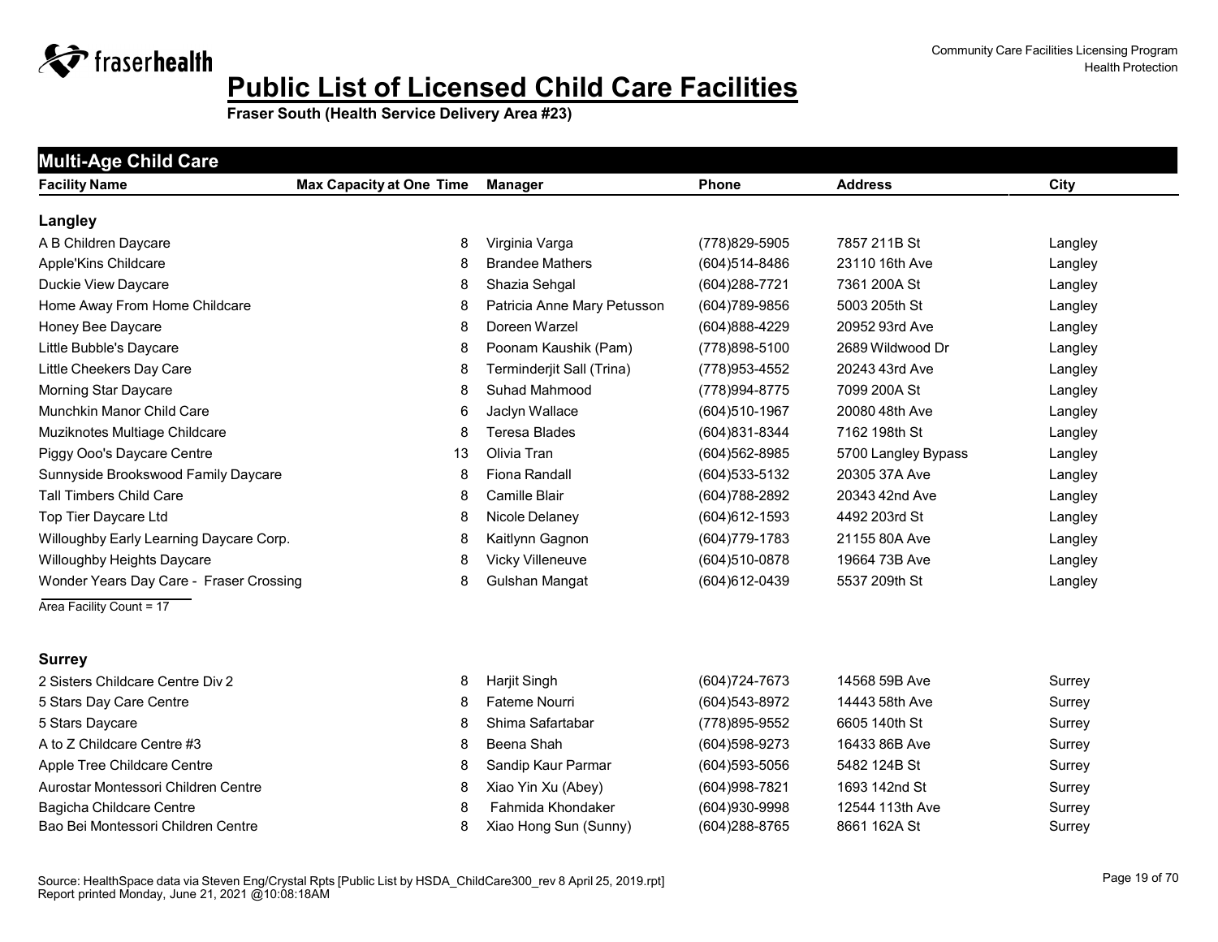# Public List of Licensed Child Care Facilities

**Fraser South (Health Service Delivery Area #23)**

## Multi-Age Child Care

| Facility Name | Max Capacity at One Time | Manager | Phone | Address | City |
|---|---|---|---|---|---|
| **Langley** | | | | | |
| A B Children Daycare | 8 | Virginia Varga | (778)829-5905 | 7857 211B St | Langley |
| Apple'Kins Childcare | 8 | Brandee Mathers | (604)514-8486 | 23110 16th Ave | Langley |
| Duckie View Daycare | 8 | Shazia Sehgal | (604)288-7721 | 7361 200A St | Langley |
| Home Away From Home Childcare | 8 | Patricia Anne Mary Petusson | (604)789-9856 | 5003 205th St | Langley |
| Honey Bee Daycare | 8 | Doreen Warzel | (604)888-4229 | 20952 93rd Ave | Langley |
| Little Bubble's Daycare | 8 | Poonam Kaushik (Pam) | (778)898-5100 | 2689 Wildwood Dr | Langley |
| Little Cheekers Day Care | 8 | Terminderjit Sall (Trina) | (778)953-4552 | 20243 43rd Ave | Langley |
| Morning Star Daycare | 8 | Suhad Mahmood | (778)994-8775 | 7099 200A St | Langley |
| Munchkin Manor Child Care | 6 | Jaclyn Wallace | (604)510-1967 | 20080 48th Ave | Langley |
| Muziknotes Multiage Childcare | 8 | Teresa Blades | (604)831-8344 | 7162 198th St | Langley |
| Piggy Ooo's Daycare Centre | 13 | Olivia Tran | (604)562-8985 | 5700 Langley Bypass | Langley |
| Sunnyside Brookswood Family Daycare | 8 | Fiona Randall | (604)533-5132 | 20305 37A Ave | Langley |
| Tall Timbers Child Care | 8 | Camille Blair | (604)788-2892 | 20343 42nd Ave | Langley |
| Top Tier Daycare Ltd | 8 | Nicole Delaney | (604)612-1593 | 4492 203rd St | Langley |
| Willoughby Early Learning Daycare Corp. | 8 | Kaitlynn Gagnon | (604)779-1783 | 21155 80A Ave | Langley |
| Willoughby Heights Daycare | 8 | Vicky Villeneuve | (604)510-0878 | 19664 73B Ave | Langley |
| Wonder Years Day Care - Fraser Crossing | 8 | Gulshan Mangat | (604)612-0439 | 5537 209th St | Langley |

Area Facility Count = 17

| Facility Name | Max Capacity at One Time | Manager | Phone | Address | City |
|---|---|---|---|---|---|
| **Surrey** | | | | | |
| 2 Sisters Childcare Centre Div 2 | 8 | Harjit Singh | (604)724-7673 | 14568 59B Ave | Surrey |
| 5 Stars Day Care Centre | 8 | Fateme Nourri | (604)543-8972 | 14443 58th Ave | Surrey |
| 5 Stars Daycare | 8 | Shima Safartabar | (778)895-9552 | 6605 140th St | Surrey |
| A to Z Childcare Centre #3 | 8 | Beena Shah | (604)598-9273 | 16433 86B Ave | Surrey |
| Apple Tree Childcare Centre | 8 | Sandip Kaur Parmar | (604)593-5056 | 5482 124B St | Surrey |
| Aurostar Montessori Children Centre | 8 | Xiao Yin Xu (Abey) | (604)998-7821 | 1693 142nd St | Surrey |
| Bagicha Childcare Centre | 8 | Fahmida Khondaker | (604)930-9998 | 12544 113th Ave | Surrey |
| Bao Bei Montessori Children Centre | 8 | Xiao Hong Sun (Sunny) | (604)288-8765 | 8661 162A St | Surrey |

Source: HealthSpace data via Steven Eng/Crystal Rpts [Public List by HSDA_ChildCare300_rev 8 April 25, 2019.rpt]
Report printed Monday, June 21, 2021 @10:08:18AM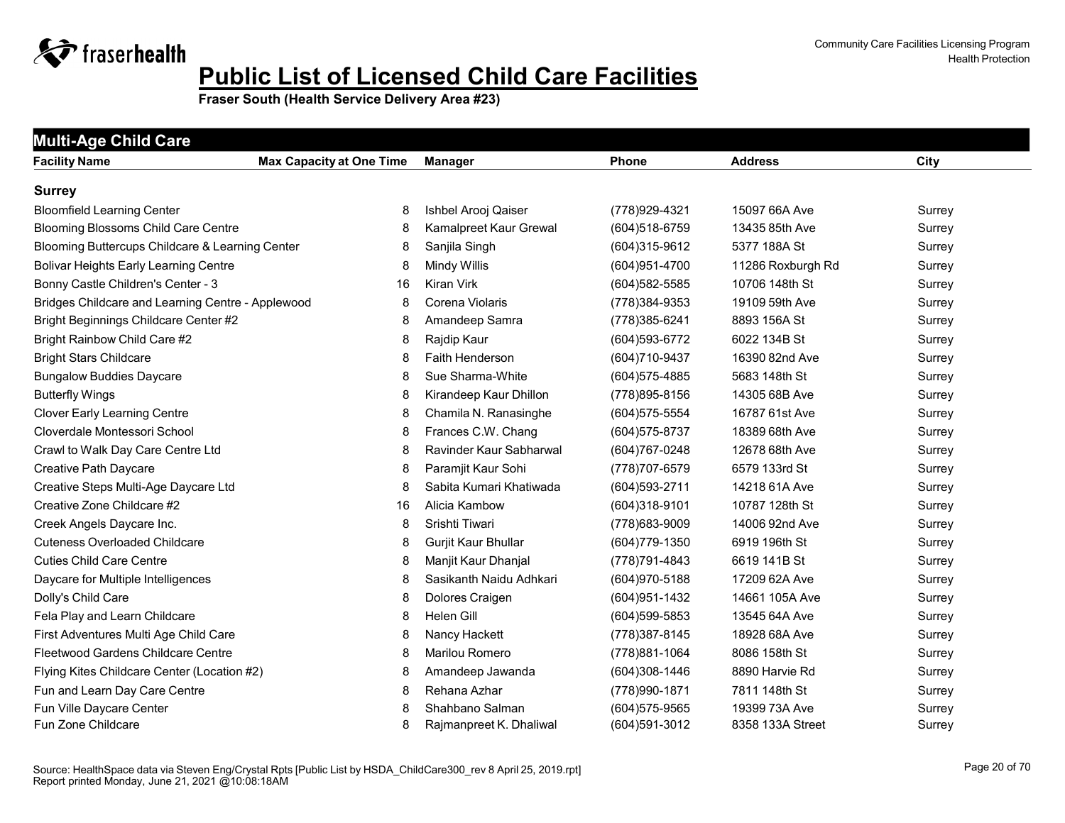# Public List of Licensed Child Care Facilities

**Fraser South (Health Service Delivery Area #23)**

## Multi-Age Child Care

| Facility Name | Max Capacity at One Time | Manager | Phone | Address | City |
|---|---|---|---|---|---|
| **Surrey** | | | | | |
| Bloomfield Learning Center | 8 | Ishbel Arooj Qaiser | (778)929-4321 | 15097 66A Ave | Surrey |
| Blooming Blossoms Child Care Centre | 8 | Kamalpreet Kaur Grewal | (604)518-6759 | 13435 85th Ave | Surrey |
| Blooming Buttercups Childcare & Learning Center | 8 | Sanjila Singh | (604)315-9612 | 5377 188A St | Surrey |
| Bolivar Heights Early Learning Centre | 8 | Mindy Willis | (604)951-4700 | 11286 Roxburgh Rd | Surrey |
| Bonny Castle Children's Center - 3 | 16 | Kiran Virk | (604)582-5585 | 10706 148th St | Surrey |
| Bridges Childcare and Learning Centre - Applewood | 8 | Corena Violaris | (778)384-9353 | 19109 59th Ave | Surrey |
| Bright Beginnings Childcare Center #2 | 8 | Amandeep Samra | (778)385-6241 | 8893 156A St | Surrey |
| Bright Rainbow Child Care #2 | 8 | Rajdip Kaur | (604)593-6772 | 6022 134B St | Surrey |
| Bright Stars Childcare | 8 | Faith Henderson | (604)710-9437 | 16390 82nd Ave | Surrey |
| Bungalow Buddies Daycare | 8 | Sue Sharma-White | (604)575-4885 | 5683 148th St | Surrey |
| Butterfly Wings | 8 | Kirandeep Kaur Dhillon | (778)895-8156 | 14305 68B Ave | Surrey |
| Clover Early Learning Centre | 8 | Chamila N. Ranasinghe | (604)575-5554 | 16787 61st Ave | Surrey |
| Cloverdale Montessori School | 8 | Frances C.W. Chang | (604)575-8737 | 18389 68th Ave | Surrey |
| Crawl to Walk Day Care Centre Ltd | 8 | Ravinder Kaur Sabharwal | (604)767-0248 | 12678 68th Ave | Surrey |
| Creative Path Daycare | 8 | Paramjit Kaur Sohi | (778)707-6579 | 6579 133rd St | Surrey |
| Creative Steps Multi-Age Daycare Ltd | 8 | Sabita Kumari Khatiwada | (604)593-2711 | 14218 61A Ave | Surrey |
| Creative Zone Childcare #2 | 16 | Alicia Kambow | (604)318-9101 | 10787 128th St | Surrey |
| Creek Angels Daycare Inc. | 8 | Srishti Tiwari | (778)683-9009 | 14006 92nd Ave | Surrey |
| Cuteness Overloaded Childcare | 8 | Gurjit Kaur Bhullar | (604)779-1350 | 6919 196th St | Surrey |
| Cuties Child Care Centre | 8 | Manjit Kaur Dhanjal | (778)791-4843 | 6619 141B St | Surrey |
| Daycare for Multiple Intelligences | 8 | Sasikanth Naidu Adhkari | (604)970-5188 | 17209 62A Ave | Surrey |
| Dolly's Child Care | 8 | Dolores Craigen | (604)951-1432 | 14661 105A Ave | Surrey |
| Fela Play and Learn Childcare | 8 | Helen Gill | (604)599-5853 | 13545 64A Ave | Surrey |
| First Adventures Multi Age Child Care | 8 | Nancy Hackett | (778)387-8145 | 18928 68A Ave | Surrey |
| Fleetwood Gardens Childcare Centre | 8 | Marilou Romero | (778)881-1064 | 8086 158th St | Surrey |
| Flying Kites Childcare Center (Location #2) | 8 | Amandeep Jawanda | (604)308-1446 | 8890 Harvie Rd | Surrey |
| Fun and Learn Day Care Centre | 8 | Rehana Azhar | (778)990-1871 | 7811 148th St | Surrey |
| Fun Ville Daycare Center | 8 | Shahbano Salman | (604)575-9565 | 19399 73A Ave | Surrey |
| Fun Zone Childcare | 8 | Rajmanpreet K. Dhaliwal | (604)591-3012 | 8358 133A Street | Surrey |

Source: HealthSpace data via Steven Eng/Crystal Rpts [Public List by HSDA_ChildCare300_rev 8 April 25, 2019.rpt]
Report printed Monday, June 21, 2021 @10:08:18AM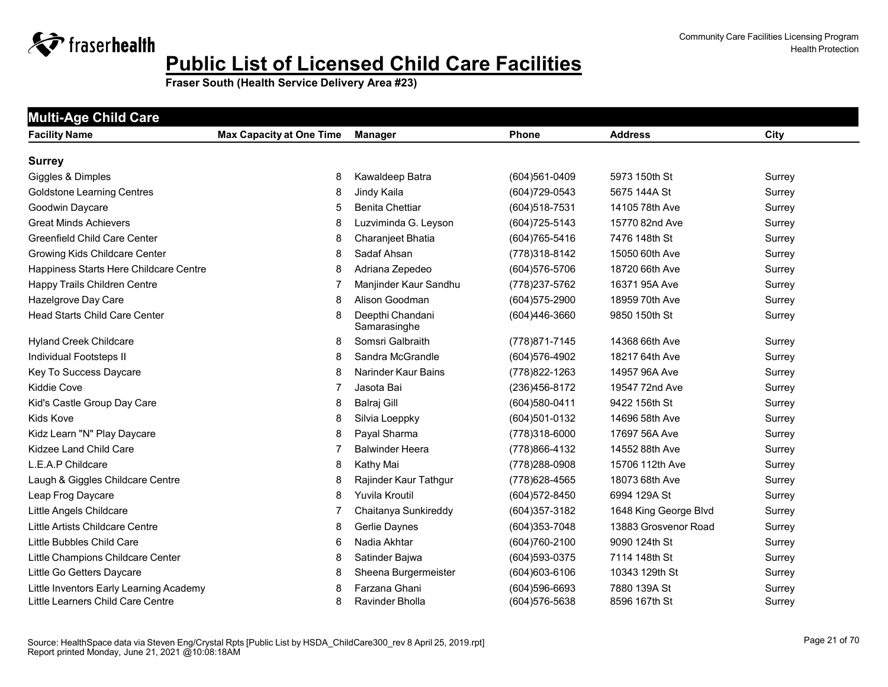# Public List of Licensed Child Care Facilities

**Fraser South (Health Service Delivery Area #23)**

Community Care Facilities Licensing Program
Health Protection

## Multi-Age Child Care

| Facility Name | Max Capacity at One Time | Manager | Phone | Address | City |
|---|---|---|---|---|---|
| **Surrey** | | | | | |
| Giggles & Dimples | 8 | Kawaldeep Batra | (604)561-0409 | 5973 150th St | Surrey |
| Goldstone Learning Centres | 8 | Jindy Kaila | (604)729-0543 | 5675 144A St | Surrey |
| Goodwin Daycare | 5 | Benita Chettiar | (604)518-7531 | 14105 78th Ave | Surrey |
| Great Minds Achievers | 8 | Luzviminda G. Leyson | (604)725-5143 | 15770 82nd Ave | Surrey |
| Greenfield Child Care Center | 8 | Charanjeet Bhatia | (604)765-5416 | 7476 148th St | Surrey |
| Growing Kids Childcare Center | 8 | Sadaf Ahsan | (778)318-8142 | 15050 60th Ave | Surrey |
| Happiness Starts Here Childcare Centre | 8 | Adriana Zepedeo | (604)576-5706 | 18720 66th Ave | Surrey |
| Happy Trails Children Centre | 7 | Manjinder Kaur Sandhu | (778)237-5762 | 16371 95A Ave | Surrey |
| Hazelgrove Day Care | 8 | Alison Goodman | (604)575-2900 | 18959 70th Ave | Surrey |
| Head Starts Child Care Center | 8 | Deepthi Chandani Samarasinghe | (604)446-3660 | 9850 150th St | Surrey |
| Hyland Creek Childcare | 8 | Somsri Galbraith | (778)871-7145 | 14368 66th Ave | Surrey |
| Individual Footsteps II | 8 | Sandra McGrandle | (604)576-4902 | 18217 64th Ave | Surrey |
| Key To Success Daycare | 8 | Narinder Kaur Bains | (778)822-1263 | 14957 96A Ave | Surrey |
| Kiddie Cove | 7 | Jasota Bai | (236)456-8172 | 19547 72nd Ave | Surrey |
| Kid's Castle Group Day Care | 8 | Balraj Gill | (604)580-0411 | 9422 156th St | Surrey |
| Kids Kove | 8 | Silvia Loeppky | (604)501-0132 | 14696 58th Ave | Surrey |
| Kidz Learn "N" Play Daycare | 8 | Payal Sharma | (778)318-6000 | 17697 56A Ave | Surrey |
| Kidzee Land Child Care | 7 | Balwinder Heera | (778)866-4132 | 14552 88th Ave | Surrey |
| L.E.A.P Childcare | 8 | Kathy Mai | (778)288-0908 | 15706 112th Ave | Surrey |
| Laugh & Giggles Childcare Centre | 8 | Rajinder Kaur Tathgur | (778)628-4565 | 18073 68th Ave | Surrey |
| Leap Frog Daycare | 8 | Yuvila Kroutil | (604)572-8450 | 6994 129A St | Surrey |
| Little Angels Childcare | 7 | Chaitanya Sunkireddy | (604)357-3182 | 1648 King George Blvd | Surrey |
| Little Artists Childcare Centre | 8 | Gerlie Daynes | (604)353-7048 | 13883 Grosvenor Road | Surrey |
| Little Bubbles Child Care | 6 | Nadia Akhtar | (604)760-2100 | 9090 124th St | Surrey |
| Little Champions Childcare Center | 8 | Satinder Bajwa | (604)593-0375 | 7114 148th St | Surrey |
| Little Go Getters Daycare | 8 | Sheena Burgermeister | (604)603-6106 | 10343 129th St | Surrey |
| Little Inventors Early Learning Academy | 8 | Farzana Ghani | (604)596-6693 | 7880 139A St | Surrey |
| Little Learners Child Care Centre | 8 | Ravinder Bholla | (604)576-5638 | 8596 167th St | Surrey |

Source: HealthSpace data via Steven Eng/Crystal Rpts [Public List by HSDA_ChildCare300_rev 8 April 25, 2019.rpt]
Report printed Monday, June 21, 2021 @10:08:18AM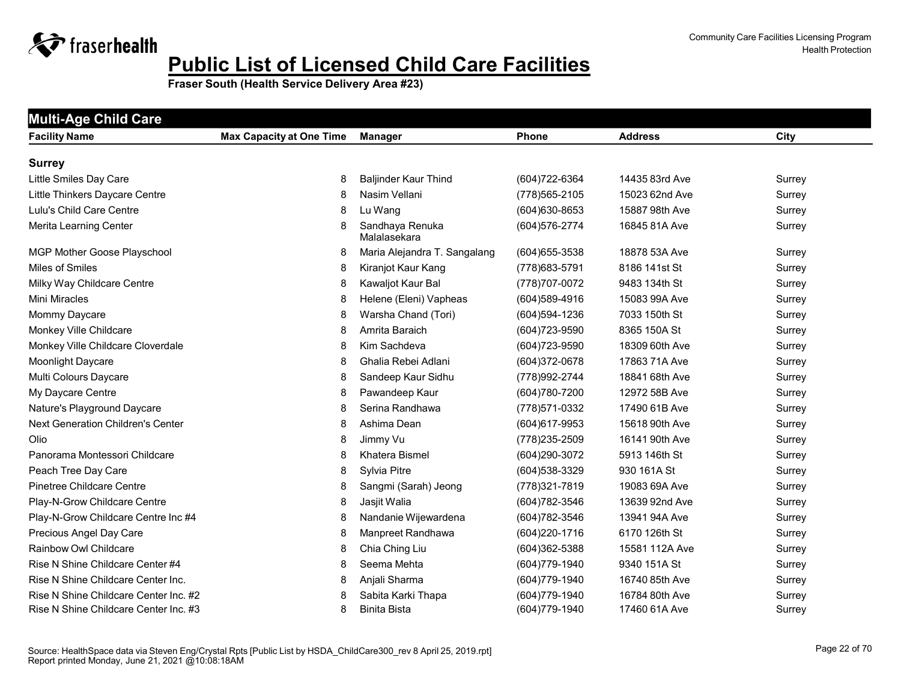# Public List of Licensed Child Care Facilities

**Fraser South (Health Service Delivery Area #23)**

## Multi-Age Child Care

| Facility Name | Max Capacity at One Time | Manager | Phone | Address | City |
|---|---|---|---|---|---|
| **Surrey** | | | | | |
| Little Smiles Day Care | 8 | Baljinder Kaur Thind | (604)722-6364 | 14435 83rd Ave | Surrey |
| Little Thinkers Daycare Centre | 8 | Nasim Vellani | (778)565-2105 | 15023 62nd Ave | Surrey |
| Lulu's Child Care Centre | 8 | Lu Wang | (604)630-8653 | 15887 98th Ave | Surrey |
| Merita Learning Center | 8 | Sandhaya Renuka Malalasekara | (604)576-2774 | 16845 81A Ave | Surrey |
| MGP Mother Goose Playschool | 8 | Maria Alejandra T. Sangalang | (604)655-3538 | 18878 53A Ave | Surrey |
| Miles of Smiles | 8 | Kiranjot Kaur Kang | (778)683-5791 | 8186 141st St | Surrey |
| Milky Way Childcare Centre | 8 | Kawaljot Kaur Bal | (778)707-0072 | 9483 134th St | Surrey |
| Mini Miracles | 8 | Helene (Eleni) Vapheas | (604)589-4916 | 15083 99A Ave | Surrey |
| Mommy Daycare | 8 | Warsha Chand (Tori) | (604)594-1236 | 7033 150th St | Surrey |
| Monkey Ville Childcare | 8 | Amrita Baraich | (604)723-9590 | 8365 150A St | Surrey |
| Monkey Ville Childcare Cloverdale | 8 | Kim Sachdeva | (604)723-9590 | 18309 60th Ave | Surrey |
| Moonlight Daycare | 8 | Ghalia Rebei Adlani | (604)372-0678 | 17863 71A Ave | Surrey |
| Multi Colours Daycare | 8 | Sandeep Kaur Sidhu | (778)992-2744 | 18841 68th Ave | Surrey |
| My Daycare Centre | 8 | Pawandeep Kaur | (604)780-7200 | 12972 58B Ave | Surrey |
| Nature's Playground Daycare | 8 | Serina Randhawa | (778)571-0332 | 17490 61B Ave | Surrey |
| Next Generation Children's Center | 8 | Ashima Dean | (604)617-9953 | 15618 90th Ave | Surrey |
| Olio | 8 | Jimmy Vu | (778)235-2509 | 16141 90th Ave | Surrey |
| Panorama Montessori Childcare | 8 | Khatera Bismel | (604)290-3072 | 5913 146th St | Surrey |
| Peach Tree Day Care | 8 | Sylvia Pitre | (604)538-3329 | 930 161A St | Surrey |
| Pinetree Childcare Centre | 8 | Sangmi (Sarah) Jeong | (778)321-7819 | 19083 69A Ave | Surrey |
| Play-N-Grow Childcare Centre | 8 | Jasjit Walia | (604)782-3546 | 13639 92nd Ave | Surrey |
| Play-N-Grow Childcare Centre Inc #4 | 8 | Nandanie Wijewardena | (604)782-3546 | 13941 94A Ave | Surrey |
| Precious Angel Day Care | 8 | Manpreet Randhawa | (604)220-1716 | 6170 126th St | Surrey |
| Rainbow Owl Childcare | 8 | Chia Ching Liu | (604)362-5388 | 15581 112A Ave | Surrey |
| Rise N Shine Childcare Center #4 | 8 | Seema Mehta | (604)779-1940 | 9340 151A St | Surrey |
| Rise N Shine Childcare Center Inc. | 8 | Anjali Sharma | (604)779-1940 | 16740 85th Ave | Surrey |
| Rise N Shine Childcare Center Inc. #2 | 8 | Sabita Karki Thapa | (604)779-1940 | 16784 80th Ave | Surrey |
| Rise N Shine Childcare Center Inc. #3 | 8 | Binita Bista | (604)779-1940 | 17460 61A Ave | Surrey |

Source: HealthSpace data via Steven Eng/Crystal Rpts [Public List by HSDA_ChildCare300_rev 8 April 25, 2019.rpt]
Report printed Monday, June 21, 2021 @10:08:18AM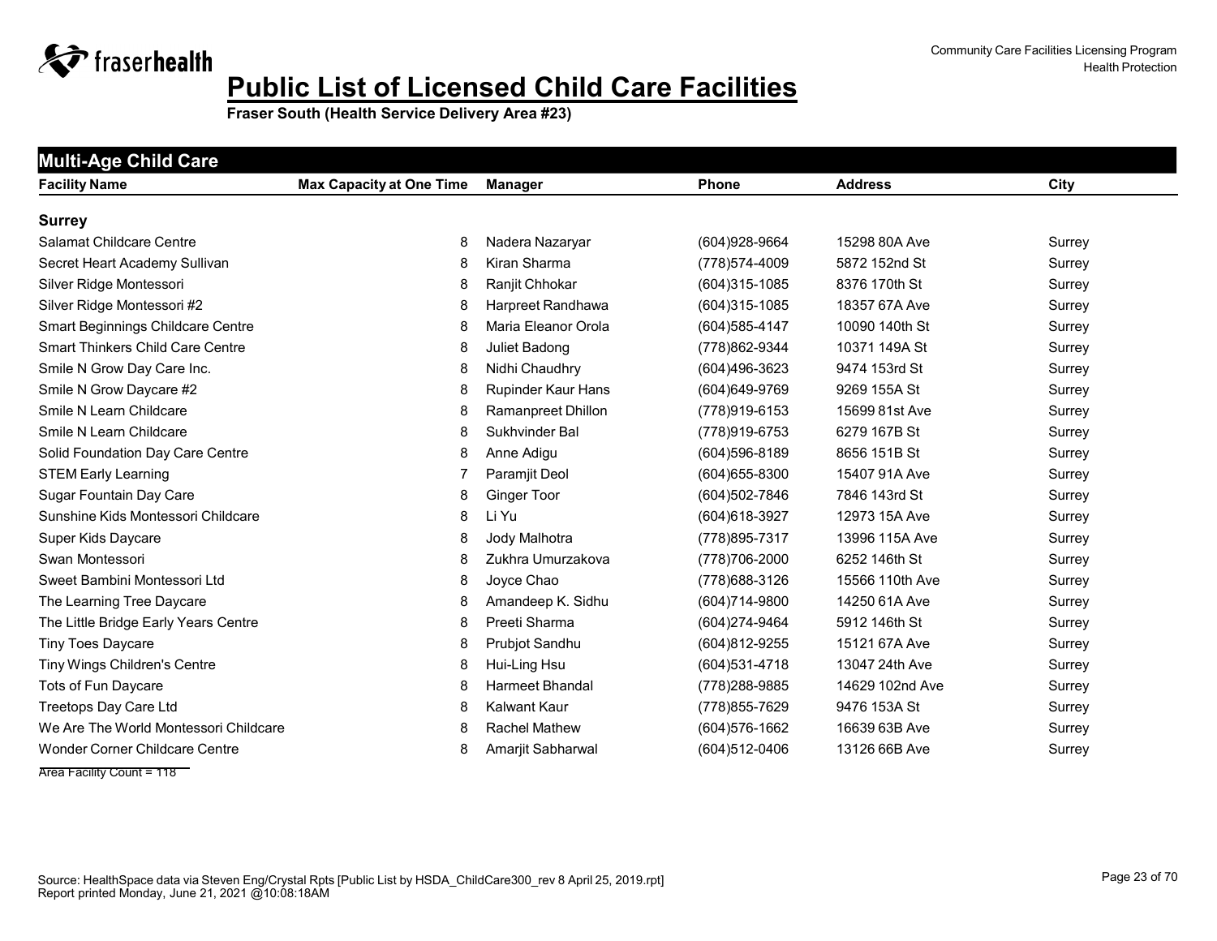# Public List of Licensed Child Care Facilities

**Fraser South (Health Service Delivery Area #23)**

## Multi-Age Child Care

| Facility Name | Max Capacity at One Time | Manager | Phone | Address | City |
|---|---|---|---|---|---|
| **Surrey** | | | | | |
| Salamat Childcare Centre | 8 | Nadera Nazaryar | (604)928-9664 | 15298 80A Ave | Surrey |
| Secret Heart Academy Sullivan | 8 | Kiran Sharma | (778)574-4009 | 5872 152nd St | Surrey |
| Silver Ridge Montessori | 8 | Ranjit Chhokar | (604)315-1085 | 8376 170th St | Surrey |
| Silver Ridge Montessori #2 | 8 | Harpreet Randhawa | (604)315-1085 | 18357 67A Ave | Surrey |
| Smart Beginnings Childcare Centre | 8 | Maria Eleanor Orola | (604)585-4147 | 10090 140th St | Surrey |
| Smart Thinkers Child Care Centre | 8 | Juliet Badong | (778)862-9344 | 10371 149A St | Surrey |
| Smile N Grow Day Care Inc. | 8 | Nidhi Chaudhry | (604)496-3623 | 9474 153rd St | Surrey |
| Smile N Grow Daycare #2 | 8 | Rupinder Kaur Hans | (604)649-9769 | 9269 155A St | Surrey |
| Smile N Learn Childcare | 8 | Ramanpreet Dhillon | (778)919-6153 | 15699 81st Ave | Surrey |
| Smile N Learn Childcare | 8 | Sukhvinder Bal | (778)919-6753 | 6279 167B St | Surrey |
| Solid Foundation Day Care Centre | 8 | Anne Adigu | (604)596-8189 | 8656 151B St | Surrey |
| STEM Early Learning | 7 | Paramjit Deol | (604)655-8300 | 15407 91A Ave | Surrey |
| Sugar Fountain Day Care | 8 | Ginger Toor | (604)502-7846 | 7846 143rd St | Surrey |
| Sunshine Kids Montessori Childcare | 8 | Li Yu | (604)618-3927 | 12973 15A Ave | Surrey |
| Super Kids Daycare | 8 | Jody Malhotra | (778)895-7317 | 13996 115A Ave | Surrey |
| Swan Montessori | 8 | Zukhra Umurzakova | (778)706-2000 | 6252 146th St | Surrey |
| Sweet Bambini Montessori Ltd | 8 | Joyce Chao | (778)688-3126 | 15566 110th Ave | Surrey |
| The Learning Tree Daycare | 8 | Amandeep K. Sidhu | (604)714-9800 | 14250 61A Ave | Surrey |
| The Little Bridge Early Years Centre | 8 | Preeti Sharma | (604)274-9464 | 5912 146th St | Surrey |
| Tiny Toes Daycare | 8 | Prubjot Sandhu | (604)812-9255 | 15121 67A Ave | Surrey |
| Tiny Wings Children's Centre | 8 | Hui-Ling Hsu | (604)531-4718 | 13047 24th Ave | Surrey |
| Tots of Fun Daycare | 8 | Harmeet Bhandal | (778)288-9885 | 14629 102nd Ave | Surrey |
| Treetops Day Care Ltd | 8 | Kalwant Kaur | (778)855-7629 | 9476 153A St | Surrey |
| We Are The World Montessori Childcare | 8 | Rachel Mathew | (604)576-1662 | 16639 63B Ave | Surrey |
| Wonder Corner Childcare Centre | 8 | Amarjit Sabharwal | (604)512-0406 | 13126 66B Ave | Surrey |

Area Facility Count = 118

Source: HealthSpace data via Steven Eng/Crystal Rpts [Public List by HSDA_ChildCare300_rev 8 April 25, 2019.rpt]
Report printed Monday, June 21, 2021 @10:08:18AM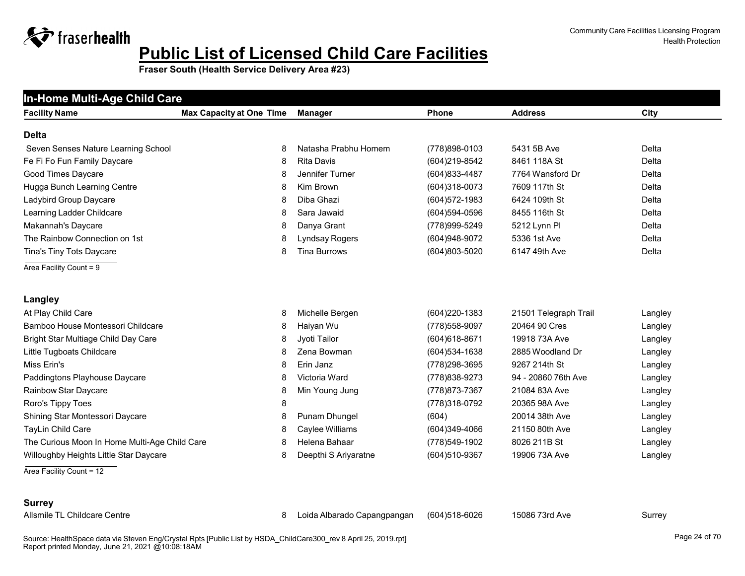# Public List of Licensed Child Care Facilities

**Fraser South (Health Service Delivery Area #23)**

Community Care Facilities Licensing Program
Health Protection

## In-Home Multi-Age Child Care

| Facility Name | Max Capacity at One Time | Manager | Phone | Address | City |
|---|---|---|---|---|---|
| **Delta** | | | | | |
| Seven Senses Nature Learning School | 8 | Natasha Prabhu Homem | (778)898-0103 | 5431 5B Ave | Delta |
| Fe Fi Fo Fun Family Daycare | 8 | Rita Davis | (604)219-8542 | 8461 118A St | Delta |
| Good Times Daycare | 8 | Jennifer Turner | (604)833-4487 | 7764 Wansford Dr | Delta |
| Hugga Bunch Learning Centre | 8 | Kim Brown | (604)318-0073 | 7609 117th St | Delta |
| Ladybird Group Daycare | 8 | Diba Ghazi | (604)572-1983 | 6424 109th St | Delta |
| Learning Ladder Childcare | 8 | Sara Jawaid | (604)594-0596 | 8455 116th St | Delta |
| Makannah's Daycare | 8 | Danya Grant | (778)999-5249 | 5212 Lynn Pl | Delta |
| The Rainbow Connection on 1st | 8 | Lyndsay Rogers | (604)948-9072 | 5336 1st Ave | Delta |
| Tina's Tiny Tots Daycare | 8 | Tina Burrows | (604)803-5020 | 6147 49th Ave | Delta |
| Area Facility Count = 9 | | | | | |
| **Langley** | | | | | |
| At Play Child Care | 8 | Michelle Bergen | (604)220-1383 | 21501 Telegraph Trail | Langley |
| Bamboo House Montessori Childcare | 8 | Haiyan Wu | (778)558-9097 | 20464 90 Cres | Langley |
| Bright Star Multiage Child Day Care | 8 | Jyoti Tailor | (604)618-8671 | 19918 73A Ave | Langley |
| Little Tugboats Childcare | 8 | Zena Bowman | (604)534-1638 | 2885 Woodland Dr | Langley |
| Miss Erin's | 8 | Erin Janz | (778)298-3695 | 9267 214th St | Langley |
| Paddingtons Playhouse Daycare | 8 | Victoria Ward | (778)838-9273 | 94 - 20860 76th Ave | Langley |
| Rainbow Star Daycare | 8 | Min Young Jung | (778)873-7367 | 21084 83A Ave | Langley |
| Roro's Tippy Toes | 8 | | (778)318-0792 | 20365 98A Ave | Langley |
| Shining Star Montessori Daycare | 8 | Punam Dhungel | (604) | 20014 38th Ave | Langley |
| TayLin Child Care | 8 | Caylee Williams | (604)349-4066 | 21150 80th Ave | Langley |
| The Curious Moon In Home Multi-Age Child Care | 8 | Helena Bahaar | (778)549-1902 | 8026 211B St | Langley |
| Willoughby Heights Little Star Daycare | 8 | Deepthi S Ariyaratne | (604)510-9367 | 19906 73A Ave | Langley |
| Area Facility Count = 12 | | | | | |
| **Surrey** | | | | | |
| Allsmile TL Childcare Centre | 8 | Loida Albarado Capangpangan | (604)518-6026 | 15086 73rd Ave | Surrey |

Source: HealthSpace data via Steven Eng/Crystal Rpts [Public List by HSDA_ChildCare300_rev 8 April 25, 2019.rpt]
Report printed Monday, June 21, 2021 @10:08:18AM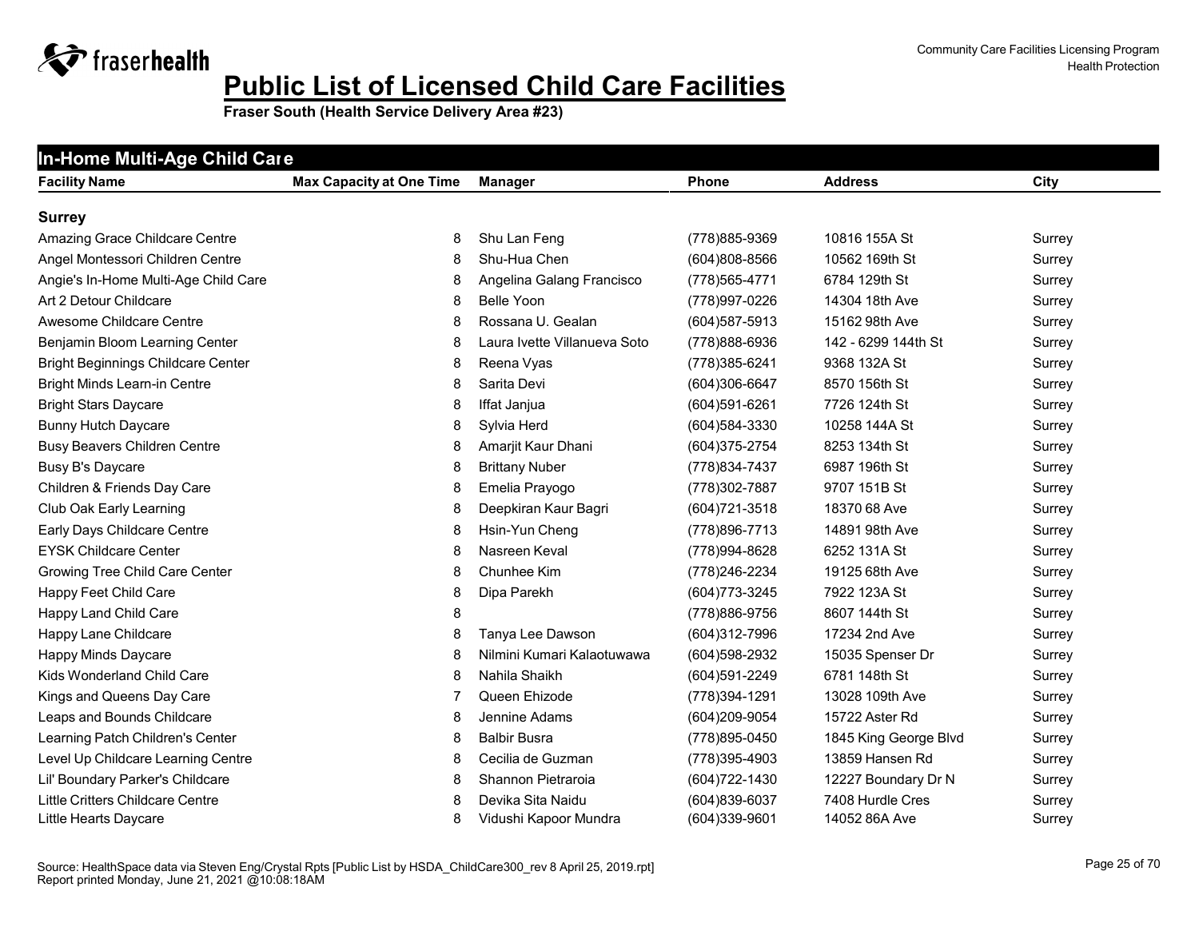# Public List of Licensed Child Care Facilities

**Fraser South (Health Service Delivery Area #23)**

## In-Home Multi-Age Child Care

| Facility Name | Max Capacity at One Time | Manager | Phone | Address | City |
|---|---|---|---|---|---|
| **Surrey** | | | | | |
| Amazing Grace Childcare Centre | 8 | Shu Lan Feng | (778)885-9369 | 10816 155A St | Surrey |
| Angel Montessori Children Centre | 8 | Shu-Hua Chen | (604)808-8566 | 10562 169th St | Surrey |
| Angie's In-Home Multi-Age Child Care | 8 | Angelina Galang Francisco | (778)565-4771 | 6784 129th St | Surrey |
| Art 2 Detour Childcare | 8 | Belle Yoon | (778)997-0226 | 14304 18th Ave | Surrey |
| Awesome Childcare Centre | 8 | Rossana U. Gealan | (604)587-5913 | 15162 98th Ave | Surrey |
| Benjamin Bloom Learning Center | 8 | Laura Ivette Villanueva Soto | (778)888-6936 | 142 - 6299 144th St | Surrey |
| Bright Beginnings Childcare Center | 8 | Reena Vyas | (778)385-6241 | 9368 132A St | Surrey |
| Bright Minds Learn-in Centre | 8 | Sarita Devi | (604)306-6647 | 8570 156th St | Surrey |
| Bright Stars Daycare | 8 | Iffat Janjua | (604)591-6261 | 7726 124th St | Surrey |
| Bunny Hutch Daycare | 8 | Sylvia Herd | (604)584-3330 | 10258 144A St | Surrey |
| Busy Beavers Children Centre | 8 | Amarjit Kaur Dhani | (604)375-2754 | 8253 134th St | Surrey |
| Busy B's Daycare | 8 | Brittany Nuber | (778)834-7437 | 6987 196th St | Surrey |
| Children & Friends Day Care | 8 | Emelia Prayogo | (778)302-7887 | 9707 151B St | Surrey |
| Club Oak Early Learning | 8 | Deepkiran Kaur Bagri | (604)721-3518 | 18370 68 Ave | Surrey |
| Early Days Childcare Centre | 8 | Hsin-Yun Cheng | (778)896-7713 | 14891 98th Ave | Surrey |
| EYSK Childcare Center | 8 | Nasreen Keval | (778)994-8628 | 6252 131A St | Surrey |
| Growing Tree Child Care Center | 8 | Chunhee Kim | (778)246-2234 | 19125 68th Ave | Surrey |
| Happy Feet Child Care | 8 | Dipa Parekh | (604)773-3245 | 7922 123A St | Surrey |
| Happy Land Child Care | 8 | | (778)886-9756 | 8607 144th St | Surrey |
| Happy Lane Childcare | 8 | Tanya Lee Dawson | (604)312-7996 | 17234 2nd Ave | Surrey |
| Happy Minds Daycare | 8 | Nilmini Kumari Kalaotuwawa | (604)598-2932 | 15035 Spenser Dr | Surrey |
| Kids Wonderland Child Care | 8 | Nahila Shaikh | (604)591-2249 | 6781 148th St | Surrey |
| Kings and Queens Day Care | 7 | Queen Ehizode | (778)394-1291 | 13028 109th Ave | Surrey |
| Leaps and Bounds Childcare | 8 | Jennine Adams | (604)209-9054 | 15722 Aster Rd | Surrey |
| Learning Patch Children's Center | 8 | Balbir Busra | (778)895-0450 | 1845 King George Blvd | Surrey |
| Level Up Childcare Learning Centre | 8 | Cecilia de Guzman | (778)395-4903 | 13859 Hansen Rd | Surrey |
| Lil' Boundary Parker's Childcare | 8 | Shannon Pietraroia | (604)722-1430 | 12227 Boundary Dr N | Surrey |
| Little Critters Childcare Centre | 8 | Devika Sita Naidu | (604)839-6037 | 7408 Hurdle Cres | Surrey |
| Little Hearts Daycare | 8 | Vidushi Kapoor Mundra | (604)339-9601 | 14052 86A Ave | Surrey |

Source: HealthSpace data via Steven Eng/Crystal Rpts [Public List by HSDA_ChildCare300_rev 8 April 25, 2019.rpt]
Report printed Monday, June 21, 2021 @10:08:18AM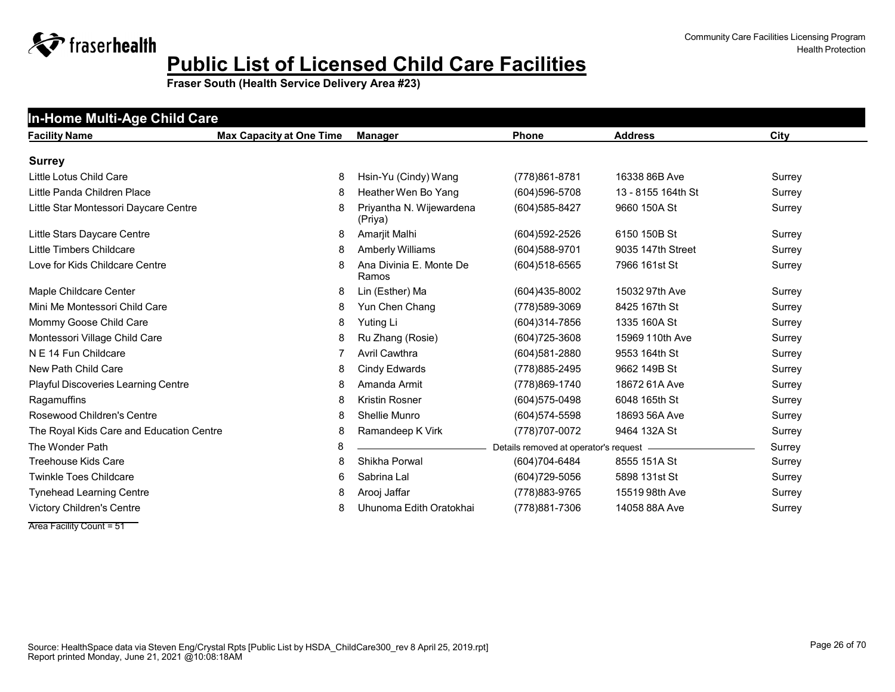# Public List of Licensed Child Care Facilities

**Fraser South (Health Service Delivery Area #23)**

Community Care Facilities Licensing Program
Health Protection

## In-Home Multi-Age Child Care

| Facility Name | Max Capacity at One Time | Manager | Phone | Address | City |
|---|---|---|---|---|---|
| **Surrey** | | | | | |
| Little Lotus Child Care | 8 | Hsin-Yu (Cindy) Wang | (778)861-8781 | 16338 86B Ave | Surrey |
| Little Panda Children Place | 8 | Heather Wen Bo Yang | (604)596-5708 | 13 - 8155 164th St | Surrey |
| Little Star Montessori Daycare Centre | 8 | Priyantha N. Wijewardena (Priya) | (604)585-8427 | 9660 150A St | Surrey |
| Little Stars Daycare Centre | 8 | Amarjit Malhi | (604)592-2526 | 6150 150B St | Surrey |
| Little Timbers Childcare | 8 | Amberly Williams | (604)588-9701 | 9035 147th Street | Surrey |
| Love for Kids Childcare Centre | 8 | Ana Divinia E. Monte De Ramos | (604)518-6565 | 7966 161st St | Surrey |
| Maple Childcare Center | 8 | Lin (Esther) Ma | (604)435-8002 | 15032 97th Ave | Surrey |
| Mini Me Montessori Child Care | 8 | Yun Chen Chang | (778)589-3069 | 8425 167th St | Surrey |
| Mommy Goose Child Care | 8 | Yuting Li | (604)314-7856 | 1335 160A St | Surrey |
| Montessori Village Child Care | 8 | Ru Zhang (Rosie) | (604)725-3608 | 15969 110th Ave | Surrey |
| N E 14 Fun Childcare | 7 | Avril Cawthra | (604)581-2880 | 9553 164th St | Surrey |
| New Path Child Care | 8 | Cindy Edwards | (778)885-2495 | 9662 149B St | Surrey |
| Playful Discoveries Learning Centre | 8 | Amanda Armit | (778)869-1740 | 18672 61A Ave | Surrey |
| Ragamuffins | 8 | Kristin Rosner | (604)575-0498 | 6048 165th St | Surrey |
| Rosewood Children's Centre | 8 | Shellie Munro | (604)574-5598 | 18693 56A Ave | Surrey |
| The Royal Kids Care and Education Centre | 8 | Ramandeep K Virk | (778)707-0072 | 9464 132A St | Surrey |
| The Wonder Path | 8 | Details removed at operator's request | | | Surrey |
| Treehouse Kids Care | 8 | Shikha Porwal | (604)704-6484 | 8555 151A St | Surrey |
| Twinkle Toes Childcare | 6 | Sabrina Lal | (604)729-5056 | 5898 131st St | Surrey |
| Tynehead Learning Centre | 8 | Arooj Jaffar | (778)883-9765 | 15519 98th Ave | Surrey |
| Victory Children's Centre | 8 | Uhunoma Edith Oratokhai | (778)881-7306 | 14058 88A Ave | Surrey |

Area Facility Count = 51

Source: HealthSpace data via Steven Eng/Crystal Rpts [Public List by HSDA_ChildCare300_rev 8 April 25, 2019.rpt]
Report printed Monday, June 21, 2021 @10:08:18AM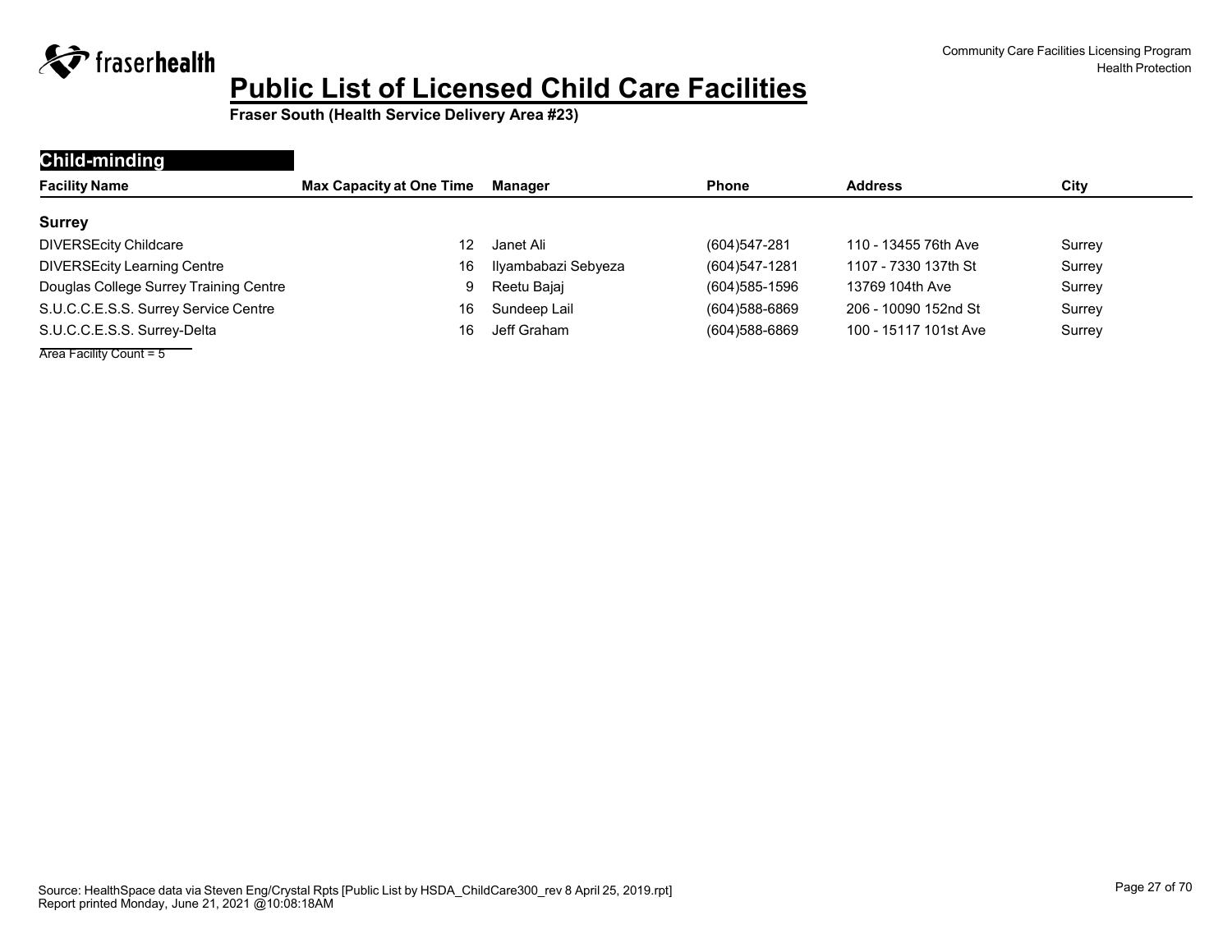# Public List of Licensed Child Care Facilities

**Fraser South (Health Service Delivery Area #23)**

## Child-minding

| Facility Name | Max Capacity at One Time | Manager | Phone | Address | City |
|---|---|---|---|---|---|
| **Surrey** | | | | | |
| DIVERSEcity Childcare | 12 | Janet Ali | (604)547-281 | 110 - 13455 76th Ave | Surrey |
| DIVERSEcity Learning Centre | 16 | Ilyambabazi Sebyeza | (604)547-1281 | 1107 - 7330 137th St | Surrey |
| Douglas College Surrey Training Centre | 9 | Reetu Bajaj | (604)585-1596 | 13769 104th Ave | Surrey |
| S.U.C.C.E.S.S. Surrey Service Centre | 16 | Sundeep Lail | (604)588-6869 | 206 - 10090 152nd St | Surrey |
| S.U.C.C.E.S.S. Surrey-Delta | 16 | Jeff Graham | (604)588-6869 | 100 - 15117 101st Ave | Surrey |

Area Facility Count = 5

Source: HealthSpace data via Steven Eng/Crystal Rpts [Public List by HSDA_ChildCare300_rev 8 April 25, 2019.rpt]
Report printed Monday, June 21, 2021 @10:08:18AM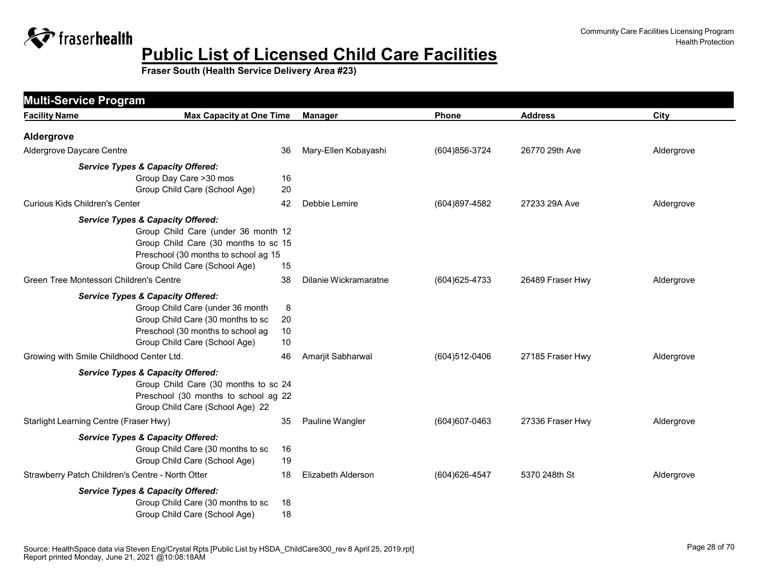# Public List of Licensed Child Care Facilities

**Fraser South (Health Service Delivery Area #23)**

Community Care Facilities Licensing Program
Health Protection

## Multi-Service Program

| Facility Name | Max Capacity at One Time | Manager | Phone | Address | City |
|---|---|---|---|---|---|
| **Aldergrove** | | | | | |
| Aldergrove Daycare Centre | 36 | Mary-Ellen Kobayashi | (604)856-3724 | 26770 29th Ave | Aldergrove |
| ***Service Types & Capacity Offered:*** | | | | | |
| Group Day Care >30 mos | 16 | | | | |
| Group Child Care (School Age) | 20 | | | | |
| Curious Kids Children's Center | 42 | Debbie Lemire | (604)897-4582 | 27233 29A Ave | Aldergrove |
| ***Service Types & Capacity Offered:*** | | | | | |
| Group Child Care (under 36 month | 12 | | | | |
| Group Child Care (30 months to sc | 15 | | | | |
| Preschool (30 months to school ag | 15 | | | | |
| Group Child Care (School Age) | 15 | | | | |
| Green Tree Montessori Children's Centre | 38 | Dilanie Wickramaratne | (604)625-4733 | 26489 Fraser Hwy | Aldergrove |
| ***Service Types & Capacity Offered:*** | | | | | |
| Group Child Care (under 36 month | 8 | | | | |
| Group Child Care (30 months to sc | 20 | | | | |
| Preschool (30 months to school ag | 10 | | | | |
| Group Child Care (School Age) | 10 | | | | |
| Growing with Smile Childhood Center Ltd. | 46 | Amarjit Sabharwal | (604)512-0406 | 27185 Fraser Hwy | Aldergrove |
| ***Service Types & Capacity Offered:*** | | | | | |
| Group Child Care (30 months to sc | 24 | | | | |
| Preschool (30 months to school ag | 22 | | | | |
| Group Child Care (School Age) | 22 | | | | |
| Starlight Learning Centre (Fraser Hwy) | 35 | Pauline Wangler | (604)607-0463 | 27336 Fraser Hwy | Aldergrove |
| ***Service Types & Capacity Offered:*** | | | | | |
| Group Child Care (30 months to sc | 16 | | | | |
| Group Child Care (School Age) | 19 | | | | |
| Strawberry Patch Children's Centre - North Otter | 18 | Elizabeth Alderson | (604)626-4547 | 5370 248th St | Aldergrove |
| ***Service Types & Capacity Offered:*** | | | | | |
| Group Child Care (30 months to sc | 18 | | | | |
| Group Child Care (School Age) | 18 | | | | |

Source: HealthSpace data via Steven Eng/Crystal Rpts [Public List by HSDA_ChildCare300_rev 8 April 25, 2019.rpt]
Report printed Monday, June 21, 2021 @10:08:18AM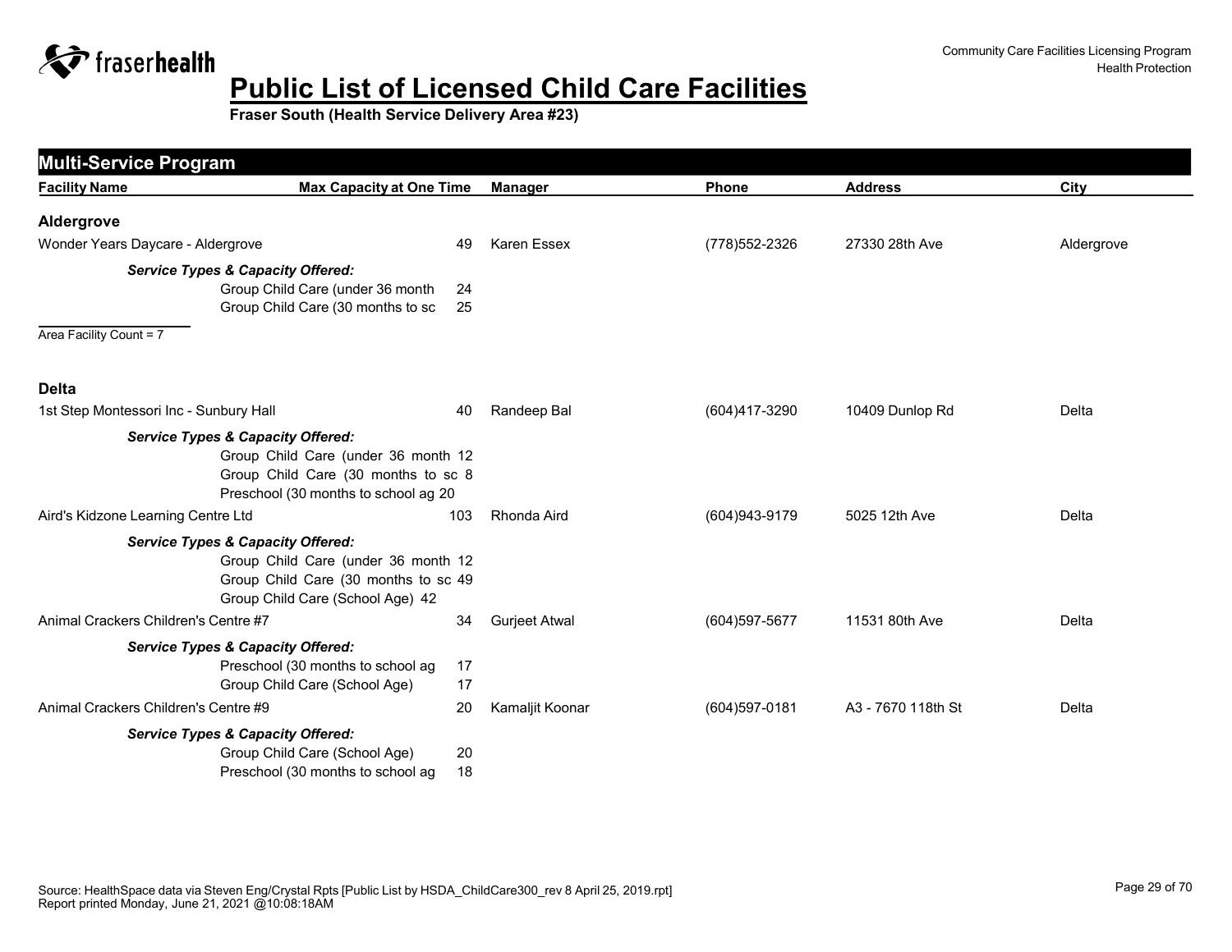# Public List of Licensed Child Care Facilities

**Fraser South (Health Service Delivery Area #23)**

## Multi-Service Program

| Facility Name | Max Capacity at One Time | Manager | Phone | Address | City |
|---|---|---|---|---|---|

### Aldergrove

| Facility Name | Max Capacity at One Time | Manager | Phone | Address | City |
|---|---|---|---|---|---|
| Wonder Years Daycare - Aldergrove | 49 | Karen Essex | (778)552-2326 | 27330 28th Ave | Aldergrove |

***Service Types & Capacity Offered:***

- Group Child Care (under 36 month 24
- Group Child Care (30 months to sc 25

Area Facility Count = 7

### Delta

| Facility Name | Max Capacity at One Time | Manager | Phone | Address | City |
|---|---|---|---|---|---|
| 1st Step Montessori Inc - Sunbury Hall | 40 | Randeep Bal | (604)417-3290 | 10409 Dunlop Rd | Delta |

***Service Types & Capacity Offered:***

- Group Child Care (under 36 month 12
- Group Child Care (30 months to sc 8
- Preschool (30 months to school ag 20

| Facility Name | Max Capacity at One Time | Manager | Phone | Address | City |
|---|---|---|---|---|---|
| Aird's Kidzone Learning Centre Ltd | 103 | Rhonda Aird | (604)943-9179 | 5025 12th Ave | Delta |

***Service Types & Capacity Offered:***

- Group Child Care (under 36 month 12
- Group Child Care (30 months to sc 49
- Group Child Care (School Age) 42

| Facility Name | Max Capacity at One Time | Manager | Phone | Address | City |
|---|---|---|---|---|---|
| Animal Crackers Children's Centre #7 | 34 | Gurjeet Atwal | (604)597-5677 | 11531 80th Ave | Delta |

***Service Types & Capacity Offered:***

- Preschool (30 months to school ag 17
- Group Child Care (School Age) 17

| Facility Name | Max Capacity at One Time | Manager | Phone | Address | City |
|---|---|---|---|---|---|
| Animal Crackers Children's Centre #9 | 20 | Kamaljit Koonar | (604)597-0181 | A3 - 7670 118th St | Delta |

***Service Types & Capacity Offered:***

- Group Child Care (School Age) 20
- Preschool (30 months to school ag 18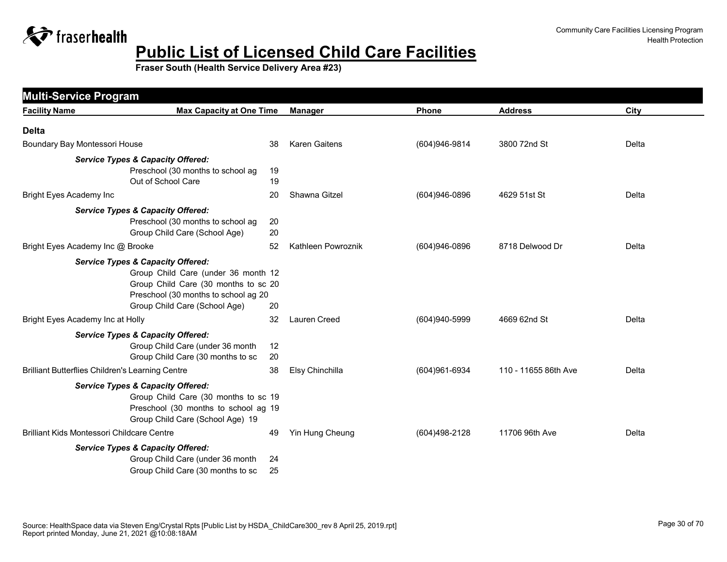# Public List of Licensed Child Care Facilities

**Fraser South (Health Service Delivery Area #23)**

## Multi-Service Program

| Facility Name | Max Capacity at One Time | Manager | Phone | Address | City |
|---|---|---|---|---|---|
| **Delta** | | | | | |
| Boundary Bay Montessori House | 38 | Karen Gaitens | (604)946-9814 | 3800 72nd St | Delta |
| ***Service Types & Capacity Offered:*** | | | | | |
| Preschool (30 months to school ag | 19 | | | | |
| Out of School Care | 19 | | | | |
| Bright Eyes Academy Inc | 20 | Shawna Gitzel | (604)946-0896 | 4629 51st St | Delta |
| ***Service Types & Capacity Offered:*** | | | | | |
| Preschool (30 months to school ag | 20 | | | | |
| Group Child Care (School Age) | 20 | | | | |
| Bright Eyes Academy Inc @ Brooke | 52 | Kathleen Powroznik | (604)946-0896 | 8718 Delwood Dr | Delta |
| ***Service Types & Capacity Offered:*** | | | | | |
| Group Child Care (under 36 month | 12 | | | | |
| Group Child Care (30 months to sc | 20 | | | | |
| Preschool (30 months to school ag | 20 | | | | |
| Group Child Care (School Age) | 20 | | | | |
| Bright Eyes Academy Inc at Holly | 32 | Lauren Creed | (604)940-5999 | 4669 62nd St | Delta |
| ***Service Types & Capacity Offered:*** | | | | | |
| Group Child Care (under 36 month | 12 | | | | |
| Group Child Care (30 months to sc | 20 | | | | |
| Brilliant Butterflies Children's Learning Centre | 38 | Elsy Chinchilla | (604)961-6934 | 110 - 11655 86th Ave | Delta |
| ***Service Types & Capacity Offered:*** | | | | | |
| Group Child Care (30 months to sc | 19 | | | | |
| Preschool (30 months to school ag | 19 | | | | |
| Group Child Care (School Age) | 19 | | | | |
| Brilliant Kids Montessori Childcare Centre | 49 | Yin Hung Cheung | (604)498-2128 | 11706 96th Ave | Delta |
| ***Service Types & Capacity Offered:*** | | | | | |
| Group Child Care (under 36 month | 24 | | | | |
| Group Child Care (30 months to sc | 25 | | | | |

Source: HealthSpace data via Steven Eng/Crystal Rpts [Public List by HSDA_ChildCare300_rev 8 April 25, 2019.rpt]
Report printed Monday, June 21, 2021 @10:08:18AM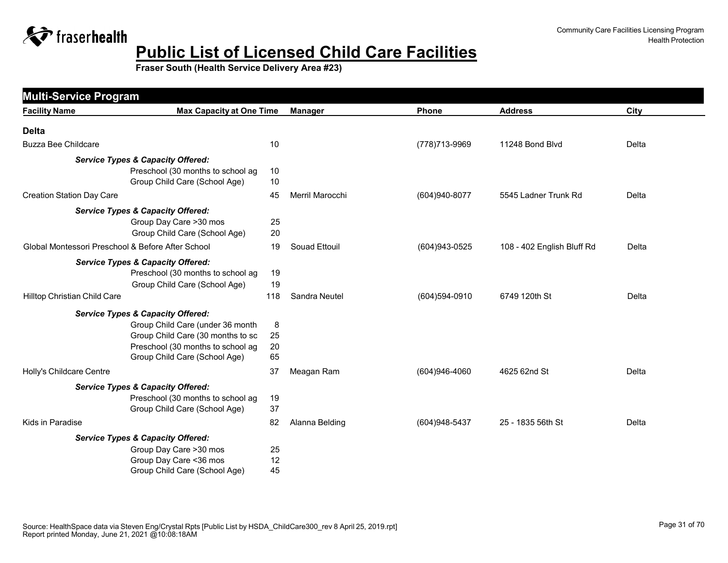# Public List of Licensed Child Care Facilities

**Fraser South (Health Service Delivery Area #23)**

## Multi-Service Program

| Facility Name | Max Capacity at One Time | Manager | Phone | Address | City |
|---|---|---|---|---|---|
| **Delta** | | | | | |
| Buzza Bee Childcare | 10 | | (778)713-9969 | 11248 Bond Blvd | Delta |
| ***Service Types & Capacity Offered:*** | | | | | |
| Preschool (30 months to school ag | 10 | | | | |
| Group Child Care (School Age) | 10 | | | | |
| Creation Station Day Care | 45 | Merril Marocchi | (604)940-8077 | 5545 Ladner Trunk Rd | Delta |
| ***Service Types & Capacity Offered:*** | | | | | |
| Group Day Care >30 mos | 25 | | | | |
| Group Child Care (School Age) | 20 | | | | |
| Global Montessori Preschool & Before After School | 19 | Souad Ettouil | (604)943-0525 | 108 - 402 English Bluff Rd | Delta |
| ***Service Types & Capacity Offered:*** | | | | | |
| Preschool (30 months to school ag | 19 | | | | |
| Group Child Care (School Age) | 19 | | | | |
| Hilltop Christian Child Care | 118 | Sandra Neutel | (604)594-0910 | 6749 120th St | Delta |
| ***Service Types & Capacity Offered:*** | | | | | |
| Group Child Care (under 36 month | 8 | | | | |
| Group Child Care (30 months to sc | 25 | | | | |
| Preschool (30 months to school ag | 20 | | | | |
| Group Child Care (School Age) | 65 | | | | |
| Holly's Childcare Centre | 37 | Meagan Ram | (604)946-4060 | 4625 62nd St | Delta |
| ***Service Types & Capacity Offered:*** | | | | | |
| Preschool (30 months to school ag | 19 | | | | |
| Group Child Care (School Age) | 37 | | | | |
| Kids in Paradise | 82 | Alanna Belding | (604)948-5437 | 25 - 1835 56th St | Delta |
| ***Service Types & Capacity Offered:*** | | | | | |
| Group Day Care >30 mos | 25 | | | | |
| Group Day Care <36 mos | 12 | | | | |
| Group Child Care (School Age) | 45 | | | | |

Source: HealthSpace data via Steven Eng/Crystal Rpts [Public List by HSDA_ChildCare300_rev 8 April 25, 2019.rpt]
Report printed Monday, June 21, 2021 @10:08:18AM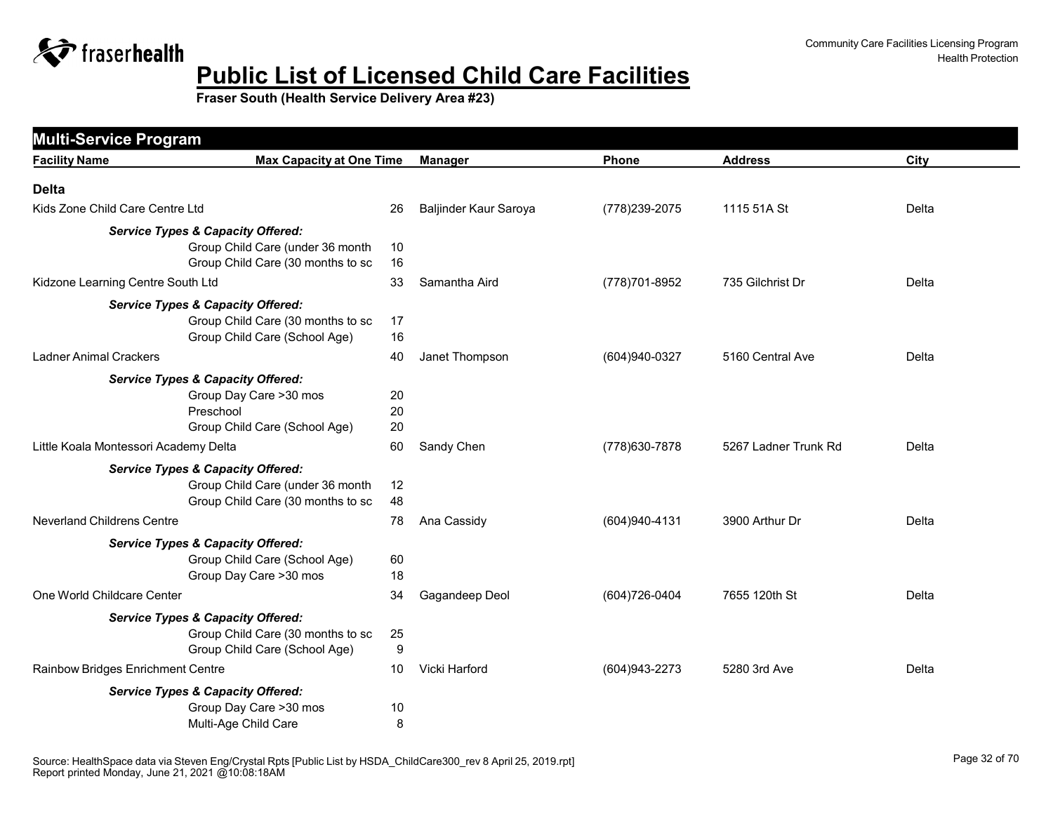# Public List of Licensed Child Care Facilities

**Fraser South (Health Service Delivery Area #23)**

## Multi-Service Program

| Facility Name | Max Capacity at One Time | Manager | Phone | Address | City |
|---|---|---|---|---|---|
| **Delta** | | | | | |
| Kids Zone Child Care Centre Ltd | 26 | Baljinder Kaur Saroya | (778)239-2075 | 1115 51A St | Delta |
| ***Service Types & Capacity Offered:*** | | | | | |
| Group Child Care (under 36 month | 10 | | | | |
| Group Child Care (30 months to sc | 16 | | | | |
| Kidzone Learning Centre South Ltd | 33 | Samantha Aird | (778)701-8952 | 735 Gilchrist Dr | Delta |
| ***Service Types & Capacity Offered:*** | | | | | |
| Group Child Care (30 months to sc | 17 | | | | |
| Group Child Care (School Age) | 16 | | | | |
| Ladner Animal Crackers | 40 | Janet Thompson | (604)940-0327 | 5160 Central Ave | Delta |
| ***Service Types & Capacity Offered:*** | | | | | |
| Group Day Care >30 mos | 20 | | | | |
| Preschool | 20 | | | | |
| Group Child Care (School Age) | 20 | | | | |
| Little Koala Montessori Academy Delta | 60 | Sandy Chen | (778)630-7878 | 5267 Ladner Trunk Rd | Delta |
| ***Service Types & Capacity Offered:*** | | | | | |
| Group Child Care (under 36 month | 12 | | | | |
| Group Child Care (30 months to sc | 48 | | | | |
| Neverland Childrens Centre | 78 | Ana Cassidy | (604)940-4131 | 3900 Arthur Dr | Delta |
| ***Service Types & Capacity Offered:*** | | | | | |
| Group Child Care (School Age) | 60 | | | | |
| Group Day Care >30 mos | 18 | | | | |
| One World Childcare Center | 34 | Gagandeep Deol | (604)726-0404 | 7655 120th St | Delta |
| ***Service Types & Capacity Offered:*** | | | | | |
| Group Child Care (30 months to sc | 25 | | | | |
| Group Child Care (School Age) | 9 | | | | |
| Rainbow Bridges Enrichment Centre | 10 | Vicki Harford | (604)943-2273 | 5280 3rd Ave | Delta |
| ***Service Types & Capacity Offered:*** | | | | | |
| Group Day Care >30 mos | 10 | | | | |
| Multi-Age Child Care | 8 | | | | |

Source: HealthSpace data via Steven Eng/Crystal Rpts [Public List by HSDA_ChildCare300_rev 8 April 25, 2019.rpt]
Report printed Monday, June 21, 2021 @10:08:18AM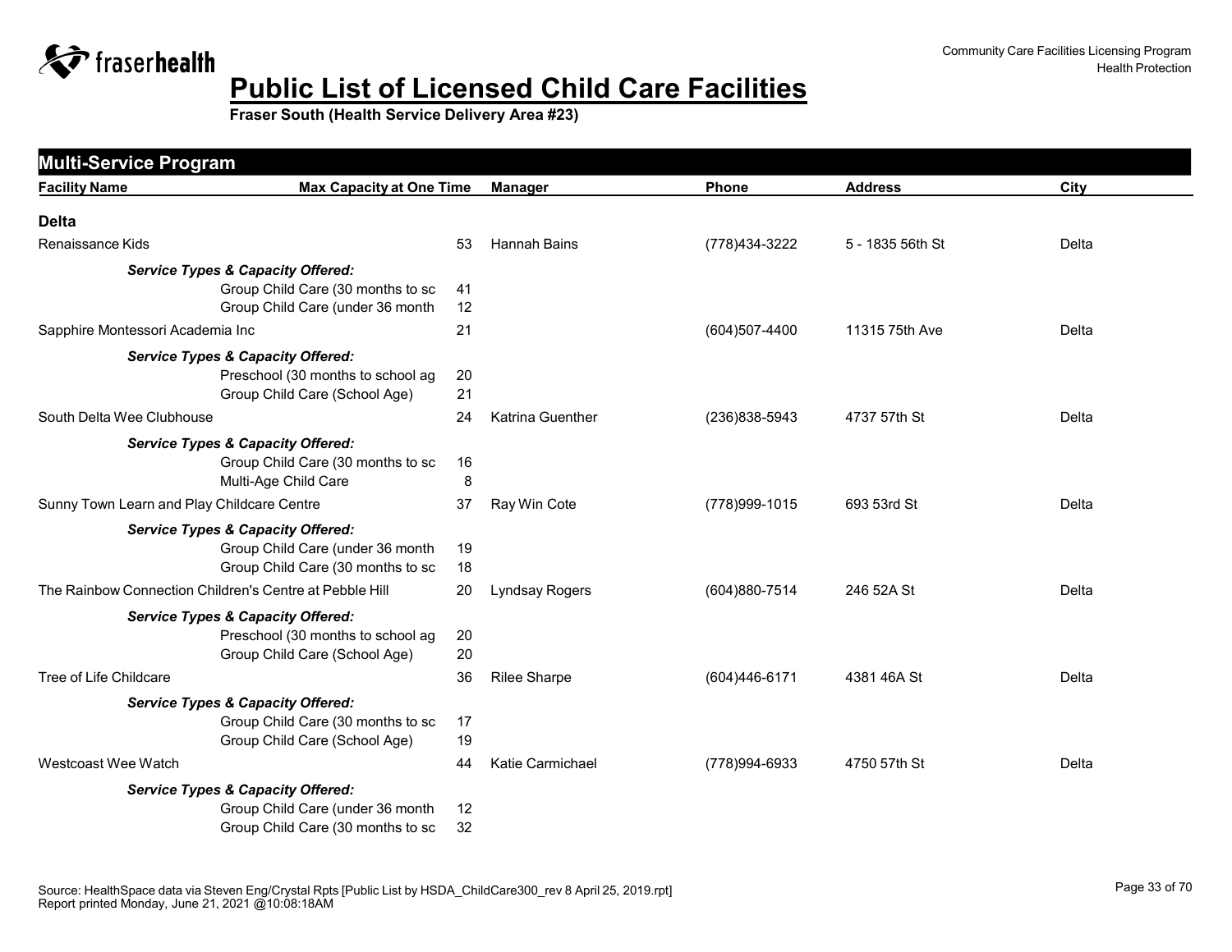# Public List of Licensed Child Care Facilities

**Fraser South (Health Service Delivery Area #23)**

## Multi-Service Program

| Facility Name | Max Capacity at One Time | Manager | Phone | Address | City |
|---|---|---|---|---|---|
| **Delta** | | | | | |
| Renaissance Kids | 53 | Hannah Bains | (778)434-3222 | 5 - 1835 56th St | Delta |
| ***Service Types & Capacity Offered:*** | | | | | |
| Group Child Care (30 months to sc | 41 | | | | |
| Group Child Care (under 36 month | 12 | | | | |
| Sapphire Montessori Academia Inc | 21 | | (604)507-4400 | 11315 75th Ave | Delta |
| ***Service Types & Capacity Offered:*** | | | | | |
| Preschool (30 months to school ag | 20 | | | | |
| Group Child Care (School Age) | 21 | | | | |
| South Delta Wee Clubhouse | 24 | Katrina Guenther | (236)838-5943 | 4737 57th St | Delta |
| ***Service Types & Capacity Offered:*** | | | | | |
| Group Child Care (30 months to sc | 16 | | | | |
| Multi-Age Child Care | 8 | | | | |
| Sunny Town Learn and Play Childcare Centre | 37 | Ray Win Cote | (778)999-1015 | 693 53rd St | Delta |
| ***Service Types & Capacity Offered:*** | | | | | |
| Group Child Care (under 36 month | 19 | | | | |
| Group Child Care (30 months to sc | 18 | | | | |
| The Rainbow Connection Children's Centre at Pebble Hill | 20 | Lyndsay Rogers | (604)880-7514 | 246 52A St | Delta |
| ***Service Types & Capacity Offered:*** | | | | | |
| Preschool (30 months to school ag | 20 | | | | |
| Group Child Care (School Age) | 20 | | | | |
| Tree of Life Childcare | 36 | Rilee Sharpe | (604)446-6171 | 4381 46A St | Delta |
| ***Service Types & Capacity Offered:*** | | | | | |
| Group Child Care (30 months to sc | 17 | | | | |
| Group Child Care (School Age) | 19 | | | | |
| Westcoast Wee Watch | 44 | Katie Carmichael | (778)994-6933 | 4750 57th St | Delta |
| ***Service Types & Capacity Offered:*** | | | | | |
| Group Child Care (under 36 month | 12 | | | | |
| Group Child Care (30 months to sc | 32 | | | | |

Source: HealthSpace data via Steven Eng/Crystal Rpts [Public List by HSDA_ChildCare300_rev 8 April 25, 2019.rpt]
Report printed Monday, June 21, 2021 @10:08:18AM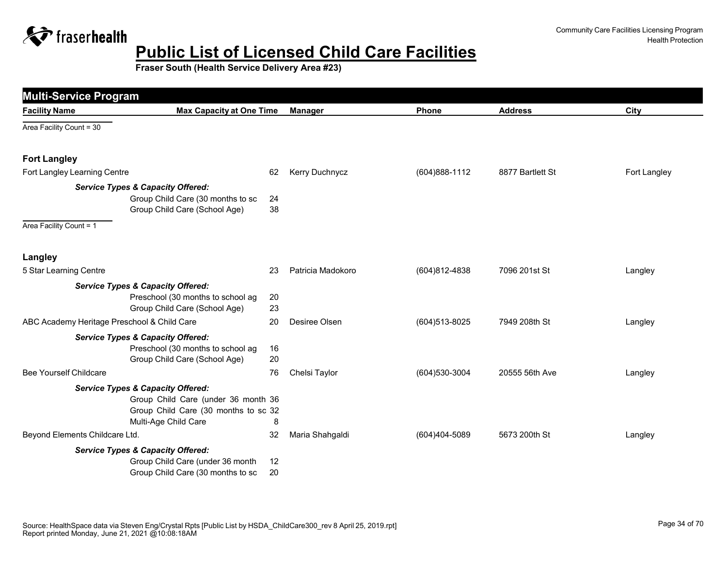# Public List of Licensed Child Care Facilities

**Fraser South (Health Service Delivery Area #23)**

Community Care Facilities Licensing Program
Health Protection

## Multi-Service Program

| Facility Name | Max Capacity at One Time | Manager | Phone | Address | City |
|---|---|---|---|---|---|

Area Facility Count = 30

### Fort Langley

| Facility Name | Max Capacity at One Time | Manager | Phone | Address | City |
|---|---|---|---|---|---|
| Fort Langley Learning Centre | 62 | Kerry Duchnycz | (604)888-1112 | 8877 Bartlett St | Fort Langley |

***Service Types & Capacity Offered:***

| Service Type | Capacity |
|---|---|
| Group Child Care (30 months to sc | 24 |
| Group Child Care (School Age) | 38 |

Area Facility Count = 1

### Langley

| Facility Name | Max Capacity at One Time | Manager | Phone | Address | City |
|---|---|---|---|---|---|
| 5 Star Learning Centre | 23 | Patricia Madokoro | (604)812-4838 | 7096 201st St | Langley |

***Service Types & Capacity Offered:***

| Service Type | Capacity |
|---|---|
| Preschool (30 months to school ag | 20 |
| Group Child Care (School Age) | 23 |

| Facility Name | Max Capacity at One Time | Manager | Phone | Address | City |
|---|---|---|---|---|---|
| ABC Academy Heritage Preschool & Child Care | 20 | Desiree Olsen | (604)513-8025 | 7949 208th St | Langley |

***Service Types & Capacity Offered:***

| Service Type | Capacity |
|---|---|
| Preschool (30 months to school ag | 16 |
| Group Child Care (School Age) | 20 |

| Facility Name | Max Capacity at One Time | Manager | Phone | Address | City |
|---|---|---|---|---|---|
| Bee Yourself Childcare | 76 | Chelsi Taylor | (604)530-3004 | 20555 56th Ave | Langley |

***Service Types & Capacity Offered:***

| Service Type | Capacity |
|---|---|
| Group Child Care (under 36 month | 36 |
| Group Child Care (30 months to sc | 32 |
| Multi-Age Child Care | 8 |

| Facility Name | Max Capacity at One Time | Manager | Phone | Address | City |
|---|---|---|---|---|---|
| Beyond Elements Childcare Ltd. | 32 | Maria Shahgaldi | (604)404-5089 | 5673 200th St | Langley |

***Service Types & Capacity Offered:***

| Service Type | Capacity |
|---|---|
| Group Child Care (under 36 month | 12 |
| Group Child Care (30 months to sc | 20 |

Source: HealthSpace data via Steven Eng/Crystal Rpts [Public List by HSDA_ChildCare300_rev 8 April 25, 2019.rpt]
Report printed Monday, June 21, 2021 @10:08:18AM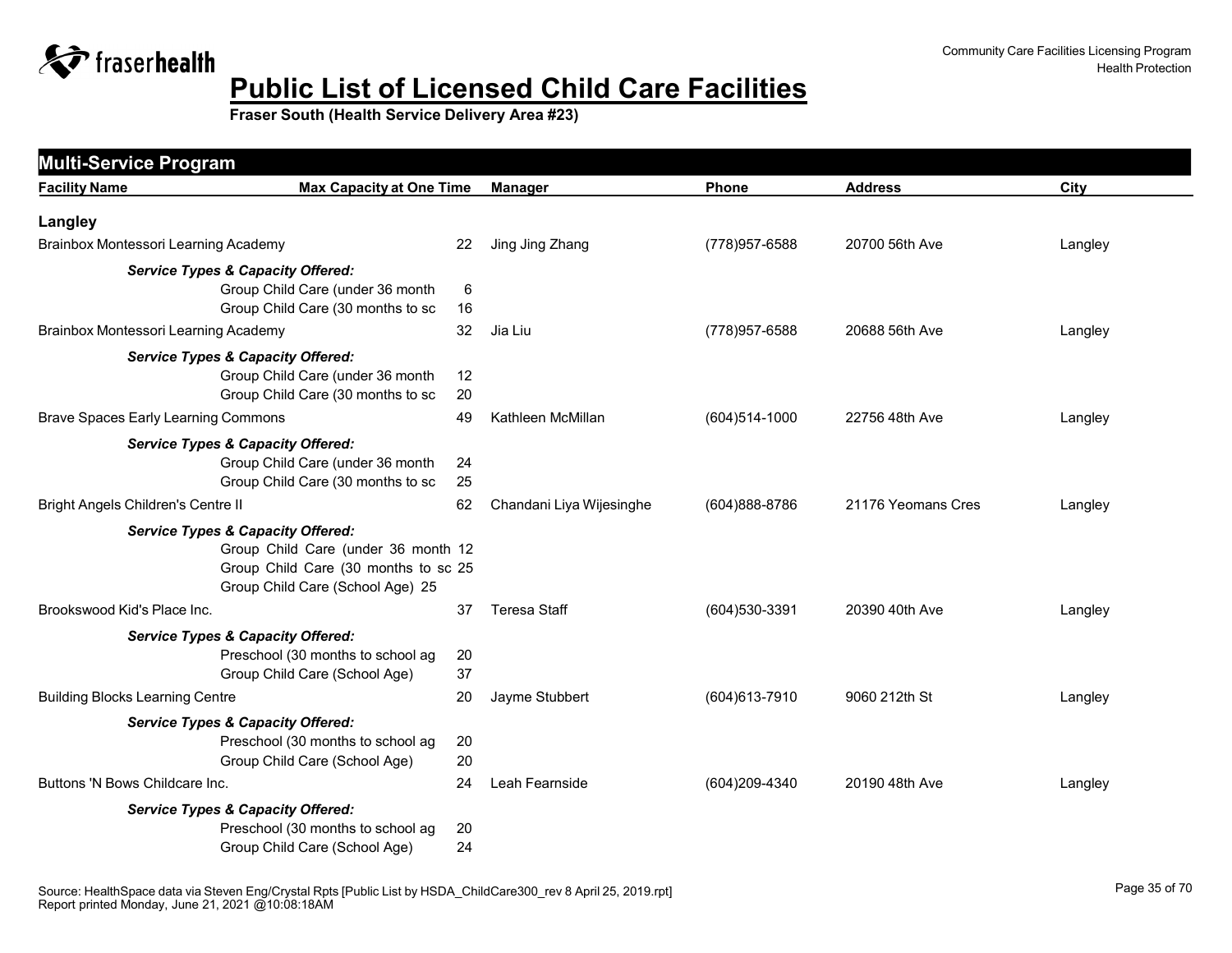# Public List of Licensed Child Care Facilities

**Fraser South (Health Service Delivery Area #23)**

## Multi-Service Program

| Facility Name | Max Capacity at One Time | Manager | Phone | Address | City |
|---|---|---|---|---|---|

### Langley

| Facility Name | Max Capacity at One Time | Manager | Phone | Address | City |
|---|---|---|---|---|---|
| Brainbox Montessori Learning Academy | 22 | Jing Jing Zhang | (778)957-6588 | 20700 56th Ave | Langley |
| ***Service Types & Capacity Offered:*** | | | | | |
| Group Child Care (under 36 month | 6 | | | | |
| Group Child Care (30 months to sc | 16 | | | | |
| Brainbox Montessori Learning Academy | 32 | Jia Liu | (778)957-6588 | 20688 56th Ave | Langley |
| ***Service Types & Capacity Offered:*** | | | | | |
| Group Child Care (under 36 month | 12 | | | | |
| Group Child Care (30 months to sc | 20 | | | | |
| Brave Spaces Early Learning Commons | 49 | Kathleen McMillan | (604)514-1000 | 22756 48th Ave | Langley |
| ***Service Types & Capacity Offered:*** | | | | | |
| Group Child Care (under 36 month | 24 | | | | |
| Group Child Care (30 months to sc | 25 | | | | |
| Bright Angels Children's Centre II | 62 | Chandani Liya Wijesinghe | (604)888-8786 | 21176 Yeomans Cres | Langley |
| ***Service Types & Capacity Offered:*** | | | | | |
| Group Child Care (under 36 month | 12 | | | | |
| Group Child Care (30 months to sc | 25 | | | | |
| Group Child Care (School Age) | 25 | | | | |
| Brookswood Kid's Place Inc. | 37 | Teresa Staff | (604)530-3391 | 20390 40th Ave | Langley |
| ***Service Types & Capacity Offered:*** | | | | | |
| Preschool (30 months to school ag | 20 | | | | |
| Group Child Care (School Age) | 37 | | | | |
| Building Blocks Learning Centre | 20 | Jayme Stubbert | (604)613-7910 | 9060 212th St | Langley |
| ***Service Types & Capacity Offered:*** | | | | | |
| Preschool (30 months to school ag | 20 | | | | |
| Group Child Care (School Age) | 20 | | | | |
| Buttons 'N Bows Childcare Inc. | 24 | Leah Fearnside | (604)209-4340 | 20190 48th Ave | Langley |
| ***Service Types & Capacity Offered:*** | | | | | |
| Preschool (30 months to school ag | 20 | | | | |
| Group Child Care (School Age) | 24 | | | | |

Source: HealthSpace data via Steven Eng/Crystal Rpts [Public List by HSDA_ChildCare300_rev 8 April 25, 2019.rpt]
Report printed Monday, June 21, 2021 @10:08:18AM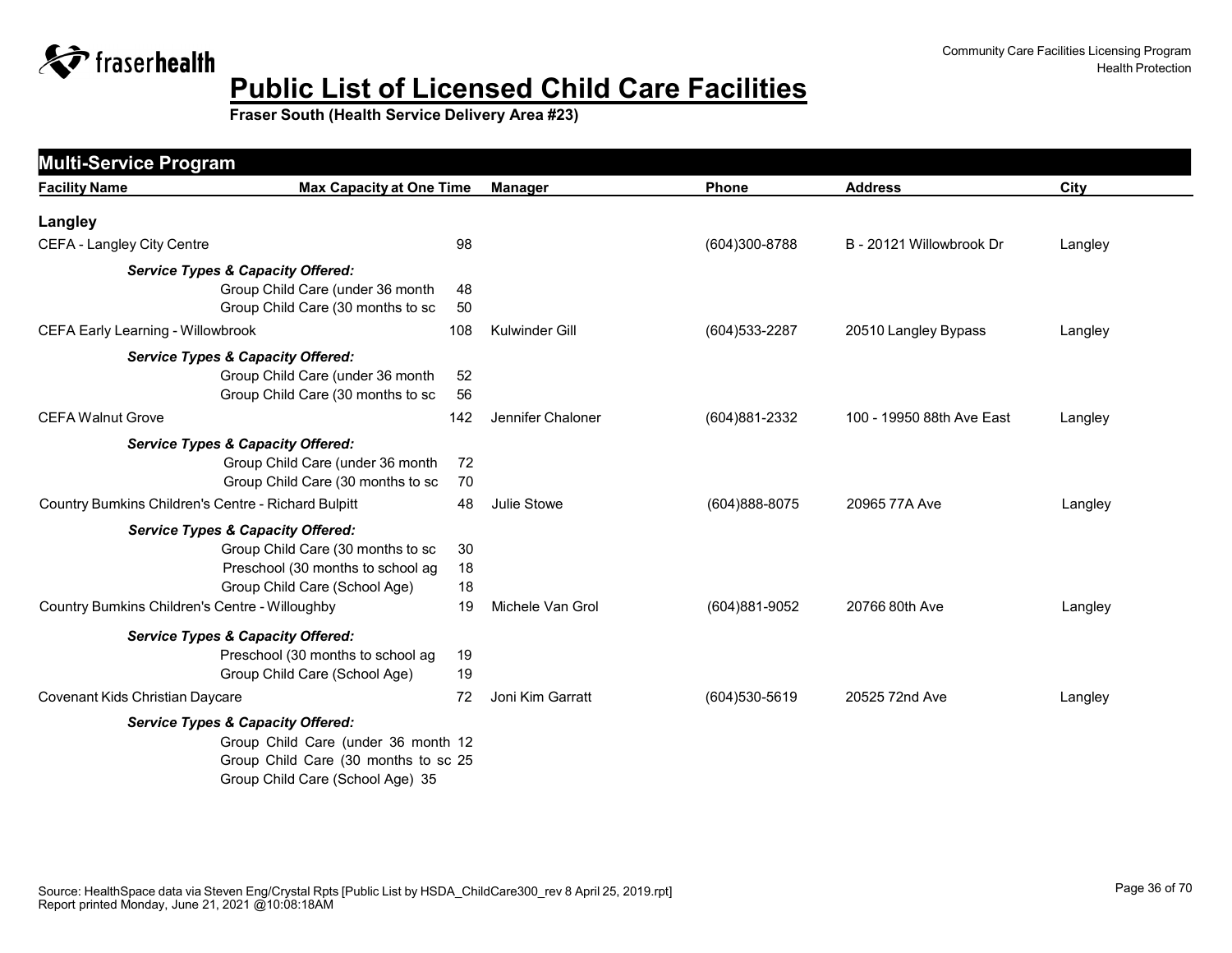# Public List of Licensed Child Care Facilities

**Fraser South (Health Service Delivery Area #23)**

## Multi-Service Program

| Facility Name | Max Capacity at One Time | Manager | Phone | Address | City |
|---|---|---|---|---|---|
| **Langley** | | | | | |
| CEFA - Langley City Centre | 98 | | (604)300-8788 | B - 20121 Willowbrook Dr | Langley |
| ***Service Types & Capacity Offered:*** | | | | | |
| Group Child Care (under 36 month | 48 | | | | |
| Group Child Care (30 months to sc | 50 | | | | |
| CEFA Early Learning - Willowbrook | 108 | Kulwinder Gill | (604)533-2287 | 20510 Langley Bypass | Langley |
| ***Service Types & Capacity Offered:*** | | | | | |
| Group Child Care (under 36 month | 52 | | | | |
| Group Child Care (30 months to sc | 56 | | | | |
| CEFA Walnut Grove | 142 | Jennifer Chaloner | (604)881-2332 | 100 - 19950 88th Ave East | Langley |
| ***Service Types & Capacity Offered:*** | | | | | |
| Group Child Care (under 36 month | 72 | | | | |
| Group Child Care (30 months to sc | 70 | | | | |
| Country Bumkins Children's Centre - Richard Bulpitt | 48 | Julie Stowe | (604)888-8075 | 20965 77A Ave | Langley |
| ***Service Types & Capacity Offered:*** | | | | | |
| Group Child Care (30 months to sc | 30 | | | | |
| Preschool (30 months to school ag | 18 | | | | |
| Group Child Care (School Age) | 18 | | | | |
| Country Bumkins Children's Centre - Willoughby | 19 | Michele Van Grol | (604)881-9052 | 20766 80th Ave | Langley |
| ***Service Types & Capacity Offered:*** | | | | | |
| Preschool (30 months to school ag | 19 | | | | |
| Group Child Care (School Age) | 19 | | | | |
| Covenant Kids Christian Daycare | 72 | Joni Kim Garratt | (604)530-5619 | 20525 72nd Ave | Langley |
| ***Service Types & Capacity Offered:*** | | | | | |
| Group Child Care (under 36 month | 12 | | | | |
| Group Child Care (30 months to sc | 25 | | | | |
| Group Child Care (School Age) | 35 | | | | |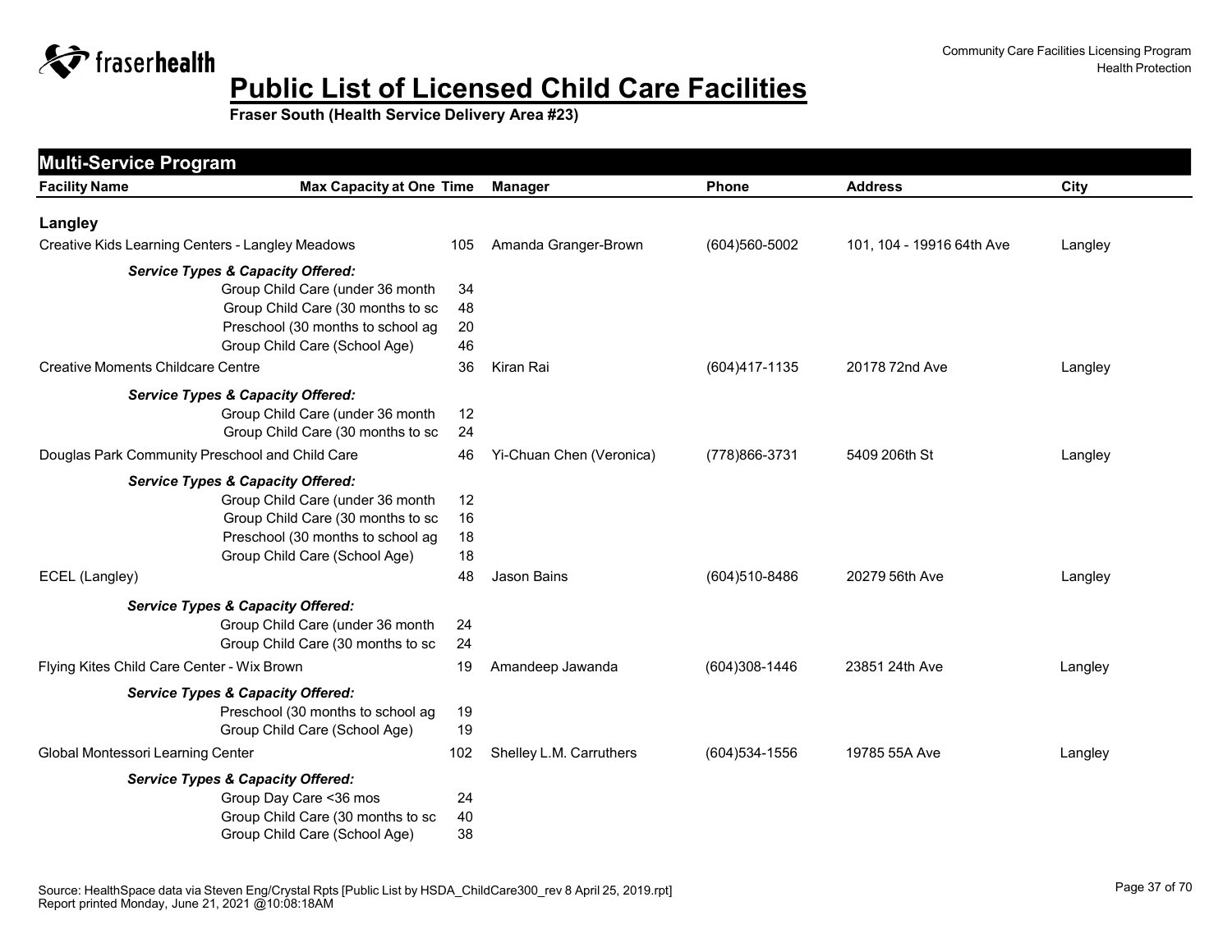# Public List of Licensed Child Care Facilities

**Fraser South (Health Service Delivery Area #23)**

Community Care Facilities Licensing Program
Health Protection

## Multi-Service Program

| Facility Name | Max Capacity at One Time | Manager | Phone | Address | City |
|---|---|---|---|---|---|
| **Langley** | | | | | |
| Creative Kids Learning Centers - Langley Meadows | 105 | Amanda Granger-Brown | (604)560-5002 | 101, 104 - 19916 64th Ave | Langley |
| ***Service Types & Capacity Offered:*** | | | | | |
| Group Child Care (under 36 month | 34 | | | | |
| Group Child Care (30 months to sc | 48 | | | | |
| Preschool (30 months to school ag | 20 | | | | |
| Group Child Care (School Age) | 46 | | | | |
| Creative Moments Childcare Centre | 36 | Kiran Rai | (604)417-1135 | 20178 72nd Ave | Langley |
| ***Service Types & Capacity Offered:*** | | | | | |
| Group Child Care (under 36 month | 12 | | | | |
| Group Child Care (30 months to sc | 24 | | | | |
| Douglas Park Community Preschool and Child Care | 46 | Yi-Chuan Chen (Veronica) | (778)866-3731 | 5409 206th St | Langley |
| ***Service Types & Capacity Offered:*** | | | | | |
| Group Child Care (under 36 month | 12 | | | | |
| Group Child Care (30 months to sc | 16 | | | | |
| Preschool (30 months to school ag | 18 | | | | |
| Group Child Care (School Age) | 18 | | | | |
| ECEL (Langley) | 48 | Jason Bains | (604)510-8486 | 20279 56th Ave | Langley |
| ***Service Types & Capacity Offered:*** | | | | | |
| Group Child Care (under 36 month | 24 | | | | |
| Group Child Care (30 months to sc | 24 | | | | |
| Flying Kites Child Care Center - Wix Brown | 19 | Amandeep Jawanda | (604)308-1446 | 23851 24th Ave | Langley |
| ***Service Types & Capacity Offered:*** | | | | | |
| Preschool (30 months to school ag | 19 | | | | |
| Group Child Care (School Age) | 19 | | | | |
| Global Montessori Learning Center | 102 | Shelley L.M. Carruthers | (604)534-1556 | 19785 55A Ave | Langley |
| ***Service Types & Capacity Offered:*** | | | | | |
| Group Day Care <36 mos | 24 | | | | |
| Group Child Care (30 months to sc | 40 | | | | |
| Group Child Care (School Age) | 38 | | | | |

Source: HealthSpace data via Steven Eng/Crystal Rpts [Public List by HSDA_ChildCare300_rev 8 April 25, 2019.rpt]
Report printed Monday, June 21, 2021 @10:08:18AM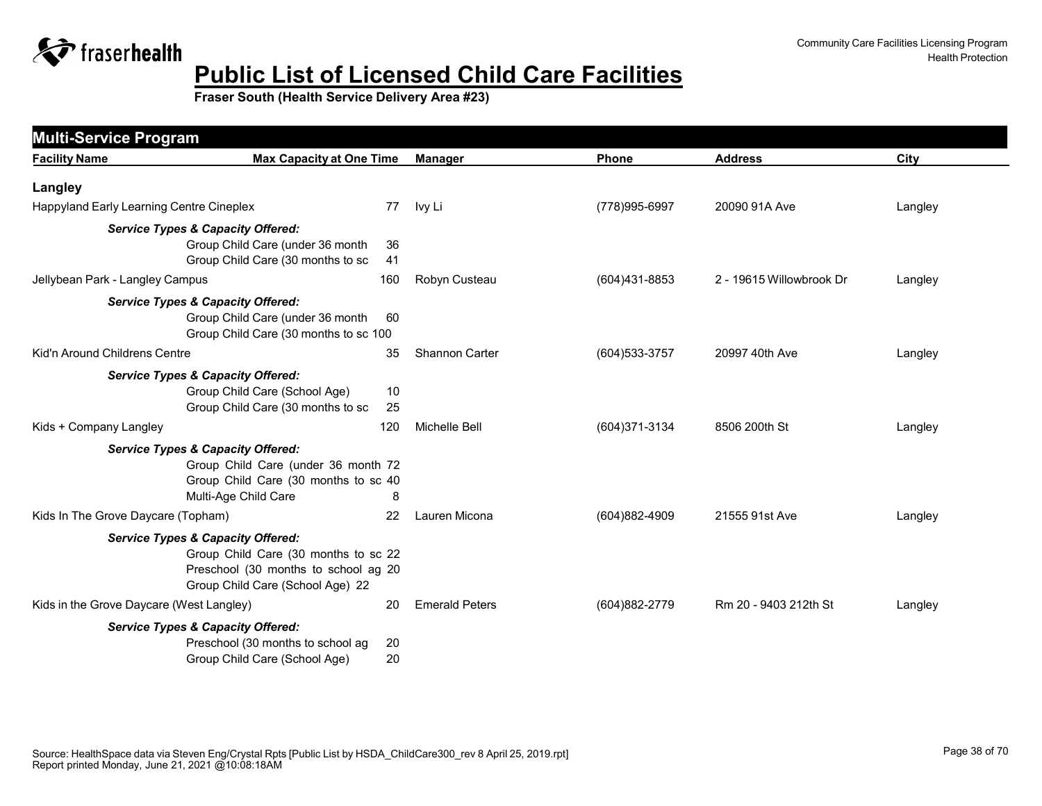# Public List of Licensed Child Care Facilities

**Fraser South (Health Service Delivery Area #23)**

## Multi-Service Program

| Facility Name | Max Capacity at One Time | Manager | Phone | Address | City |
|---|---|---|---|---|---|
| **Langley** | | | | | |
| Happyland Early Learning Centre Cineplex | 77 | Ivy Li | (778)995-6997 | 20090 91A Ave | Langley |
| ***Service Types & Capacity Offered:*** | | | | | |
| Group Child Care (under 36 month | 36 | | | | |
| Group Child Care (30 months to sc | 41 | | | | |
| Jellybean Park - Langley Campus | 160 | Robyn Custeau | (604)431-8853 | 2 - 19615 Willowbrook Dr | Langley |
| ***Service Types & Capacity Offered:*** | | | | | |
| Group Child Care (under 36 month | 60 | | | | |
| Group Child Care (30 months to sc | 100 | | | | |
| Kid'n Around Childrens Centre | 35 | Shannon Carter | (604)533-3757 | 20997 40th Ave | Langley |
| ***Service Types & Capacity Offered:*** | | | | | |
| Group Child Care (School Age) | 10 | | | | |
| Group Child Care (30 months to sc | 25 | | | | |
| Kids + Company Langley | 120 | Michelle Bell | (604)371-3134 | 8506 200th St | Langley |
| ***Service Types & Capacity Offered:*** | | | | | |
| Group Child Care (under 36 month | 72 | | | | |
| Group Child Care (30 months to sc | 40 | | | | |
| Multi-Age Child Care | 8 | | | | |
| Kids In The Grove Daycare (Topham) | 22 | Lauren Micona | (604)882-4909 | 21555 91st Ave | Langley |
| ***Service Types & Capacity Offered:*** | | | | | |
| Group Child Care (30 months to sc | 22 | | | | |
| Preschool (30 months to school ag | 20 | | | | |
| Group Child Care (School Age) | 22 | | | | |
| Kids in the Grove Daycare (West Langley) | 20 | Emerald Peters | (604)882-2779 | Rm 20 - 9403 212th St | Langley |
| ***Service Types & Capacity Offered:*** | | | | | |
| Preschool (30 months to school ag | 20 | | | | |
| Group Child Care (School Age) | 20 | | | | |

Source: HealthSpace data via Steven Eng/Crystal Rpts [Public List by HSDA_ChildCare300_rev 8 April 25, 2019.rpt]
Report printed Monday, June 21, 2021 @10:08:18AM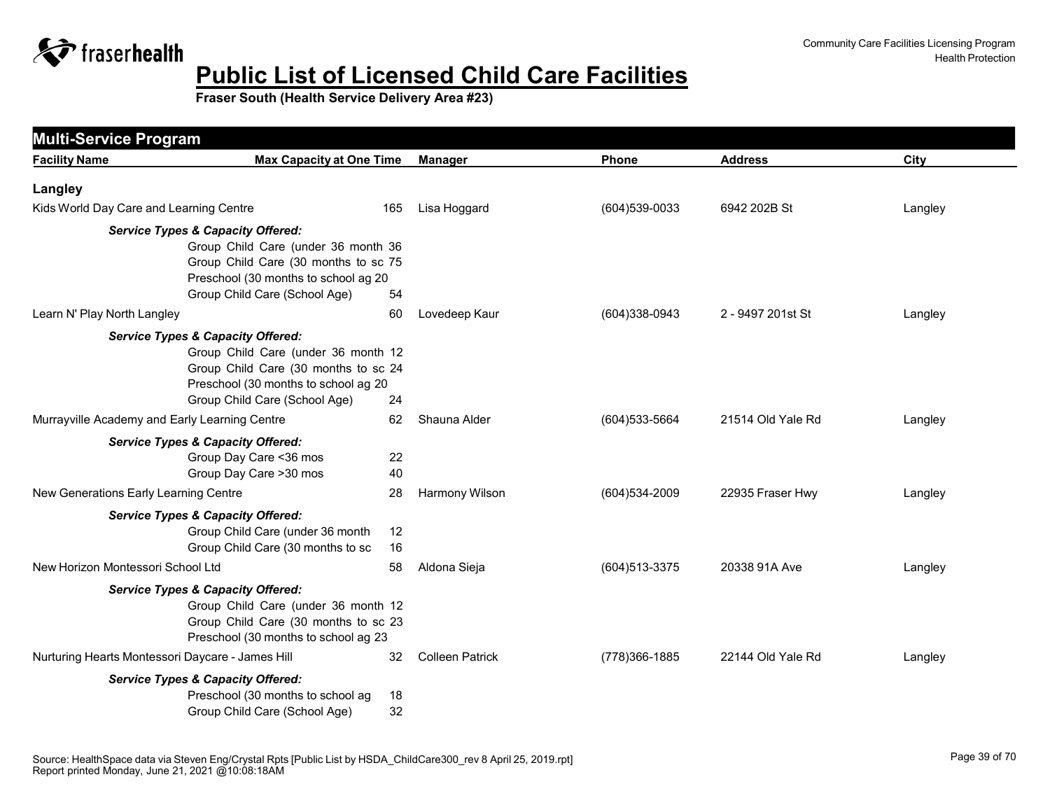# Public List of Licensed Child Care Facilities

**Fraser South (Health Service Delivery Area #23)**

Community Care Facilities Licensing Program
Health Protection

## Multi-Service Program

| Facility Name | Max Capacity at One Time | Manager | Phone | Address | City |
|---|---|---|---|---|---|
| **Langley** | | | | | |
| Kids World Day Care and Learning Centre | 165 | Lisa Hoggard | (604)539-0033 | 6942 202B St | Langley |
| *Service Types & Capacity Offered:* | | | | | |
| Group Child Care (under 36 month | 36 | | | | |
| Group Child Care (30 months to sc | 75 | | | | |
| Preschool (30 months to school ag | 20 | | | | |
| Group Child Care (School Age) | 54 | | | | |
| Learn N' Play North Langley | 60 | Lovedeep Kaur | (604)338-0943 | 2 - 9497 201st St | Langley |
| *Service Types & Capacity Offered:* | | | | | |
| Group Child Care (under 36 month | 12 | | | | |
| Group Child Care (30 months to sc | 24 | | | | |
| Preschool (30 months to school ag | 20 | | | | |
| Group Child Care (School Age) | 24 | | | | |
| Murrayville Academy and Early Learning Centre | 62 | Shauna Alder | (604)533-5664 | 21514 Old Yale Rd | Langley |
| *Service Types & Capacity Offered:* | | | | | |
| Group Day Care <36 mos | 22 | | | | |
| Group Day Care >30 mos | 40 | | | | |
| New Generations Early Learning Centre | 28 | Harmony Wilson | (604)534-2009 | 22935 Fraser Hwy | Langley |
| *Service Types & Capacity Offered:* | | | | | |
| Group Child Care (under 36 month | 12 | | | | |
| Group Child Care (30 months to sc | 16 | | | | |
| New Horizon Montessori School Ltd | 58 | Aldona Sieja | (604)513-3375 | 20338 91A Ave | Langley |
| *Service Types & Capacity Offered:* | | | | | |
| Group Child Care (under 36 month | 12 | | | | |
| Group Child Care (30 months to sc | 23 | | | | |
| Preschool (30 months to school ag | 23 | | | | |
| Nurturing Hearts Montessori Daycare - James Hill | 32 | Colleen Patrick | (778)366-1885 | 22144 Old Yale Rd | Langley |
| *Service Types & Capacity Offered:* | | | | | |
| Preschool (30 months to school ag | 18 | | | | |
| Group Child Care (School Age) | 32 | | | | |

Source: HealthSpace data via Steven Eng/Crystal Rpts [Public List by HSDA_ChildCare300_rev 8 April 25, 2019.rpt]
Report printed Monday, June 21, 2021 @10:08:18AM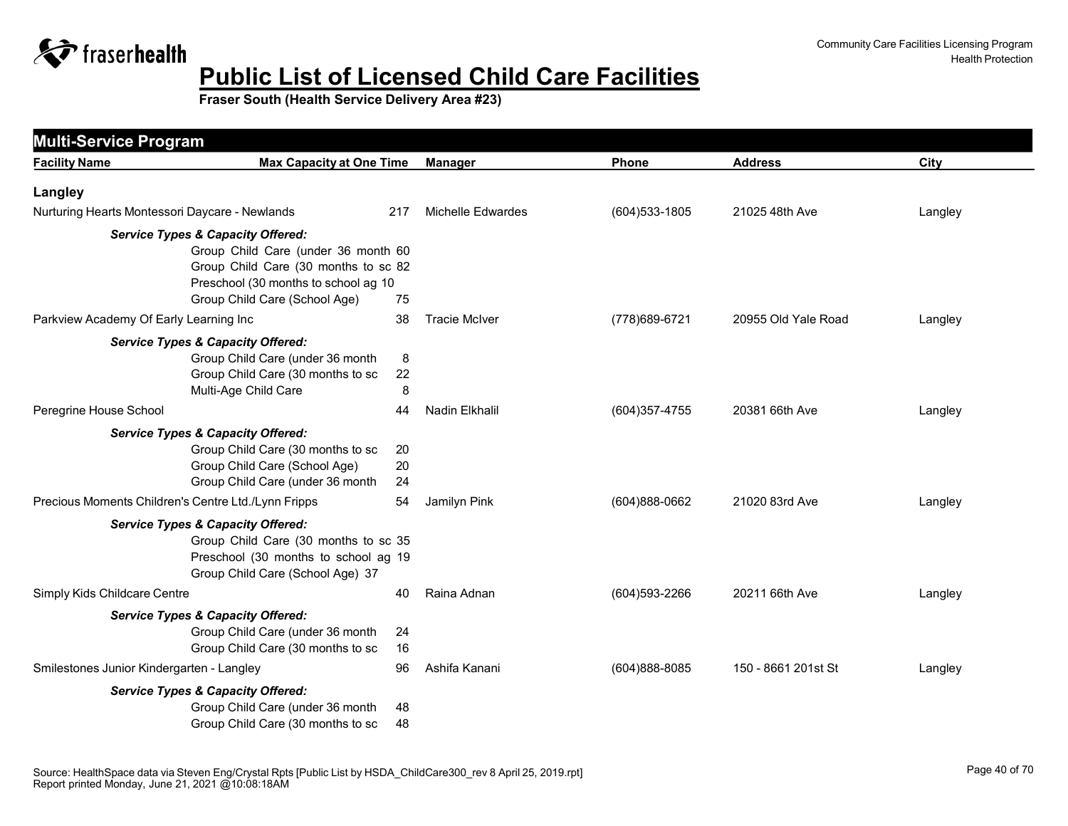# Public List of Licensed Child Care Facilities

**Fraser South (Health Service Delivery Area #23)**

## Multi-Service Program

| Facility Name | Max Capacity at One Time | Manager | Phone | Address | City |
|---|---|---|---|---|---|
| **Langley** | | | | | |
| Nurturing Hearts Montessori Daycare - Newlands | 217 | Michelle Edwardes | (604)533-1805 | 21025 48th Ave | Langley |
| ***Service Types & Capacity Offered:*** | | | | | |
| Group Child Care (under 36 month | 60 | | | | |
| Group Child Care (30 months to sc | 82 | | | | |
| Preschool (30 months to school ag | 10 | | | | |
| Group Child Care (School Age) | 75 | | | | |
| Parkview Academy Of Early Learning Inc | 38 | Tracie McIver | (778)689-6721 | 20955 Old Yale Road | Langley |
| ***Service Types & Capacity Offered:*** | | | | | |
| Group Child Care (under 36 month | 8 | | | | |
| Group Child Care (30 months to sc | 22 | | | | |
| Multi-Age Child Care | 8 | | | | |
| Peregrine House School | 44 | Nadin Elkhalil | (604)357-4755 | 20381 66th Ave | Langley |
| ***Service Types & Capacity Offered:*** | | | | | |
| Group Child Care (30 months to sc | 20 | | | | |
| Group Child Care (School Age) | 20 | | | | |
| Group Child Care (under 36 month | 24 | | | | |
| Precious Moments Children's Centre Ltd./Lynn Fripps | 54 | Jamilyn Pink | (604)888-0662 | 21020 83rd Ave | Langley |
| ***Service Types & Capacity Offered:*** | | | | | |
| Group Child Care (30 months to sc | 35 | | | | |
| Preschool (30 months to school ag | 19 | | | | |
| Group Child Care (School Age) | 37 | | | | |
| Simply Kids Childcare Centre | 40 | Raina Adnan | (604)593-2266 | 20211 66th Ave | Langley |
| ***Service Types & Capacity Offered:*** | | | | | |
| Group Child Care (under 36 month | 24 | | | | |
| Group Child Care (30 months to sc | 16 | | | | |
| Smilestones Junior Kindergarten - Langley | 96 | Ashifa Kanani | (604)888-8085 | 150 - 8661 201st St | Langley |
| ***Service Types & Capacity Offered:*** | | | | | |
| Group Child Care (under 36 month | 48 | | | | |
| Group Child Care (30 months to sc | 48 | | | | |

Source: HealthSpace data via Steven Eng/Crystal Rpts [Public List by HSDA_ChildCare300_rev 8 April 25, 2019.rpt]
Report printed Monday, June 21, 2021 @10:08:18AM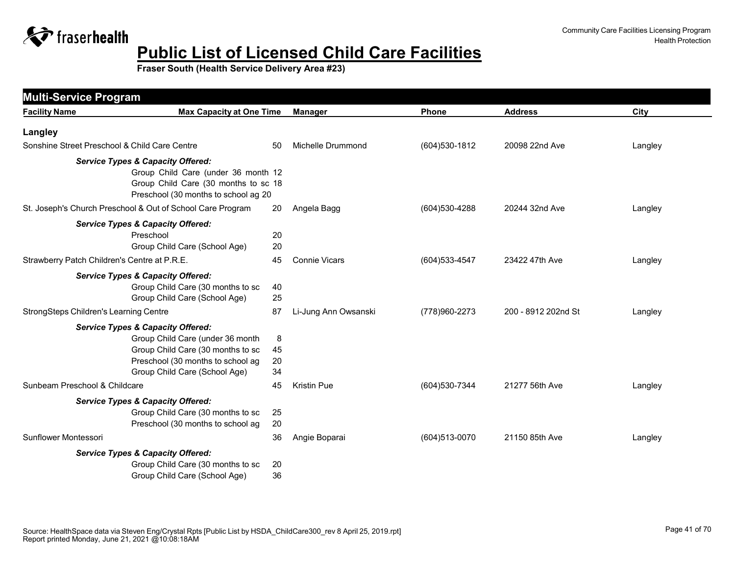# Public List of Licensed Child Care Facilities

**Fraser South (Health Service Delivery Area #23)**

Community Care Facilities Licensing Program
Health Protection

## Multi-Service Program

| Facility Name | Max Capacity at One Time | Manager | Phone | Address | City |
|---|---|---|---|---|---|

### Langley

| Facility Name | Max Capacity at One Time | Manager | Phone | Address | City |
|---|---|---|---|---|---|
| Sonshine Street Preschool & Child Care Centre | 50 | Michelle Drummond | (604)530-1812 | 20098 22nd Ave | Langley |

***Service Types & Capacity Offered:***
- Group Child Care (under 36 month 12
- Group Child Care (30 months to sc 18
- Preschool (30 months to school ag 20

| Facility Name | Max Capacity at One Time | Manager | Phone | Address | City |
|---|---|---|---|---|---|
| St. Joseph's Church Preschool & Out of School Care Program | 20 | Angela Bagg | (604)530-4288 | 20244 32nd Ave | Langley |

***Service Types & Capacity Offered:***
- Preschool 20
- Group Child Care (School Age) 20

| Facility Name | Max Capacity at One Time | Manager | Phone | Address | City |
|---|---|---|---|---|---|
| Strawberry Patch Children's Centre at P.R.E. | 45 | Connie Vicars | (604)533-4547 | 23422 47th Ave | Langley |

***Service Types & Capacity Offered:***
- Group Child Care (30 months to sc 40
- Group Child Care (School Age) 25

| Facility Name | Max Capacity at One Time | Manager | Phone | Address | City |
|---|---|---|---|---|---|
| StrongSteps Children's Learning Centre | 87 | Li-Jung Ann Owsanski | (778)960-2273 | 200 - 8912 202nd St | Langley |

***Service Types & Capacity Offered:***
- Group Child Care (under 36 month 8
- Group Child Care (30 months to sc 45
- Preschool (30 months to school ag 20
- Group Child Care (School Age) 34

| Facility Name | Max Capacity at One Time | Manager | Phone | Address | City |
|---|---|---|---|---|---|
| Sunbeam Preschool & Childcare | 45 | Kristin Pue | (604)530-7344 | 21277 56th Ave | Langley |

***Service Types & Capacity Offered:***
- Group Child Care (30 months to sc 25
- Preschool (30 months to school ag 20

| Facility Name | Max Capacity at One Time | Manager | Phone | Address | City |
|---|---|---|---|---|---|
| Sunflower Montessori | 36 | Angie Boparai | (604)513-0070 | 21150 85th Ave | Langley |

***Service Types & Capacity Offered:***
- Group Child Care (30 months to sc 20
- Group Child Care (School Age) 36

Source: HealthSpace data via Steven Eng/Crystal Rpts [Public List by HSDA_ChildCare300_rev 8 April 25, 2019.rpt]
Report printed Monday, June 21, 2021 @10:08:18AM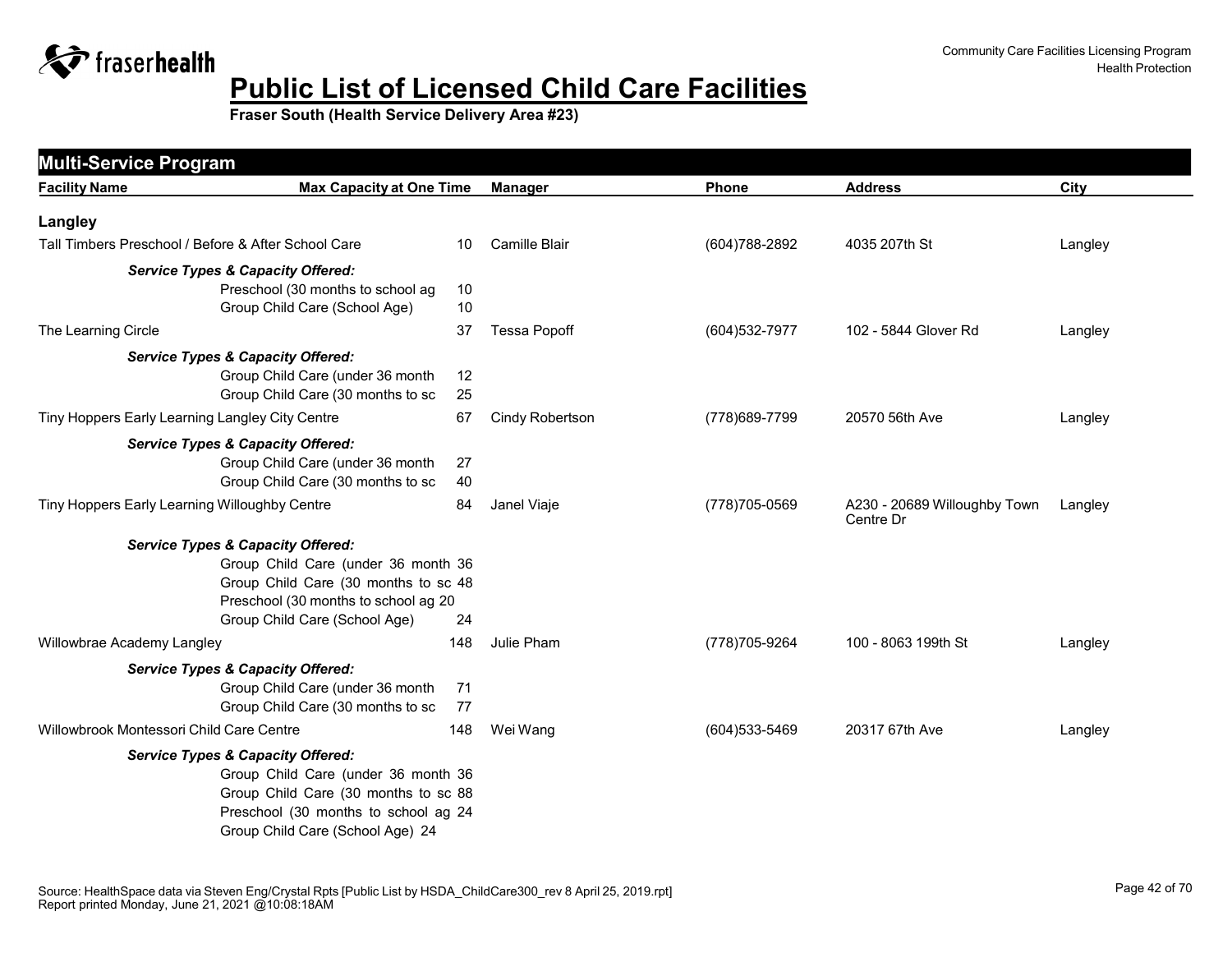# Public List of Licensed Child Care Facilities

**Fraser South (Health Service Delivery Area #23)**

## Multi-Service Program

| Facility Name | Max Capacity at One Time | Manager | Phone | Address | City |
|---|---|---|---|---|---|
| **Langley** | | | | | |
| Tall Timbers Preschool / Before & After School Care | 10 | Camille Blair | (604)788-2892 | 4035 207th St | Langley |
| ***Service Types & Capacity Offered:*** | | | | | |
| Preschool (30 months to school ag | 10 | | | | |
| Group Child Care (School Age) | 10 | | | | |
| The Learning Circle | 37 | Tessa Popoff | (604)532-7977 | 102 - 5844 Glover Rd | Langley |
| ***Service Types & Capacity Offered:*** | | | | | |
| Group Child Care (under 36 month | 12 | | | | |
| Group Child Care (30 months to sc | 25 | | | | |
| Tiny Hoppers Early Learning Langley City Centre | 67 | Cindy Robertson | (778)689-7799 | 20570 56th Ave | Langley |
| ***Service Types & Capacity Offered:*** | | | | | |
| Group Child Care (under 36 month | 27 | | | | |
| Group Child Care (30 months to sc | 40 | | | | |
| Tiny Hoppers Early Learning Willoughby Centre | 84 | Janel Viaje | (778)705-0569 | A230 - 20689 Willoughby Town Centre Dr | Langley |
| ***Service Types & Capacity Offered:*** | | | | | |
| Group Child Care (under 36 month | 36 | | | | |
| Group Child Care (30 months to sc | 48 | | | | |
| Preschool (30 months to school ag | 20 | | | | |
| Group Child Care (School Age) | 24 | | | | |
| Willowbrae Academy Langley | 148 | Julie Pham | (778)705-9264 | 100 - 8063 199th St | Langley |
| ***Service Types & Capacity Offered:*** | | | | | |
| Group Child Care (under 36 month | 71 | | | | |
| Group Child Care (30 months to sc | 77 | | | | |
| Willowbrook Montessori Child Care Centre | 148 | Wei Wang | (604)533-5469 | 20317 67th Ave | Langley |
| ***Service Types & Capacity Offered:*** | | | | | |
| Group Child Care (under 36 month | 36 | | | | |
| Group Child Care (30 months to sc | 88 | | | | |
| Preschool (30 months to school ag | 24 | | | | |
| Group Child Care (School Age) | 24 | | | | |

Source: HealthSpace data via Steven Eng/Crystal Rpts [Public List by HSDA_ChildCare300_rev 8 April 25, 2019.rpt]
Report printed Monday, June 21, 2021 @10:08:18AM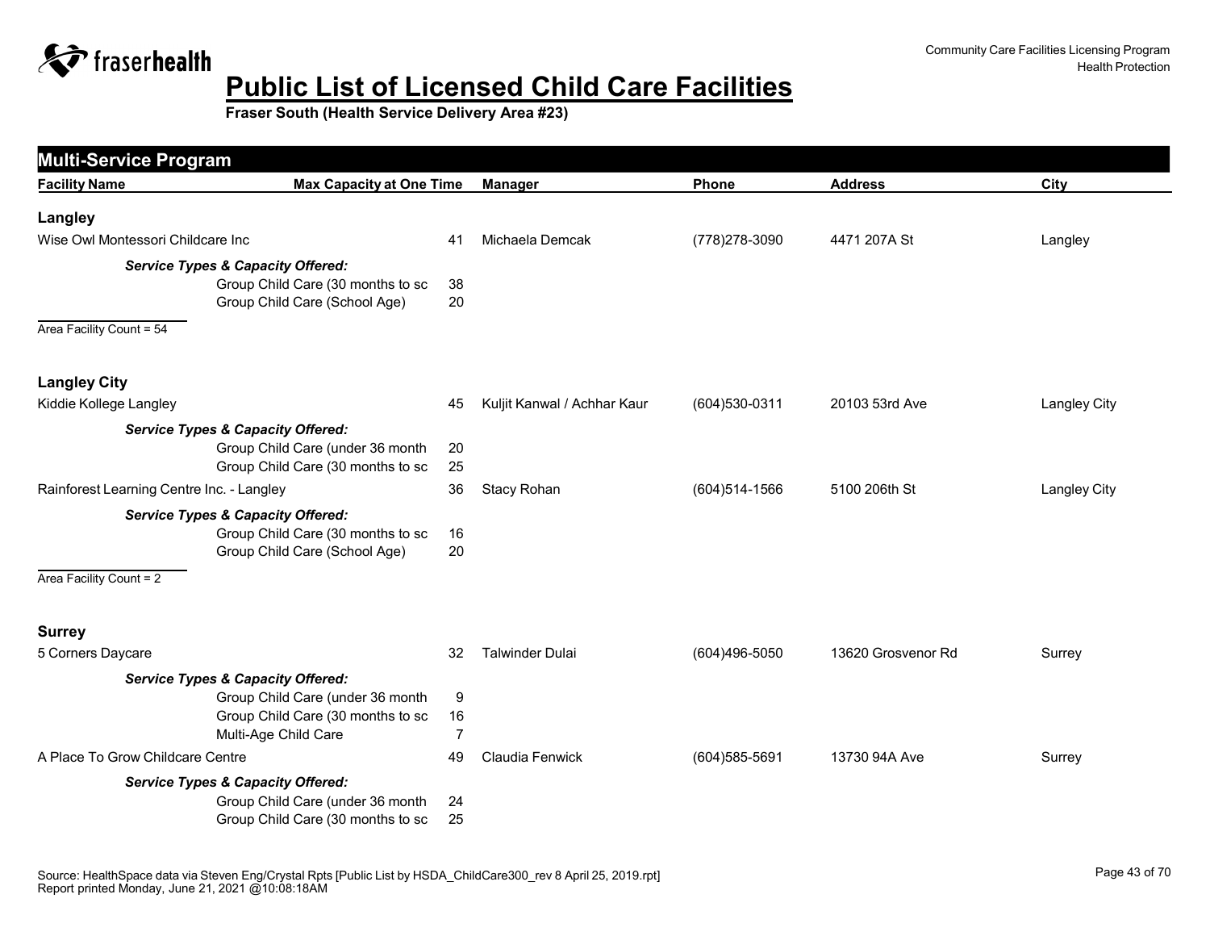# Public List of Licensed Child Care Facilities

**Fraser South (Health Service Delivery Area #23)**

## Multi-Service Program

| Facility Name | Max Capacity at One Time | Manager | Phone | Address | City |
|---|---|---|---|---|---|

### Langley

| Facility Name | Max Capacity at One Time | Manager | Phone | Address | City |
|---|---|---|---|---|---|
| Wise Owl Montessori Childcare Inc | 41 | Michaela Demcak | (778)278-3090 | 4471 207A St | Langley |

***Service Types & Capacity Offered:***

| Service Type | Capacity |
|---|---|
| Group Child Care (30 months to sc | 38 |
| Group Child Care (School Age) | 20 |

Area Facility Count = 54

### Langley City

| Facility Name | Max Capacity at One Time | Manager | Phone | Address | City |
|---|---|---|---|---|---|
| Kiddie Kollege Langley | 45 | Kuljit Kanwal / Achhar Kaur | (604)530-0311 | 20103 53rd Ave | Langley City |

***Service Types & Capacity Offered:***

| Service Type | Capacity |
|---|---|
| Group Child Care (under 36 month | 20 |
| Group Child Care (30 months to sc | 25 |

| Facility Name | Max Capacity at One Time | Manager | Phone | Address | City |
|---|---|---|---|---|---|
| Rainforest Learning Centre Inc. - Langley | 36 | Stacy Rohan | (604)514-1566 | 5100 206th St | Langley City |

***Service Types & Capacity Offered:***

| Service Type | Capacity |
|---|---|
| Group Child Care (30 months to sc | 16 |
| Group Child Care (School Age) | 20 |

Area Facility Count = 2

### Surrey

| Facility Name | Max Capacity at One Time | Manager | Phone | Address | City |
|---|---|---|---|---|---|
| 5 Corners Daycare | 32 | Talwinder Dulai | (604)496-5050 | 13620 Grosvenor Rd | Surrey |

***Service Types & Capacity Offered:***

| Service Type | Capacity |
|---|---|
| Group Child Care (under 36 month | 9 |
| Group Child Care (30 months to sc | 16 |
| Multi-Age Child Care | 7 |

| Facility Name | Max Capacity at One Time | Manager | Phone | Address | City |
|---|---|---|---|---|---|
| A Place To Grow Childcare Centre | 49 | Claudia Fenwick | (604)585-5691 | 13730 94A Ave | Surrey |

***Service Types & Capacity Offered:***

| Service Type | Capacity |
|---|---|
| Group Child Care (under 36 month | 24 |
| Group Child Care (30 months to sc | 25 |

Source: HealthSpace data via Steven Eng/Crystal Rpts [Public List by HSDA_ChildCare300_rev 8 April 25, 2019.rpt]
Report printed Monday, June 21, 2021 @10:08:18AM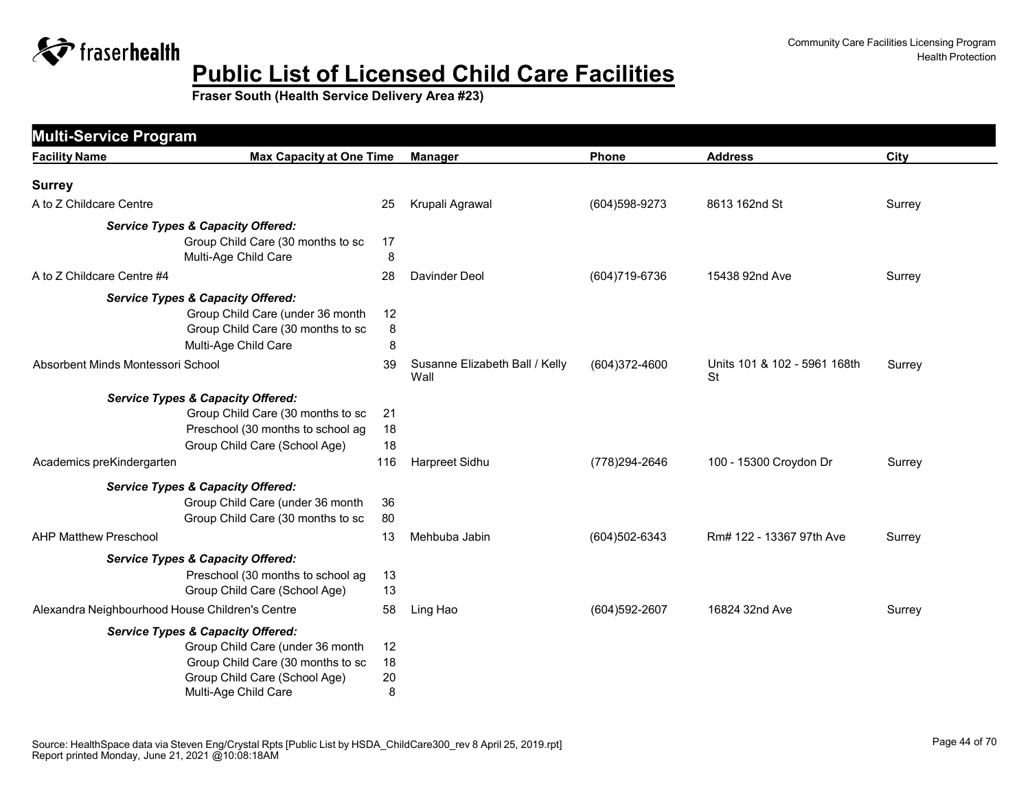# Public List of Licensed Child Care Facilities

**Fraser South (Health Service Delivery Area #23)**

## Multi-Service Program

| Facility Name | Max Capacity at One Time | Manager | Phone | Address | City |
|---|---|---|---|---|---|
| **Surrey** | | | | | |
| A to Z Childcare Centre | 25 | Krupali Agrawal | (604)598-9273 | 8613 162nd St | Surrey |
| *Service Types & Capacity Offered:* | | | | | |
| Group Child Care (30 months to sc | 17 | | | | |
| Multi-Age Child Care | 8 | | | | |
| A to Z Childcare Centre #4 | 28 | Davinder Deol | (604)719-6736 | 15438 92nd Ave | Surrey |
| *Service Types & Capacity Offered:* | | | | | |
| Group Child Care (under 36 month | 12 | | | | |
| Group Child Care (30 months to sc | 8 | | | | |
| Multi-Age Child Care | 8 | | | | |
| Absorbent Minds Montessori School | 39 | Susanne Elizabeth Ball / Kelly Wall | (604)372-4600 | Units 101 & 102 - 5961 168th St | Surrey |
| *Service Types & Capacity Offered:* | | | | | |
| Group Child Care (30 months to sc | 21 | | | | |
| Preschool (30 months to school ag | 18 | | | | |
| Group Child Care (School Age) | 18 | | | | |
| Academics preKindergarten | 116 | Harpreet Sidhu | (778)294-2646 | 100 - 15300 Croydon Dr | Surrey |
| *Service Types & Capacity Offered:* | | | | | |
| Group Child Care (under 36 month | 36 | | | | |
| Group Child Care (30 months to sc | 80 | | | | |
| AHP Matthew Preschool | 13 | Mehbuba Jabin | (604)502-6343 | Rm# 122 - 13367 97th Ave | Surrey |
| *Service Types & Capacity Offered:* | | | | | |
| Preschool (30 months to school ag | 13 | | | | |
| Group Child Care (School Age) | 13 | | | | |
| Alexandra Neighbourhood House Children's Centre | 58 | Ling Hao | (604)592-2607 | 16824 32nd Ave | Surrey |
| *Service Types & Capacity Offered:* | | | | | |
| Group Child Care (under 36 month | 12 | | | | |
| Group Child Care (30 months to sc | 18 | | | | |
| Group Child Care (School Age) | 20 | | | | |
| Multi-Age Child Care | 8 | | | | |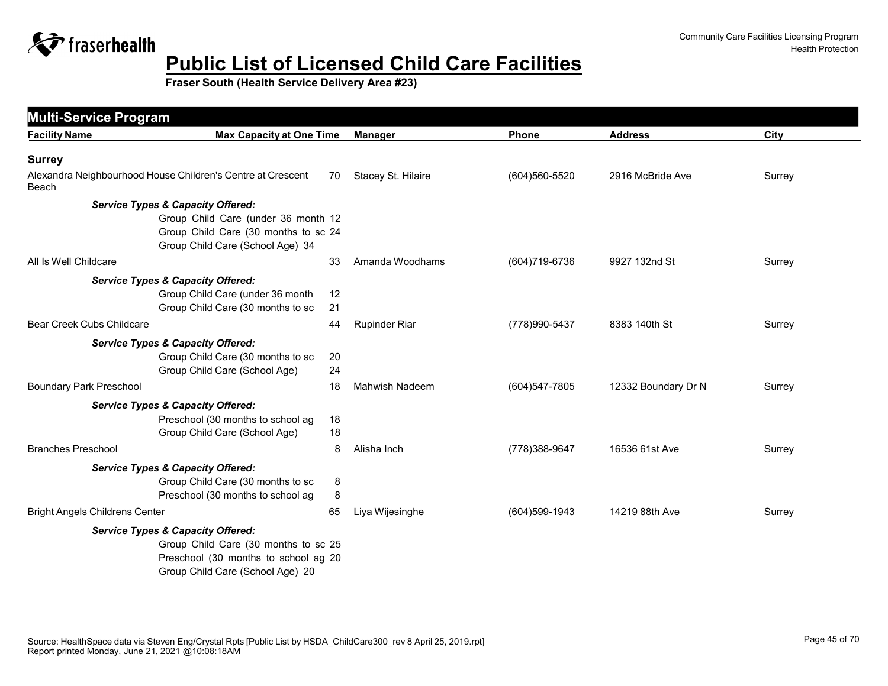# Public List of Licensed Child Care Facilities

**Fraser South (Health Service Delivery Area #23)**

## Multi-Service Program

| Facility Name | Max Capacity at One Time | Manager | Phone | Address | City |
|---|---|---|---|---|---|
| **Surrey** | | | | | |
| Alexandra Neighbourhood House Children's Centre at Crescent Beach | 70 | Stacey St. Hilaire | (604)560-5520 | 2916 McBride Ave | Surrey |
| *Service Types & Capacity Offered:* | | | | | |
| Group Child Care (under 36 month | 12 | | | | |
| Group Child Care (30 months to sc | 24 | | | | |
| Group Child Care (School Age) | 34 | | | | |
| All Is Well Childcare | 33 | Amanda Woodhams | (604)719-6736 | 9927 132nd St | Surrey |
| *Service Types & Capacity Offered:* | | | | | |
| Group Child Care (under 36 month | 12 | | | | |
| Group Child Care (30 months to sc | 21 | | | | |
| Bear Creek Cubs Childcare | 44 | Rupinder Riar | (778)990-5437 | 8383 140th St | Surrey |
| *Service Types & Capacity Offered:* | | | | | |
| Group Child Care (30 months to sc | 20 | | | | |
| Group Child Care (School Age) | 24 | | | | |
| Boundary Park Preschool | 18 | Mahwish Nadeem | (604)547-7805 | 12332 Boundary Dr N | Surrey |
| *Service Types & Capacity Offered:* | | | | | |
| Preschool (30 months to school ag | 18 | | | | |
| Group Child Care (School Age) | 18 | | | | |
| Branches Preschool | 8 | Alisha Inch | (778)388-9647 | 16536 61st Ave | Surrey |
| *Service Types & Capacity Offered:* | | | | | |
| Group Child Care (30 months to sc | 8 | | | | |
| Preschool (30 months to school ag | 8 | | | | |
| Bright Angels Childrens Center | 65 | Liya Wijesinghe | (604)599-1943 | 14219 88th Ave | Surrey |
| *Service Types & Capacity Offered:* | | | | | |
| Group Child Care (30 months to sc | 25 | | | | |
| Preschool (30 months to school ag | 20 | | | | |
| Group Child Care (School Age) | 20 | | | | |

Source: HealthSpace data via Steven Eng/Crystal Rpts [Public List by HSDA_ChildCare300_rev 8 April 25, 2019.rpt]
Report printed Monday, June 21, 2021 @10:08:18AM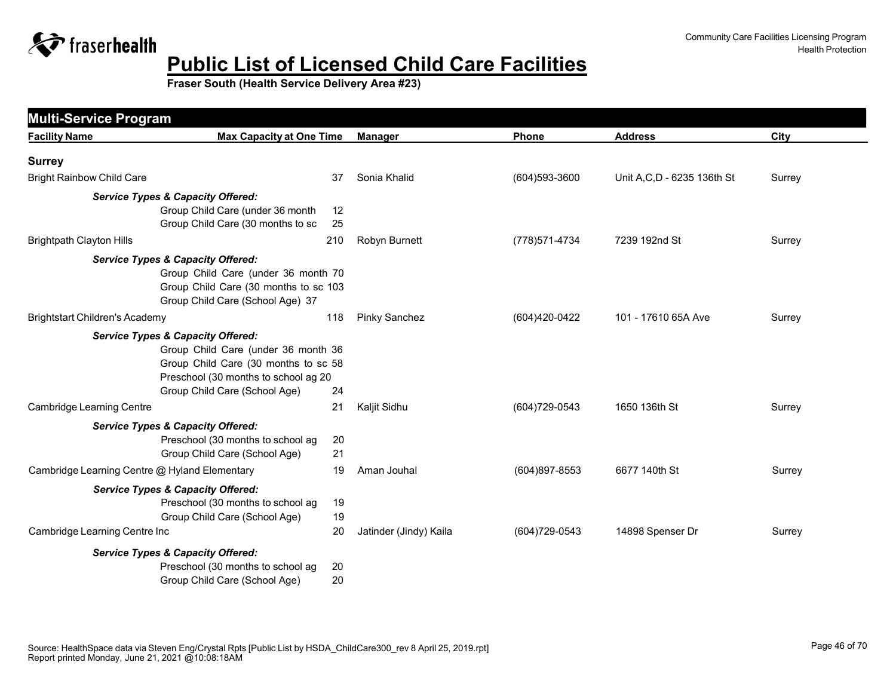# Public List of Licensed Child Care Facilities

**Fraser South (Health Service Delivery Area #23)**

## Multi-Service Program

| Facility Name | Max Capacity at One Time | Manager | Phone | Address | City |
|---|---|---|---|---|---|
| **Surrey** | | | | | |
| Bright Rainbow Child Care | 37 | Sonia Khalid | (604)593-3600 | Unit A,C,D - 6235 136th St | Surrey |
| ***Service Types & Capacity Offered:*** | | | | | |
| Group Child Care (under 36 month | 12 | | | | |
| Group Child Care (30 months to sc | 25 | | | | |
| Brightpath Clayton Hills | 210 | Robyn Burnett | (778)571-4734 | 7239 192nd St | Surrey |
| ***Service Types & Capacity Offered:*** | | | | | |
| Group Child Care (under 36 month | 70 | | | | |
| Group Child Care (30 months to sc | 103 | | | | |
| Group Child Care (School Age) | 37 | | | | |
| Brightstart Children's Academy | 118 | Pinky Sanchez | (604)420-0422 | 101 - 17610 65A Ave | Surrey |
| ***Service Types & Capacity Offered:*** | | | | | |
| Group Child Care (under 36 month | 36 | | | | |
| Group Child Care (30 months to sc | 58 | | | | |
| Preschool (30 months to school ag | 20 | | | | |
| Group Child Care (School Age) | 24 | | | | |
| Cambridge Learning Centre | 21 | Kaljit Sidhu | (604)729-0543 | 1650 136th St | Surrey |
| ***Service Types & Capacity Offered:*** | | | | | |
| Preschool (30 months to school ag | 20 | | | | |
| Group Child Care (School Age) | 21 | | | | |
| Cambridge Learning Centre @ Hyland Elementary | 19 | Aman Jouhal | (604)897-8553 | 6677 140th St | Surrey |
| ***Service Types & Capacity Offered:*** | | | | | |
| Preschool (30 months to school ag | 19 | | | | |
| Group Child Care (School Age) | 19 | | | | |
| Cambridge Learning Centre Inc | 20 | Jatinder (Jindy) Kaila | (604)729-0543 | 14898 Spenser Dr | Surrey |
| ***Service Types & Capacity Offered:*** | | | | | |
| Preschool (30 months to school ag | 20 | | | | |
| Group Child Care (School Age) | 20 | | | | |

Source: HealthSpace data via Steven Eng/Crystal Rpts [Public List by HSDA_ChildCare300_rev 8 April 25, 2019.rpt]
Report printed Monday, June 21, 2021 @10:08:18AM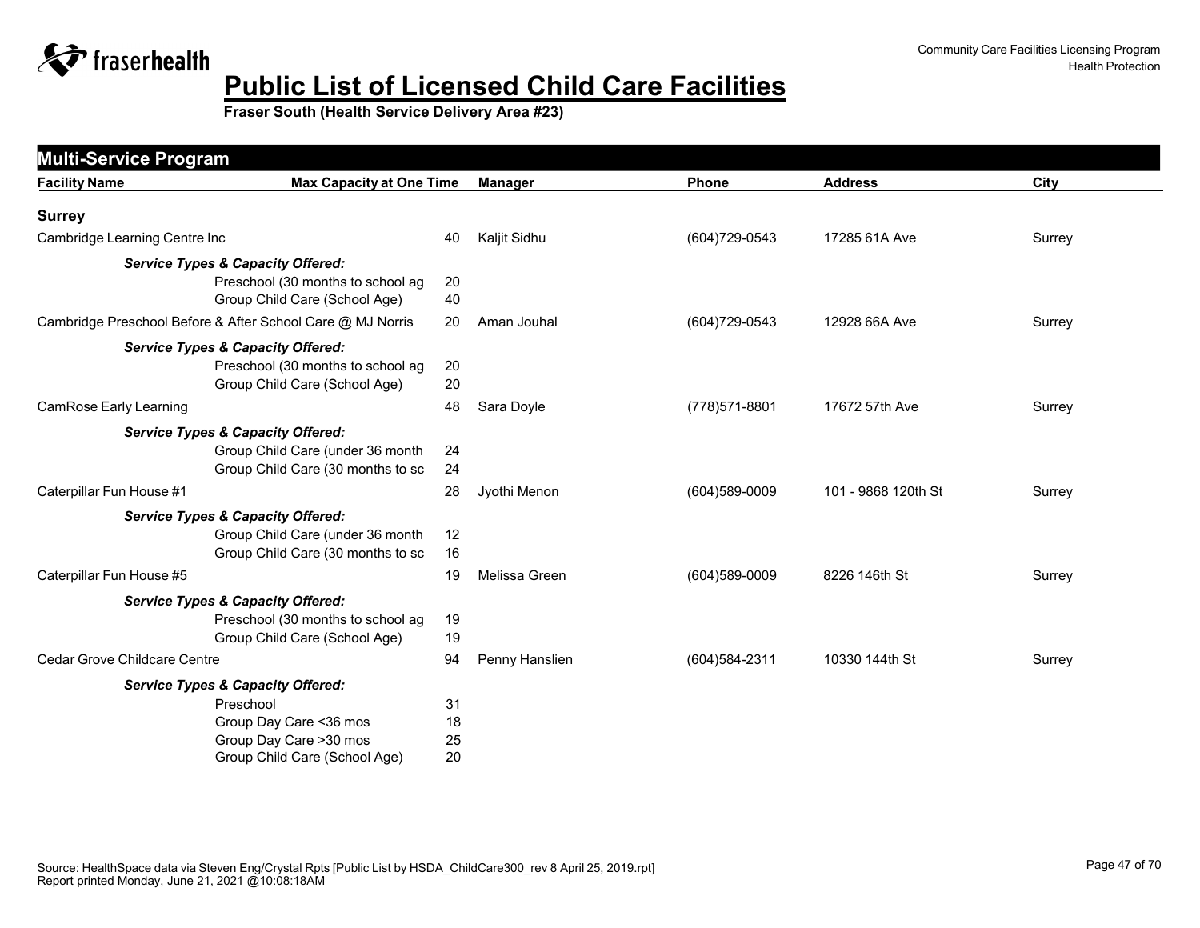# Public List of Licensed Child Care Facilities

**Fraser South (Health Service Delivery Area #23)**

## Multi-Service Program

| Facility Name | Max Capacity at One Time | Manager | Phone | Address | City |
|---|---|---|---|---|---|
| **Surrey** | | | | | |
| Cambridge Learning Centre Inc | 40 | Kaljit Sidhu | (604)729-0543 | 17285 61A Ave | Surrey |
| ***Service Types & Capacity Offered:*** | | | | | |
| Preschool (30 months to school ag | 20 | | | | |
| Group Child Care (School Age) | 40 | | | | |
| Cambridge Preschool Before & After School Care @ MJ Norris | 20 | Aman Jouhal | (604)729-0543 | 12928 66A Ave | Surrey |
| ***Service Types & Capacity Offered:*** | | | | | |
| Preschool (30 months to school ag | 20 | | | | |
| Group Child Care (School Age) | 20 | | | | |
| CamRose Early Learning | 48 | Sara Doyle | (778)571-8801 | 17672 57th Ave | Surrey |
| ***Service Types & Capacity Offered:*** | | | | | |
| Group Child Care (under 36 month | 24 | | | | |
| Group Child Care (30 months to sc | 24 | | | | |
| Caterpillar Fun House #1 | 28 | Jyothi Menon | (604)589-0009 | 101 - 9868 120th St | Surrey |
| ***Service Types & Capacity Offered:*** | | | | | |
| Group Child Care (under 36 month | 12 | | | | |
| Group Child Care (30 months to sc | 16 | | | | |
| Caterpillar Fun House #5 | 19 | Melissa Green | (604)589-0009 | 8226 146th St | Surrey |
| ***Service Types & Capacity Offered:*** | | | | | |
| Preschool (30 months to school ag | 19 | | | | |
| Group Child Care (School Age) | 19 | | | | |
| Cedar Grove Childcare Centre | 94 | Penny Hanslien | (604)584-2311 | 10330 144th St | Surrey |
| ***Service Types & Capacity Offered:*** | | | | | |
| Preschool | 31 | | | | |
| Group Day Care <36 mos | 18 | | | | |
| Group Day Care >30 mos | 25 | | | | |
| Group Child Care (School Age) | 20 | | | | |

Source: HealthSpace data via Steven Eng/Crystal Rpts [Public List by HSDA_ChildCare300_rev 8 April 25, 2019.rpt]
Report printed Monday, June 21, 2021 @10:08:18AM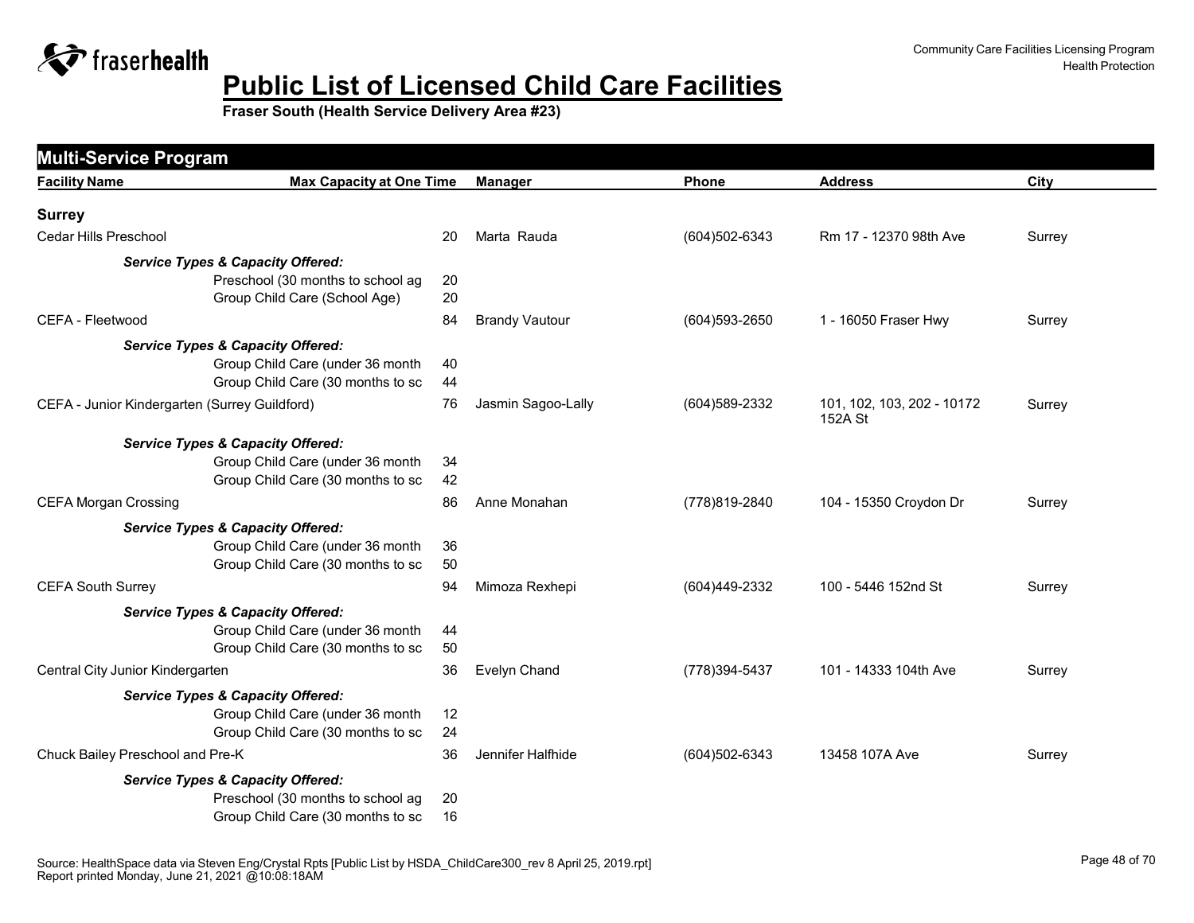# Public List of Licensed Child Care Facilities

**Fraser South (Health Service Delivery Area #23)**

## Multi-Service Program

| Facility Name | Max Capacity at One Time | Manager | Phone | Address | City |
|---|---|---|---|---|---|
| **Surrey** | | | | | |
| Cedar Hills Preschool | 20 | Marta Rauda | (604)502-6343 | Rm 17 - 12370 98th Ave | Surrey |
| ***Service Types & Capacity Offered:*** | | | | | |
| Preschool (30 months to school ag | 20 | | | | |
| Group Child Care (School Age) | 20 | | | | |
| CEFA - Fleetwood | 84 | Brandy Vautour | (604)593-2650 | 1 - 16050 Fraser Hwy | Surrey |
| ***Service Types & Capacity Offered:*** | | | | | |
| Group Child Care (under 36 month | 40 | | | | |
| Group Child Care (30 months to sc | 44 | | | | |
| CEFA - Junior Kindergarten (Surrey Guildford) | 76 | Jasmin Sagoo-Lally | (604)589-2332 | 101, 102, 103, 202 - 10172 152A St | Surrey |
| ***Service Types & Capacity Offered:*** | | | | | |
| Group Child Care (under 36 month | 34 | | | | |
| Group Child Care (30 months to sc | 42 | | | | |
| CEFA Morgan Crossing | 86 | Anne Monahan | (778)819-2840 | 104 - 15350 Croydon Dr | Surrey |
| ***Service Types & Capacity Offered:*** | | | | | |
| Group Child Care (under 36 month | 36 | | | | |
| Group Child Care (30 months to sc | 50 | | | | |
| CEFA South Surrey | 94 | Mimoza Rexhepi | (604)449-2332 | 100 - 5446 152nd St | Surrey |
| ***Service Types & Capacity Offered:*** | | | | | |
| Group Child Care (under 36 month | 44 | | | | |
| Group Child Care (30 months to sc | 50 | | | | |
| Central City Junior Kindergarten | 36 | Evelyn Chand | (778)394-5437 | 101 - 14333 104th Ave | Surrey |
| ***Service Types & Capacity Offered:*** | | | | | |
| Group Child Care (under 36 month | 12 | | | | |
| Group Child Care (30 months to sc | 24 | | | | |
| Chuck Bailey Preschool and Pre-K | 36 | Jennifer Halfhide | (604)502-6343 | 13458 107A Ave | Surrey |
| ***Service Types & Capacity Offered:*** | | | | | |
| Preschool (30 months to school ag | 20 | | | | |
| Group Child Care (30 months to sc | 16 | | | | |

Source: HealthSpace data via Steven Eng/Crystal Rpts [Public List by HSDA_ChildCare300_rev 8 April 25, 2019.rpt]
Report printed Monday, June 21, 2021 @10:08:18AM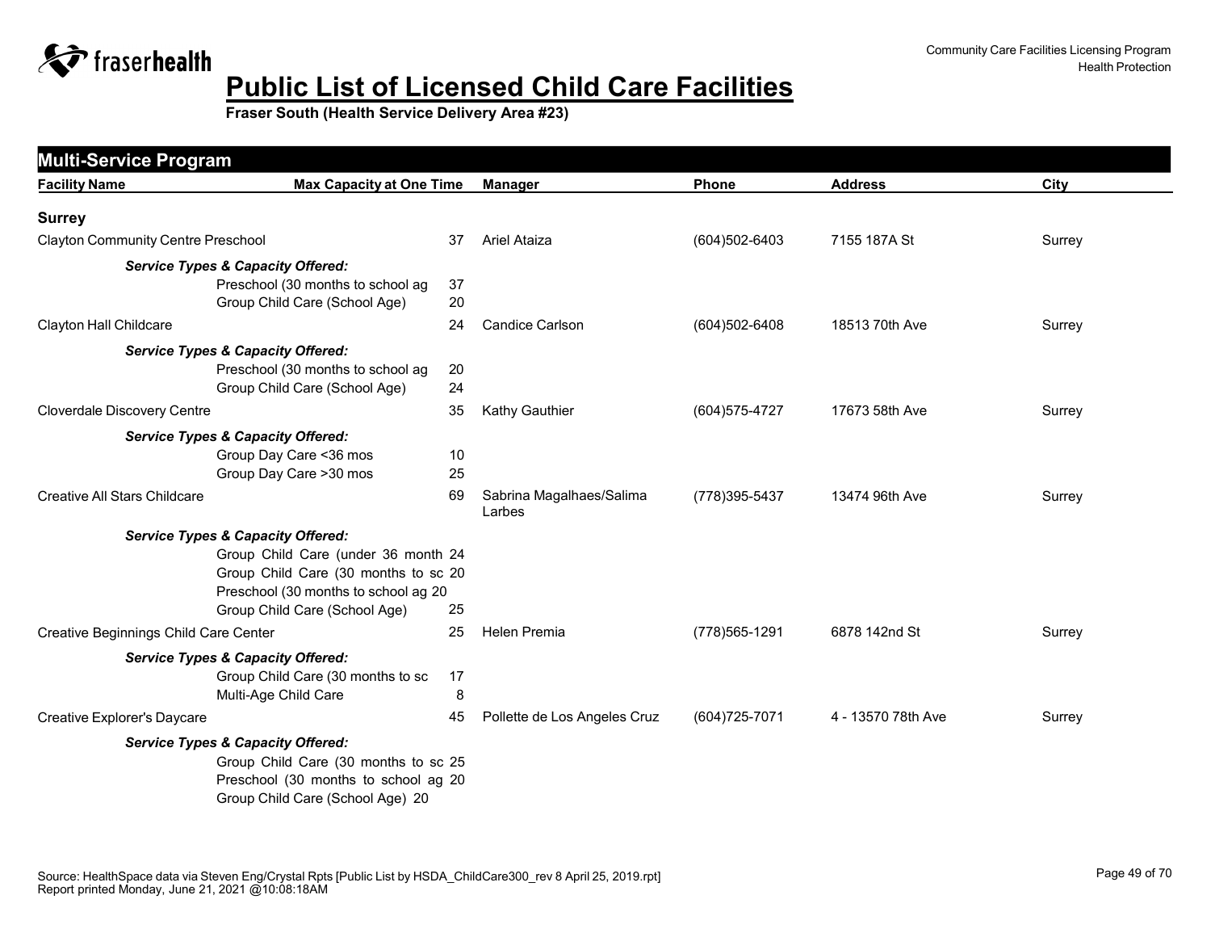# Public List of Licensed Child Care Facilities

**Fraser South (Health Service Delivery Area #23)**

Community Care Facilities Licensing Program
Health Protection

## Multi-Service Program

| Facility Name | Max Capacity at One Time | Manager | Phone | Address | City |
|---|---|---|---|---|---|
| **Surrey** | | | | | |
| Clayton Community Centre Preschool | 37 | Ariel Ataiza | (604)502-6403 | 7155 187A St | Surrey |
| ***Service Types & Capacity Offered:*** | | | | | |
| Preschool (30 months to school ag | 37 | | | | |
| Group Child Care (School Age) | 20 | | | | |
| Clayton Hall Childcare | 24 | Candice Carlson | (604)502-6408 | 18513 70th Ave | Surrey |
| ***Service Types & Capacity Offered:*** | | | | | |
| Preschool (30 months to school ag | 20 | | | | |
| Group Child Care (School Age) | 24 | | | | |
| Cloverdale Discovery Centre | 35 | Kathy Gauthier | (604)575-4727 | 17673 58th Ave | Surrey |
| ***Service Types & Capacity Offered:*** | | | | | |
| Group Day Care <36 mos | 10 | | | | |
| Group Day Care >30 mos | 25 | | | | |
| Creative All Stars Childcare | 69 | Sabrina Magalhaes/Salima Larbes | (778)395-5437 | 13474 96th Ave | Surrey |
| ***Service Types & Capacity Offered:*** | | | | | |
| Group Child Care (under 36 month | 24 | | | | |
| Group Child Care (30 months to sc | 20 | | | | |
| Preschool (30 months to school ag | 20 | | | | |
| Group Child Care (School Age) | 25 | | | | |
| Creative Beginnings Child Care Center | 25 | Helen Premia | (778)565-1291 | 6878 142nd St | Surrey |
| ***Service Types & Capacity Offered:*** | | | | | |
| Group Child Care (30 months to sc | 17 | | | | |
| Multi-Age Child Care | 8 | | | | |
| Creative Explorer's Daycare | 45 | Pollette de Los Angeles Cruz | (604)725-7071 | 4 - 13570 78th Ave | Surrey |
| ***Service Types & Capacity Offered:*** | | | | | |
| Group Child Care (30 months to sc | 25 | | | | |
| Preschool (30 months to school ag | 20 | | | | |
| Group Child Care (School Age) | 20 | | | | |

Source: HealthSpace data via Steven Eng/Crystal Rpts [Public List by HSDA_ChildCare300_rev 8 April 25, 2019.rpt]
Report printed Monday, June 21, 2021 @10:08:18AM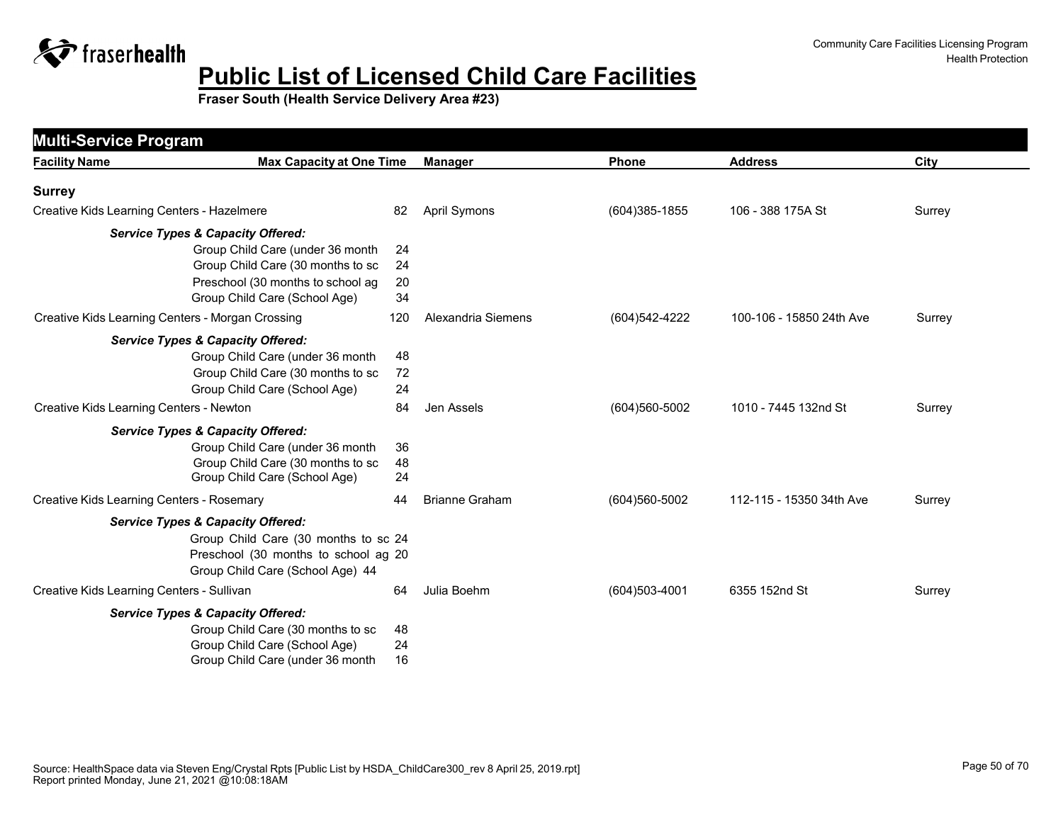# Public List of Licensed Child Care Facilities

**Fraser South (Health Service Delivery Area #23)**

## Multi-Service Program

| Facility Name | Max Capacity at One Time | Manager | Phone | Address | City |
|---|---|---|---|---|---|
| **Surrey** | | | | | |
| Creative Kids Learning Centers - Hazelmere | 82 | April Symons | (604)385-1855 | 106 - 388 175A St | Surrey |
| ***Service Types & Capacity Offered:*** | | | | | |
| Group Child Care (under 36 month | 24 | | | | |
| Group Child Care (30 months to sc | 24 | | | | |
| Preschool (30 months to school ag | 20 | | | | |
| Group Child Care (School Age) | 34 | | | | |
| Creative Kids Learning Centers - Morgan Crossing | 120 | Alexandria Siemens | (604)542-4222 | 100-106 - 15850 24th Ave | Surrey |
| ***Service Types & Capacity Offered:*** | | | | | |
| Group Child Care (under 36 month | 48 | | | | |
| Group Child Care (30 months to sc | 72 | | | | |
| Group Child Care (School Age) | 24 | | | | |
| Creative Kids Learning Centers - Newton | 84 | Jen Assels | (604)560-5002 | 1010 - 7445 132nd St | Surrey |
| ***Service Types & Capacity Offered:*** | | | | | |
| Group Child Care (under 36 month | 36 | | | | |
| Group Child Care (30 months to sc | 48 | | | | |
| Group Child Care (School Age) | 24 | | | | |
| Creative Kids Learning Centers - Rosemary | 44 | Brianne Graham | (604)560-5002 | 112-115 - 15350 34th Ave | Surrey |
| ***Service Types & Capacity Offered:*** | | | | | |
| Group Child Care (30 months to sc | 24 | | | | |
| Preschool (30 months to school ag | 20 | | | | |
| Group Child Care (School Age) | 44 | | | | |
| Creative Kids Learning Centers - Sullivan | 64 | Julia Boehm | (604)503-4001 | 6355 152nd St | Surrey |
| ***Service Types & Capacity Offered:*** | | | | | |
| Group Child Care (30 months to sc | 48 | | | | |
| Group Child Care (School Age) | 24 | | | | |
| Group Child Care (under 36 month | 16 | | | | |

Source: HealthSpace data via Steven Eng/Crystal Rpts [Public List by HSDA_ChildCare300_rev 8 April 25, 2019.rpt]
Report printed Monday, June 21, 2021 @10:08:18AM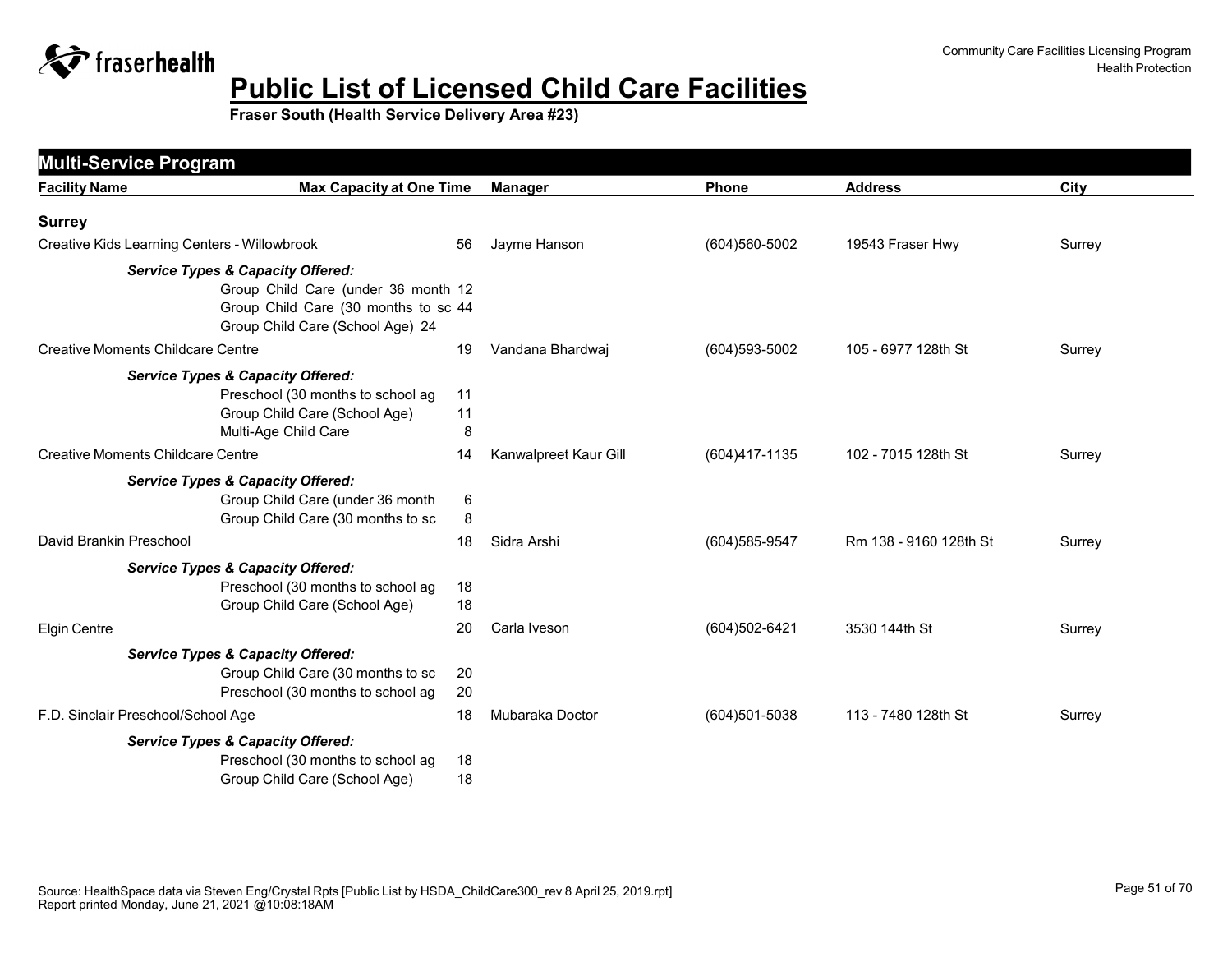# Public List of Licensed Child Care Facilities

**Fraser South (Health Service Delivery Area #23)**

## Multi-Service Program

| Facility Name | Max Capacity at One Time | Manager | Phone | Address | City |
|---|---|---|---|---|---|
| **Surrey** | | | | | |
| Creative Kids Learning Centers - Willowbrook | 56 | Jayme Hanson | (604)560-5002 | 19543 Fraser Hwy | Surrey |
| ***Service Types & Capacity Offered:*** | | | | | |
| Group Child Care (under 36 month | 12 | | | | |
| Group Child Care (30 months to sc | 44 | | | | |
| Group Child Care (School Age) | 24 | | | | |
| Creative Moments Childcare Centre | 19 | Vandana Bhardwaj | (604)593-5002 | 105 - 6977 128th St | Surrey |
| ***Service Types & Capacity Offered:*** | | | | | |
| Preschool (30 months to school ag | 11 | | | | |
| Group Child Care (School Age) | 11 | | | | |
| Multi-Age Child Care | 8 | | | | |
| Creative Moments Childcare Centre | 14 | Kanwalpreet Kaur Gill | (604)417-1135 | 102 - 7015 128th St | Surrey |
| ***Service Types & Capacity Offered:*** | | | | | |
| Group Child Care (under 36 month | 6 | | | | |
| Group Child Care (30 months to sc | 8 | | | | |
| David Brankin Preschool | 18 | Sidra Arshi | (604)585-9547 | Rm 138 - 9160 128th St | Surrey |
| ***Service Types & Capacity Offered:*** | | | | | |
| Preschool (30 months to school ag | 18 | | | | |
| Group Child Care (School Age) | 18 | | | | |
| Elgin Centre | 20 | Carla Iveson | (604)502-6421 | 3530 144th St | Surrey |
| ***Service Types & Capacity Offered:*** | | | | | |
| Group Child Care (30 months to sc | 20 | | | | |
| Preschool (30 months to school ag | 20 | | | | |
| F.D. Sinclair Preschool/School Age | 18 | Mubaraka Doctor | (604)501-5038 | 113 - 7480 128th St | Surrey |
| ***Service Types & Capacity Offered:*** | | | | | |
| Preschool (30 months to school ag | 18 | | | | |
| Group Child Care (School Age) | 18 | | | | |

Source: HealthSpace data via Steven Eng/Crystal Rpts [Public List by HSDA_ChildCare300_rev 8 April 25, 2019.rpt]
Report printed Monday, June 21, 2021 @10:08:18AM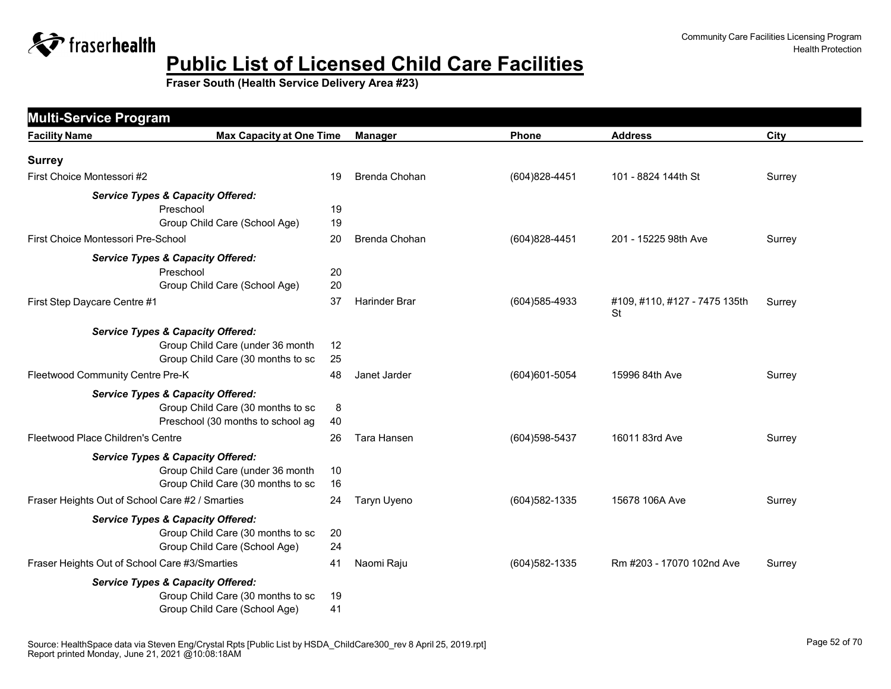# Public List of Licensed Child Care Facilities

**Fraser South (Health Service Delivery Area #23)**

## Multi-Service Program

| Facility Name | Max Capacity at One Time | Manager | Phone | Address | City |
|---|---|---|---|---|---|
| **Surrey** | | | | | |
| First Choice Montessori #2 | 19 | Brenda Chohan | (604)828-4451 | 101 - 8824 144th St | Surrey |
| ***Service Types & Capacity Offered:*** | | | | | |
| Preschool | 19 | | | | |
| Group Child Care (School Age) | 19 | | | | |
| First Choice Montessori Pre-School | 20 | Brenda Chohan | (604)828-4451 | 201 - 15225 98th Ave | Surrey |
| ***Service Types & Capacity Offered:*** | | | | | |
| Preschool | 20 | | | | |
| Group Child Care (School Age) | 20 | | | | |
| First Step Daycare Centre #1 | 37 | Harinder Brar | (604)585-4933 | #109, #110, #127 - 7475 135th St | Surrey |
| ***Service Types & Capacity Offered:*** | | | | | |
| Group Child Care (under 36 month | 12 | | | | |
| Group Child Care (30 months to sc | 25 | | | | |
| Fleetwood Community Centre Pre-K | 48 | Janet Jarder | (604)601-5054 | 15996 84th Ave | Surrey |
| ***Service Types & Capacity Offered:*** | | | | | |
| Group Child Care (30 months to sc | 8 | | | | |
| Preschool (30 months to school ag | 40 | | | | |
| Fleetwood Place Children's Centre | 26 | Tara Hansen | (604)598-5437 | 16011 83rd Ave | Surrey |
| ***Service Types & Capacity Offered:*** | | | | | |
| Group Child Care (under 36 month | 10 | | | | |
| Group Child Care (30 months to sc | 16 | | | | |
| Fraser Heights Out of School Care #2 / Smarties | 24 | Taryn Uyeno | (604)582-1335 | 15678 106A Ave | Surrey |
| ***Service Types & Capacity Offered:*** | | | | | |
| Group Child Care (30 months to sc | 20 | | | | |
| Group Child Care (School Age) | 24 | | | | |
| Fraser Heights Out of School Care #3/Smarties | 41 | Naomi Raju | (604)582-1335 | Rm #203 - 17070 102nd Ave | Surrey |
| ***Service Types & Capacity Offered:*** | | | | | |
| Group Child Care (30 months to sc | 19 | | | | |
| Group Child Care (School Age) | 41 | | | | |

Source: HealthSpace data via Steven Eng/Crystal Rpts [Public List by HSDA_ChildCare300_rev 8 April 25, 2019.rpt]
Report printed Monday, June 21, 2021 @10:08:18AM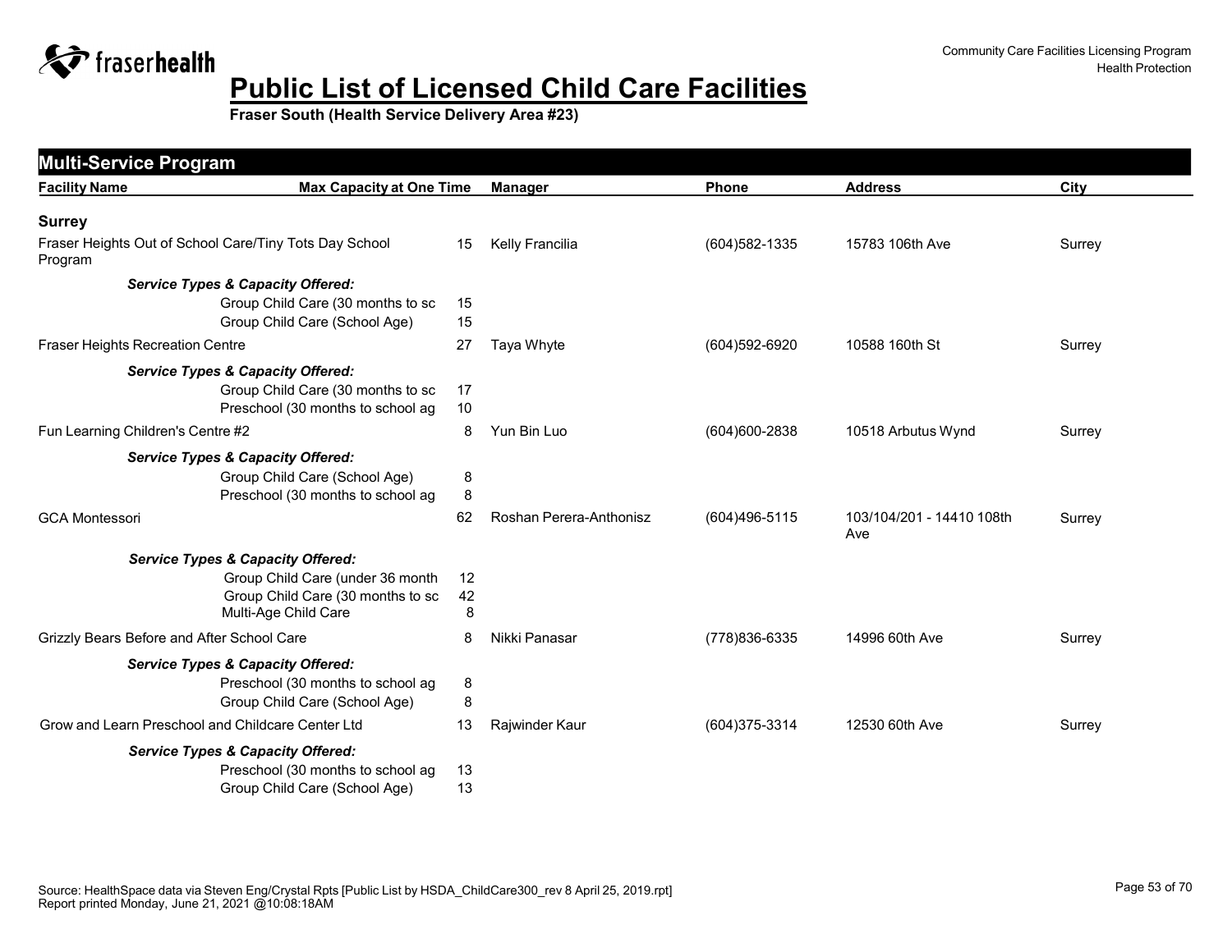# Public List of Licensed Child Care Facilities

**Fraser South (Health Service Delivery Area #23)**

## Multi-Service Program

| Facility Name | Max Capacity at One Time | Manager | Phone | Address | City |
|---|---|---|---|---|---|
| **Surrey** | | | | | |
| Fraser Heights Out of School Care/Tiny Tots Day School Program | 15 | Kelly Francilia | (604)582-1335 | 15783 106th Ave | Surrey |
| *Service Types & Capacity Offered:* | | | | | |
| Group Child Care (30 months to sc | 15 | | | | |
| Group Child Care (School Age) | 15 | | | | |
| Fraser Heights Recreation Centre | 27 | Taya Whyte | (604)592-6920 | 10588 160th St | Surrey |
| *Service Types & Capacity Offered:* | | | | | |
| Group Child Care (30 months to sc | 17 | | | | |
| Preschool (30 months to school ag | 10 | | | | |
| Fun Learning Children's Centre #2 | 8 | Yun Bin Luo | (604)600-2838 | 10518 Arbutus Wynd | Surrey |
| *Service Types & Capacity Offered:* | | | | | |
| Group Child Care (School Age) | 8 | | | | |
| Preschool (30 months to school ag | 8 | | | | |
| GCA Montessori | 62 | Roshan Perera-Anthonisz | (604)496-5115 | 103/104/201 - 14410 108th Ave | Surrey |
| *Service Types & Capacity Offered:* | | | | | |
| Group Child Care (under 36 month | 12 | | | | |
| Group Child Care (30 months to sc | 42 | | | | |
| Multi-Age Child Care | 8 | | | | |
| Grizzly Bears Before and After School Care | 8 | Nikki Panasar | (778)836-6335 | 14996 60th Ave | Surrey |
| *Service Types & Capacity Offered:* | | | | | |
| Preschool (30 months to school ag | 8 | | | | |
| Group Child Care (School Age) | 8 | | | | |
| Grow and Learn Preschool and Childcare Center Ltd | 13 | Rajwinder Kaur | (604)375-3314 | 12530 60th Ave | Surrey |
| *Service Types & Capacity Offered:* | | | | | |
| Preschool (30 months to school ag | 13 | | | | |
| Group Child Care (School Age) | 13 | | | | |

Source: HealthSpace data via Steven Eng/Crystal Rpts [Public List by HSDA_ChildCare300_rev 8 April 25, 2019.rpt]
Report printed Monday, June 21, 2021 @10:08:18AM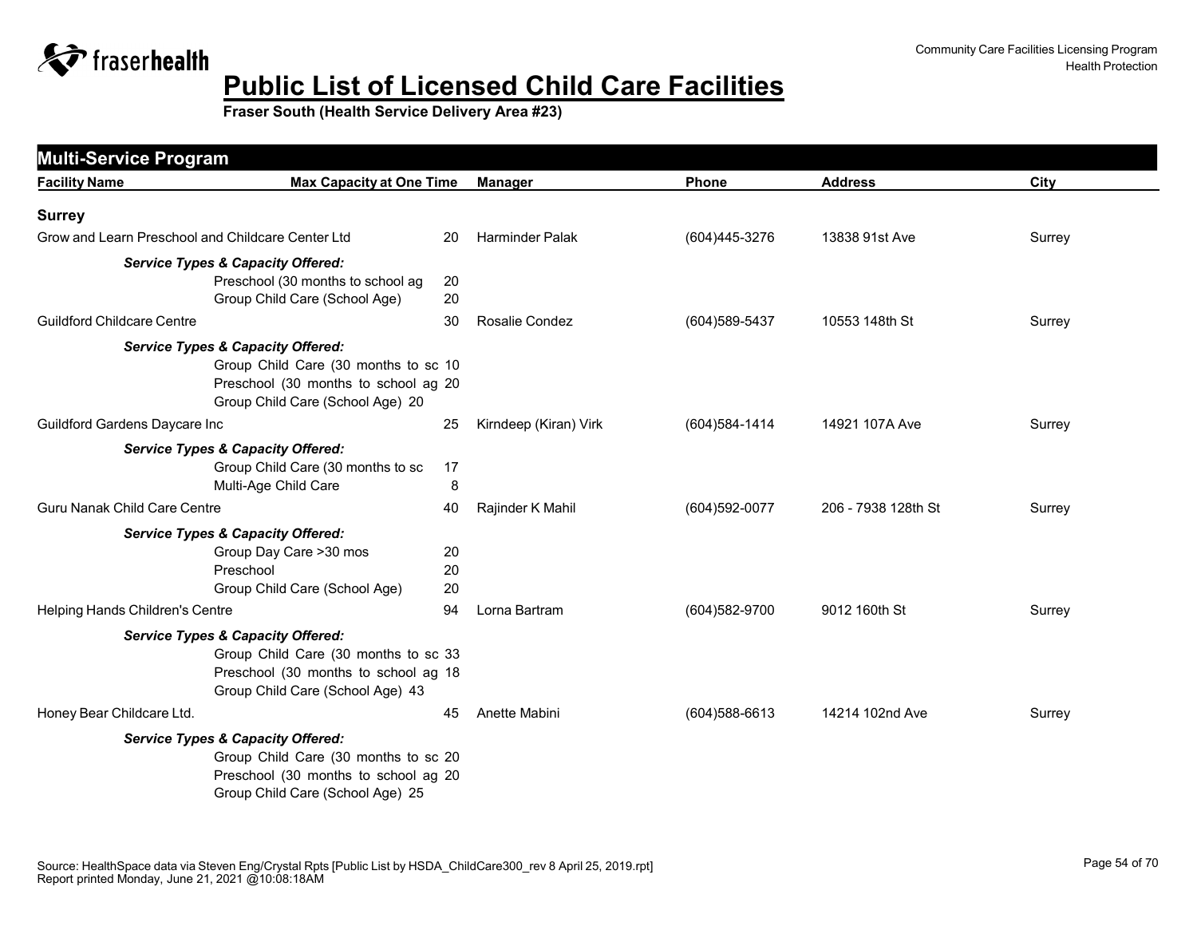# Public List of Licensed Child Care Facilities

**Fraser South (Health Service Delivery Area #23)**

Community Care Facilities Licensing Program
Health Protection

## Multi-Service Program

| Facility Name | Max Capacity at One Time | Manager | Phone | Address | City |
|---|---|---|---|---|---|
| **Surrey** | | | | | |
| Grow and Learn Preschool and Childcare Center Ltd | 20 | Harminder Palak | (604)445-3276 | 13838 91st Ave | Surrey |
| ***Service Types & Capacity Offered:*** | | | | | |
| Preschool (30 months to school ag | 20 | | | | |
| Group Child Care (School Age) | 20 | | | | |
| Guildford Childcare Centre | 30 | Rosalie Condez | (604)589-5437 | 10553 148th St | Surrey |
| ***Service Types & Capacity Offered:*** | | | | | |
| Group Child Care (30 months to sc | 10 | | | | |
| Preschool (30 months to school ag | 20 | | | | |
| Group Child Care (School Age) | 20 | | | | |
| Guildford Gardens Daycare Inc | 25 | Kirndeep (Kiran) Virk | (604)584-1414 | 14921 107A Ave | Surrey |
| ***Service Types & Capacity Offered:*** | | | | | |
| Group Child Care (30 months to sc | 17 | | | | |
| Multi-Age Child Care | 8 | | | | |
| Guru Nanak Child Care Centre | 40 | Rajinder K Mahil | (604)592-0077 | 206 - 7938 128th St | Surrey |
| ***Service Types & Capacity Offered:*** | | | | | |
| Group Day Care >30 mos | 20 | | | | |
| Preschool | 20 | | | | |
| Group Child Care (School Age) | 20 | | | | |
| Helping Hands Children's Centre | 94 | Lorna Bartram | (604)582-9700 | 9012 160th St | Surrey |
| ***Service Types & Capacity Offered:*** | | | | | |
| Group Child Care (30 months to sc | 33 | | | | |
| Preschool (30 months to school ag | 18 | | | | |
| Group Child Care (School Age) | 43 | | | | |
| Honey Bear Childcare Ltd. | 45 | Anette Mabini | (604)588-6613 | 14214 102nd Ave | Surrey |
| ***Service Types & Capacity Offered:*** | | | | | |
| Group Child Care (30 months to sc | 20 | | | | |
| Preschool (30 months to school ag | 20 | | | | |
| Group Child Care (School Age) | 25 | | | | |

Source: HealthSpace data via Steven Eng/Crystal Rpts [Public List by HSDA_ChildCare300_rev 8 April 25, 2019.rpt]
Report printed Monday, June 21, 2021 @10:08:18AM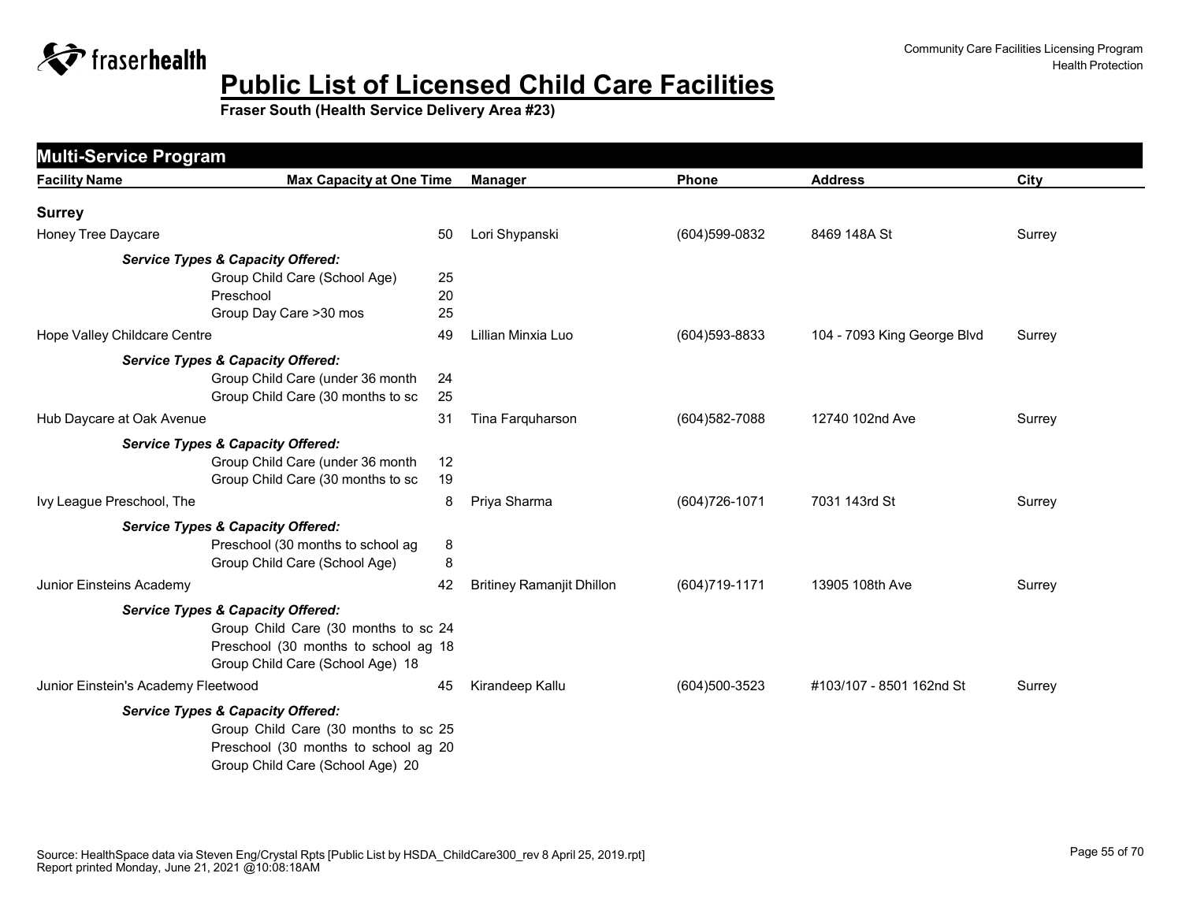# Public List of Licensed Child Care Facilities

**Fraser South (Health Service Delivery Area #23)**

## Multi-Service Program

| Facility Name | Max Capacity at One Time | Manager | Phone | Address | City |
|---|---|---|---|---|---|
| **Surrey** | | | | | |
| Honey Tree Daycare | 50 | Lori Shypanski | (604)599-0832 | 8469 148A St | Surrey |
| ***Service Types & Capacity Offered:*** | | | | | |
| Group Child Care (School Age) | 25 | | | | |
| Preschool | 20 | | | | |
| Group Day Care >30 mos | 25 | | | | |
| Hope Valley Childcare Centre | 49 | Lillian Minxia Luo | (604)593-8833 | 104 - 7093 King George Blvd | Surrey |
| ***Service Types & Capacity Offered:*** | | | | | |
| Group Child Care (under 36 month | 24 | | | | |
| Group Child Care (30 months to sc | 25 | | | | |
| Hub Daycare at Oak Avenue | 31 | Tina Farquharson | (604)582-7088 | 12740 102nd Ave | Surrey |
| ***Service Types & Capacity Offered:*** | | | | | |
| Group Child Care (under 36 month | 12 | | | | |
| Group Child Care (30 months to sc | 19 | | | | |
| Ivy League Preschool, The | 8 | Priya Sharma | (604)726-1071 | 7031 143rd St | Surrey |
| ***Service Types & Capacity Offered:*** | | | | | |
| Preschool (30 months to school ag | 8 | | | | |
| Group Child Care (School Age) | 8 | | | | |
| Junior Einsteins Academy | 42 | Britiney Ramanjit Dhillon | (604)719-1171 | 13905 108th Ave | Surrey |
| ***Service Types & Capacity Offered:*** | | | | | |
| Group Child Care (30 months to sc | 24 | | | | |
| Preschool (30 months to school ag | 18 | | | | |
| Group Child Care (School Age) | 18 | | | | |
| Junior Einstein's Academy Fleetwood | 45 | Kirandeep Kallu | (604)500-3523 | #103/107 - 8501 162nd St | Surrey |
| ***Service Types & Capacity Offered:*** | | | | | |
| Group Child Care (30 months to sc | 25 | | | | |
| Preschool (30 months to school ag | 20 | | | | |
| Group Child Care (School Age) | 20 | | | | |

Source: HealthSpace data via Steven Eng/Crystal Rpts [Public List by HSDA_ChildCare300_rev 8 April 25, 2019.rpt]
Report printed Monday, June 21, 2021 @10:08:18AM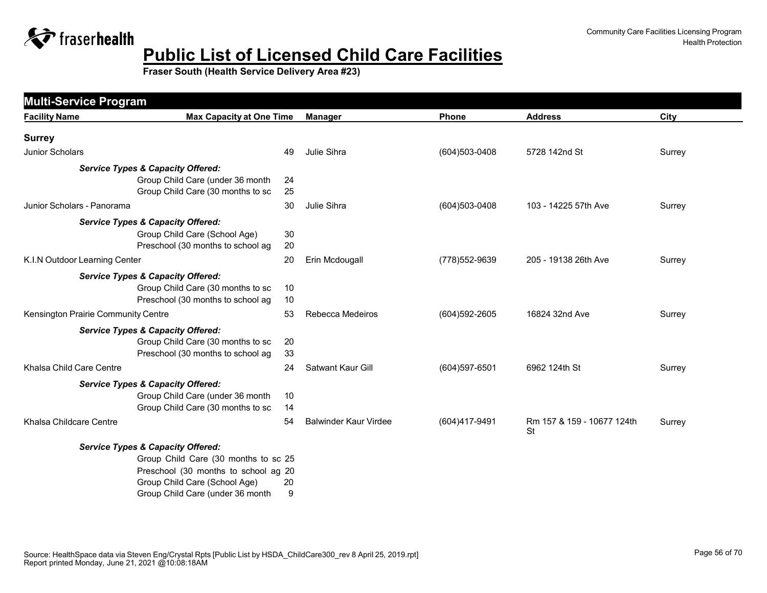# Public List of Licensed Child Care Facilities

**Fraser South (Health Service Delivery Area #23)**

## Multi-Service Program

| Facility Name | Max Capacity at One Time | Manager | Phone | Address | City |
|---|---|---|---|---|---|
| **Surrey** | | | | | |
| Junior Scholars | 49 | Julie Sihra | (604)503-0408 | 5728 142nd St | Surrey |
| ***Service Types & Capacity Offered:*** | | | | | |
| Group Child Care (under 36 month | 24 | | | | |
| Group Child Care (30 months to sc | 25 | | | | |
| Junior Scholars - Panorama | 30 | Julie Sihra | (604)503-0408 | 103 - 14225 57th Ave | Surrey |
| ***Service Types & Capacity Offered:*** | | | | | |
| Group Child Care (School Age) | 30 | | | | |
| Preschool (30 months to school ag | 20 | | | | |
| K.I.N Outdoor Learning Center | 20 | Erin Mcdougall | (778)552-9639 | 205 - 19138 26th Ave | Surrey |
| ***Service Types & Capacity Offered:*** | | | | | |
| Group Child Care (30 months to sc | 10 | | | | |
| Preschool (30 months to school ag | 10 | | | | |
| Kensington Prairie Community Centre | 53 | Rebecca Medeiros | (604)592-2605 | 16824 32nd Ave | Surrey |
| ***Service Types & Capacity Offered:*** | | | | | |
| Group Child Care (30 months to sc | 20 | | | | |
| Preschool (30 months to school ag | 33 | | | | |
| Khalsa Child Care Centre | 24 | Satwant Kaur Gill | (604)597-6501 | 6962 124th St | Surrey |
| ***Service Types & Capacity Offered:*** | | | | | |
| Group Child Care (under 36 month | 10 | | | | |
| Group Child Care (30 months to sc | 14 | | | | |
| Khalsa Childcare Centre | 54 | Balwinder Kaur Virdee | (604)417-9491 | Rm 157 & 159 - 10677 124th St | Surrey |
| ***Service Types & Capacity Offered:*** | | | | | |
| Group Child Care (30 months to sc | 25 | | | | |
| Preschool (30 months to school ag | 20 | | | | |
| Group Child Care (School Age) | 20 | | | | |
| Group Child Care (under 36 month | 9 | | | | |

Source: HealthSpace data via Steven Eng/Crystal Rpts [Public List by HSDA_ChildCare300_rev 8 April 25, 2019.rpt]
Report printed Monday, June 21, 2021 @10:08:18AM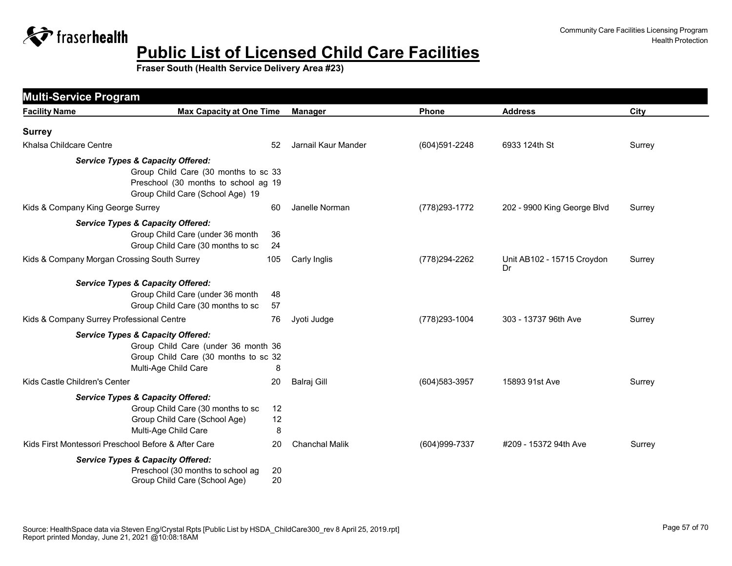# Public List of Licensed Child Care Facilities

**Fraser South (Health Service Delivery Area #23)**

## Multi-Service Program

| Facility Name | Max Capacity at One Time | Manager | Phone | Address | City |
|---|---|---|---|---|---|
| **Surrey** | | | | | |
| Khalsa Childcare Centre | 52 | Jarnail Kaur Mander | (604)591-2248 | 6933 124th St | Surrey |
| ***Service Types & Capacity Offered:*** | | | | | |
| Group Child Care (30 months to sc | 33 | | | | |
| Preschool (30 months to school ag | 19 | | | | |
| Group Child Care (School Age) | 19 | | | | |
| Kids & Company King George Surrey | 60 | Janelle Norman | (778)293-1772 | 202 - 9900 King George Blvd | Surrey |
| ***Service Types & Capacity Offered:*** | | | | | |
| Group Child Care (under 36 month | 36 | | | | |
| Group Child Care (30 months to sc | 24 | | | | |
| Kids & Company Morgan Crossing South Surrey | 105 | Carly Inglis | (778)294-2262 | Unit AB102 - 15715 Croydon Dr | Surrey |
| ***Service Types & Capacity Offered:*** | | | | | |
| Group Child Care (under 36 month | 48 | | | | |
| Group Child Care (30 months to sc | 57 | | | | |
| Kids & Company Surrey Professional Centre | 76 | Jyoti Judge | (778)293-1004 | 303 - 13737 96th Ave | Surrey |
| ***Service Types & Capacity Offered:*** | | | | | |
| Group Child Care (under 36 month | 36 | | | | |
| Group Child Care (30 months to sc | 32 | | | | |
| Multi-Age Child Care | 8 | | | | |
| Kids Castle Children's Center | 20 | Balraj Gill | (604)583-3957 | 15893 91st Ave | Surrey |
| ***Service Types & Capacity Offered:*** | | | | | |
| Group Child Care (30 months to sc | 12 | | | | |
| Group Child Care (School Age) | 12 | | | | |
| Multi-Age Child Care | 8 | | | | |
| Kids First Montessori Preschool Before & After Care | 20 | Chanchal Malik | (604)999-7337 | #209 - 15372 94th Ave | Surrey |
| ***Service Types & Capacity Offered:*** | | | | | |
| Preschool (30 months to school ag | 20 | | | | |
| Group Child Care (School Age) | 20 | | | | |

Source: HealthSpace data via Steven Eng/Crystal Rpts [Public List by HSDA_ChildCare300_rev 8 April 25, 2019.rpt]
Report printed Monday, June 21, 2021 @10:08:18AM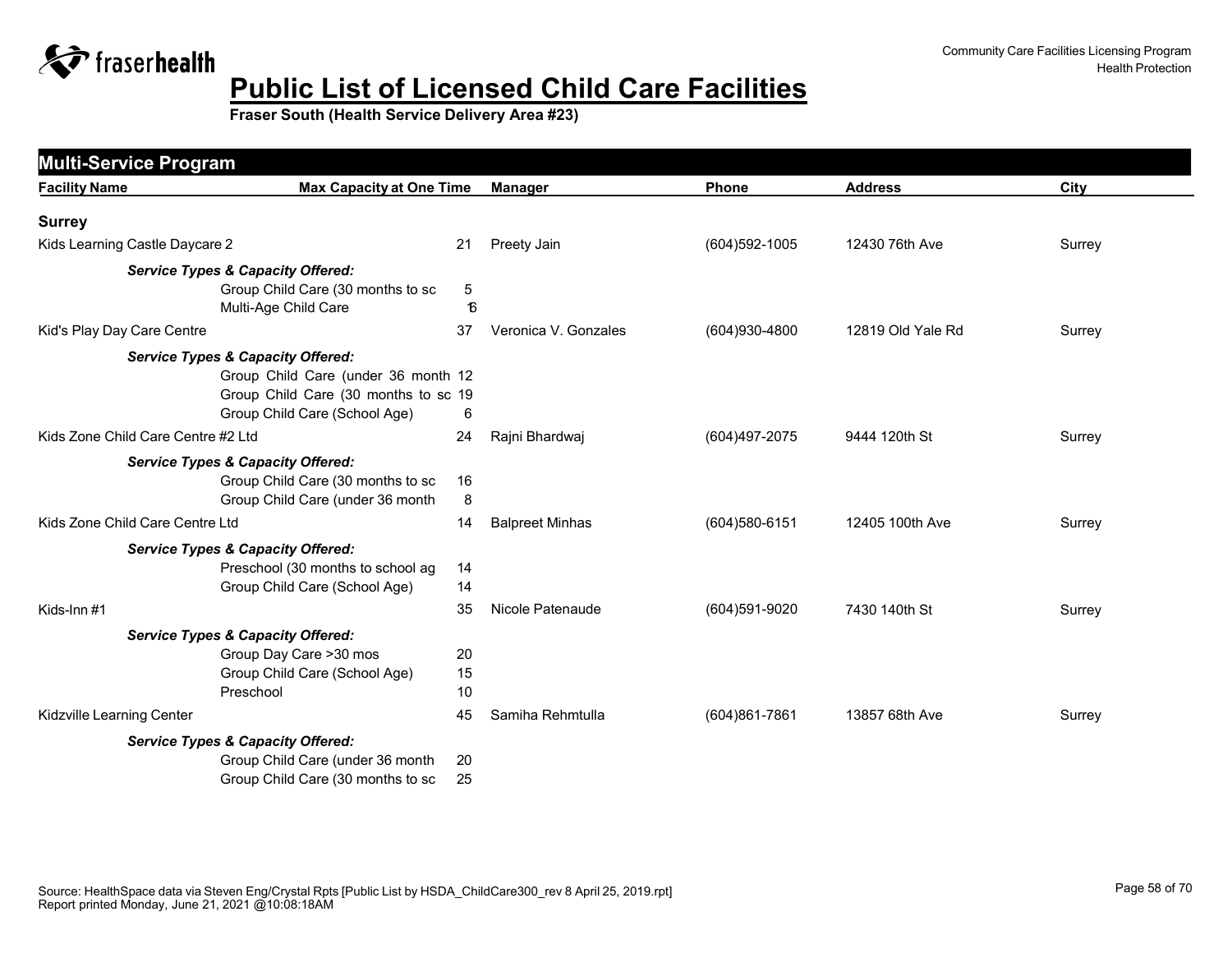# Public List of Licensed Child Care Facilities

**Fraser South (Health Service Delivery Area #23)**

## Multi-Service Program

| Facility Name | Max Capacity at One Time | Manager | Phone | Address | City |
|---|---|---|---|---|---|
| **Surrey** | | | | | |
| Kids Learning Castle Daycare 2 | 21 | Preety Jain | (604)592-1005 | 12430 76th Ave | Surrey |
| ***Service Types & Capacity Offered:*** | | | | | |
| Group Child Care (30 months to sc | 5 | | | | |
| Multi-Age Child Care | 16 | | | | |
| Kid's Play Day Care Centre | 37 | Veronica V. Gonzales | (604)930-4800 | 12819 Old Yale Rd | Surrey |
| ***Service Types & Capacity Offered:*** | | | | | |
| Group Child Care (under 36 month | 12 | | | | |
| Group Child Care (30 months to sc | 19 | | | | |
| Group Child Care (School Age) | 6 | | | | |
| Kids Zone Child Care Centre #2 Ltd | 24 | Rajni Bhardwaj | (604)497-2075 | 9444 120th St | Surrey |
| ***Service Types & Capacity Offered:*** | | | | | |
| Group Child Care (30 months to sc | 16 | | | | |
| Group Child Care (under 36 month | 8 | | | | |
| Kids Zone Child Care Centre Ltd | 14 | Balpreet Minhas | (604)580-6151 | 12405 100th Ave | Surrey |
| ***Service Types & Capacity Offered:*** | | | | | |
| Preschool (30 months to school ag | 14 | | | | |
| Group Child Care (School Age) | 14 | | | | |
| Kids-Inn #1 | 35 | Nicole Patenaude | (604)591-9020 | 7430 140th St | Surrey |
| ***Service Types & Capacity Offered:*** | | | | | |
| Group Day Care >30 mos | 20 | | | | |
| Group Child Care (School Age) | 15 | | | | |
| Preschool | 10 | | | | |
| Kidzville Learning Center | 45 | Samiha Rehmtulla | (604)861-7861 | 13857 68th Ave | Surrey |
| ***Service Types & Capacity Offered:*** | | | | | |
| Group Child Care (under 36 month | 20 | | | | |
| Group Child Care (30 months to sc | 25 | | | | |

Source: HealthSpace data via Steven Eng/Crystal Rpts [Public List by HSDA_ChildCare300_rev 8 April 25, 2019.rpt]
Report printed Monday, June 21, 2021 @10:08:18AM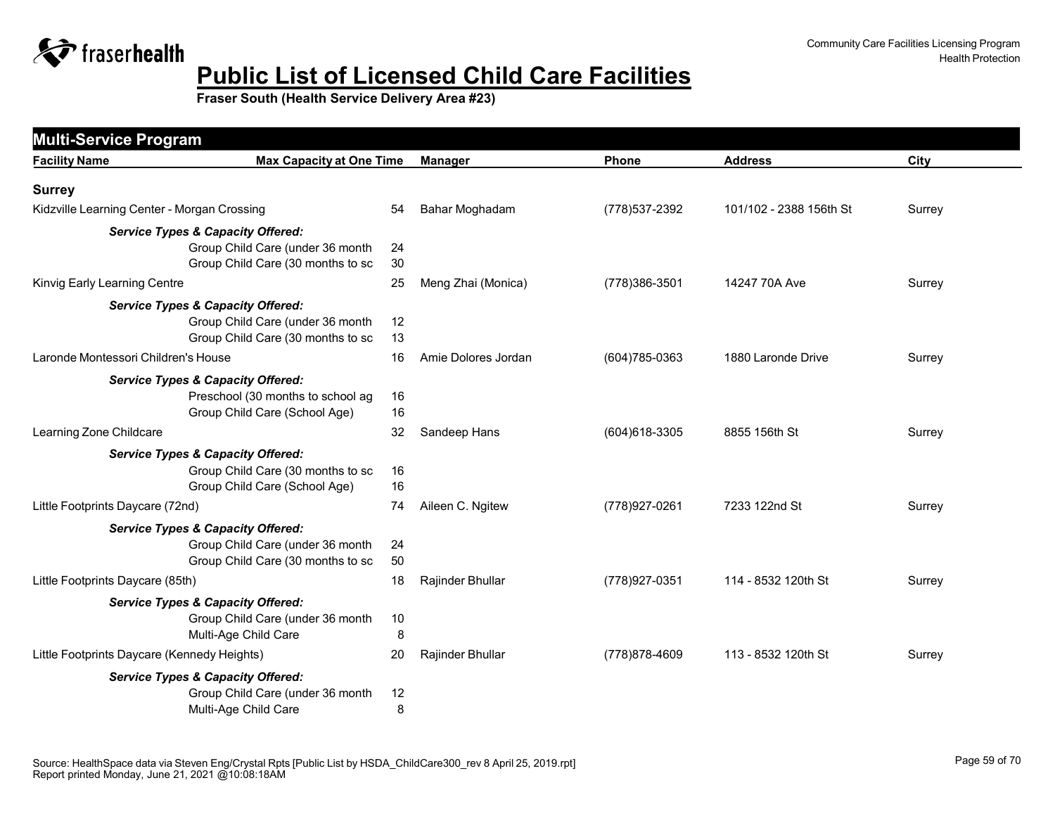# Public List of Licensed Child Care Facilities

**Fraser South (Health Service Delivery Area #23)**

## Multi-Service Program

| Facility Name | Max Capacity at One Time | Manager | Phone | Address | City |
|---|---|---|---|---|---|
| **Surrey** | | | | | |
| Kidzville Learning Center - Morgan Crossing | 54 | Bahar Moghadam | (778)537-2392 | 101/102 - 2388 156th St | Surrey |
| ***Service Types & Capacity Offered:*** | | | | | |
| Group Child Care (under 36 month | 24 | | | | |
| Group Child Care (30 months to sc | 30 | | | | |
| Kinvig Early Learning Centre | 25 | Meng Zhai (Monica) | (778)386-3501 | 14247 70A Ave | Surrey |
| ***Service Types & Capacity Offered:*** | | | | | |
| Group Child Care (under 36 month | 12 | | | | |
| Group Child Care (30 months to sc | 13 | | | | |
| Laronde Montessori Children's House | 16 | Amie Dolores Jordan | (604)785-0363 | 1880 Laronde Drive | Surrey |
| ***Service Types & Capacity Offered:*** | | | | | |
| Preschool (30 months to school ag | 16 | | | | |
| Group Child Care (School Age) | 16 | | | | |
| Learning Zone Childcare | 32 | Sandeep Hans | (604)618-3305 | 8855 156th St | Surrey |
| ***Service Types & Capacity Offered:*** | | | | | |
| Group Child Care (30 months to sc | 16 | | | | |
| Group Child Care (School Age) | 16 | | | | |
| Little Footprints Daycare (72nd) | 74 | Aileen C. Ngitew | (778)927-0261 | 7233 122nd St | Surrey |
| ***Service Types & Capacity Offered:*** | | | | | |
| Group Child Care (under 36 month | 24 | | | | |
| Group Child Care (30 months to sc | 50 | | | | |
| Little Footprints Daycare (85th) | 18 | Rajinder Bhullar | (778)927-0351 | 114 - 8532 120th St | Surrey |
| ***Service Types & Capacity Offered:*** | | | | | |
| Group Child Care (under 36 month | 10 | | | | |
| Multi-Age Child Care | 8 | | | | |
| Little Footprints Daycare (Kennedy Heights) | 20 | Rajinder Bhullar | (778)878-4609 | 113 - 8532 120th St | Surrey |
| ***Service Types & Capacity Offered:*** | | | | | |
| Group Child Care (under 36 month | 12 | | | | |
| Multi-Age Child Care | 8 | | | | |

Source: HealthSpace data via Steven Eng/Crystal Rpts [Public List by HSDA_ChildCare300_rev 8 April 25, 2019.rpt]
Report printed Monday, June 21, 2021 @10:08:18AM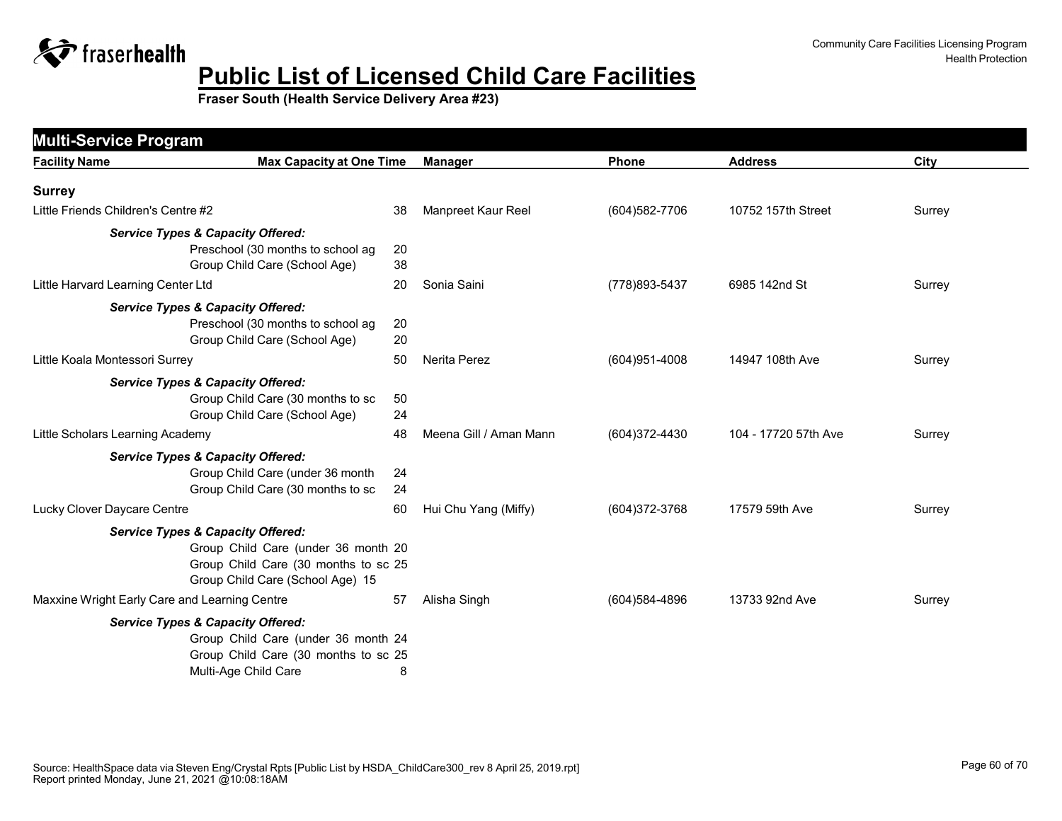# Public List of Licensed Child Care Facilities

**Fraser South (Health Service Delivery Area #23)**

Community Care Facilities Licensing Program
Health Protection

## Multi-Service Program

| Facility Name | Max Capacity at One Time | Manager | Phone | Address | City |
|---|---|---|---|---|---|
| **Surrey** | | | | | |
| Little Friends Children's Centre #2 | 38 | Manpreet Kaur Reel | (604)582-7706 | 10752 157th Street | Surrey |
| ***Service Types & Capacity Offered:*** | | | | | |
| Preschool (30 months to school ag | 20 | | | | |
| Group Child Care (School Age) | 38 | | | | |
| Little Harvard Learning Center Ltd | 20 | Sonia Saini | (778)893-5437 | 6985 142nd St | Surrey |
| ***Service Types & Capacity Offered:*** | | | | | |
| Preschool (30 months to school ag | 20 | | | | |
| Group Child Care (School Age) | 20 | | | | |
| Little Koala Montessori Surrey | 50 | Nerita Perez | (604)951-4008 | 14947 108th Ave | Surrey |
| ***Service Types & Capacity Offered:*** | | | | | |
| Group Child Care (30 months to sc | 50 | | | | |
| Group Child Care (School Age) | 24 | | | | |
| Little Scholars Learning Academy | 48 | Meena Gill / Aman Mann | (604)372-4430 | 104 - 17720 57th Ave | Surrey |
| ***Service Types & Capacity Offered:*** | | | | | |
| Group Child Care (under 36 month | 24 | | | | |
| Group Child Care (30 months to sc | 24 | | | | |
| Lucky Clover Daycare Centre | 60 | Hui Chu Yang (Miffy) | (604)372-3768 | 17579 59th Ave | Surrey |
| ***Service Types & Capacity Offered:*** | | | | | |
| Group Child Care (under 36 month | 20 | | | | |
| Group Child Care (30 months to sc | 25 | | | | |
| Group Child Care (School Age) | 15 | | | | |
| Maxxine Wright Early Care and Learning Centre | 57 | Alisha Singh | (604)584-4896 | 13733 92nd Ave | Surrey |
| ***Service Types & Capacity Offered:*** | | | | | |
| Group Child Care (under 36 month | 24 | | | | |
| Group Child Care (30 months to sc | 25 | | | | |
| Multi-Age Child Care | 8 | | | | |

Source: HealthSpace data via Steven Eng/Crystal Rpts [Public List by HSDA_ChildCare300_rev 8 April 25, 2019.rpt]
Report printed Monday, June 21, 2021 @10:08:18AM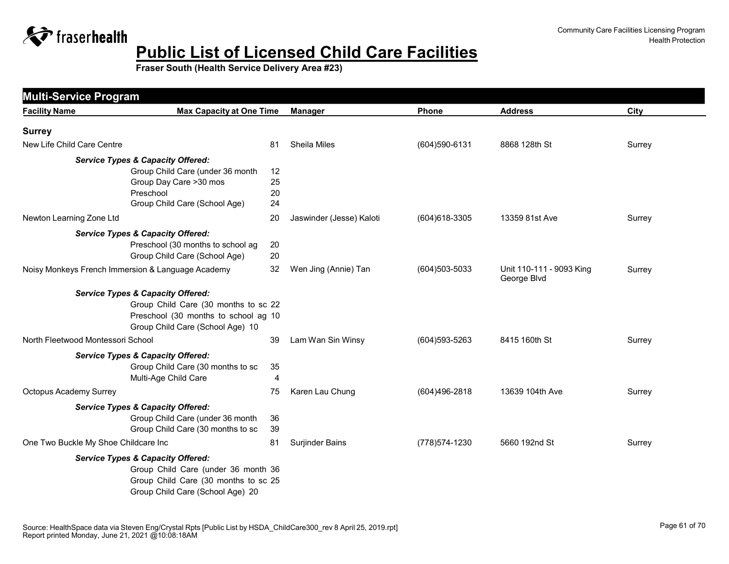# Public List of Licensed Child Care Facilities

**Fraser South (Health Service Delivery Area #23)**

## Multi-Service Program

| Facility Name | Max Capacity at One Time | Manager | Phone | Address | City |
|---|---|---|---|---|---|
| **Surrey** | | | | | |
| New Life Child Care Centre | 81 | Sheila Miles | (604)590-6131 | 8868 128th St | Surrey |
| *Service Types & Capacity Offered:* | | | | | |
| Group Child Care (under 36 month | 12 | | | | |
| Group Day Care >30 mos | 25 | | | | |
| Preschool | 20 | | | | |
| Group Child Care (School Age) | 24 | | | | |
| Newton Learning Zone Ltd | 20 | Jaswinder (Jesse) Kaloti | (604)618-3305 | 13359 81st Ave | Surrey |
| *Service Types & Capacity Offered:* | | | | | |
| Preschool (30 months to school ag | 20 | | | | |
| Group Child Care (School Age) | 20 | | | | |
| Noisy Monkeys French Immersion & Language Academy | 32 | Wen Jing (Annie) Tan | (604)503-5033 | Unit 110-111 - 9093 King George Blvd | Surrey |
| *Service Types & Capacity Offered:* | | | | | |
| Group Child Care (30 months to sc | 22 | | | | |
| Preschool (30 months to school ag | 10 | | | | |
| Group Child Care (School Age) | 10 | | | | |
| North Fleetwood Montessori School | 39 | Lam Wan Sin Winsy | (604)593-5263 | 8415 160th St | Surrey |
| *Service Types & Capacity Offered:* | | | | | |
| Group Child Care (30 months to sc | 35 | | | | |
| Multi-Age Child Care | 4 | | | | |
| Octopus Academy Surrey | 75 | Karen Lau Chung | (604)496-2818 | 13639 104th Ave | Surrey |
| *Service Types & Capacity Offered:* | | | | | |
| Group Child Care (under 36 month | 36 | | | | |
| Group Child Care (30 months to sc | 39 | | | | |
| One Two Buckle My Shoe Childcare Inc | 81 | Surjinder Bains | (778)574-1230 | 5660 192nd St | Surrey |
| *Service Types & Capacity Offered:* | | | | | |
| Group Child Care (under 36 month | 36 | | | | |
| Group Child Care (30 months to sc | 25 | | | | |
| Group Child Care (School Age) | 20 | | | | |

Source: HealthSpace data via Steven Eng/Crystal Rpts [Public List by HSDA_ChildCare300_rev 8 April 25, 2019.rpt]
Report printed Monday, June 21, 2021 @10:08:18AM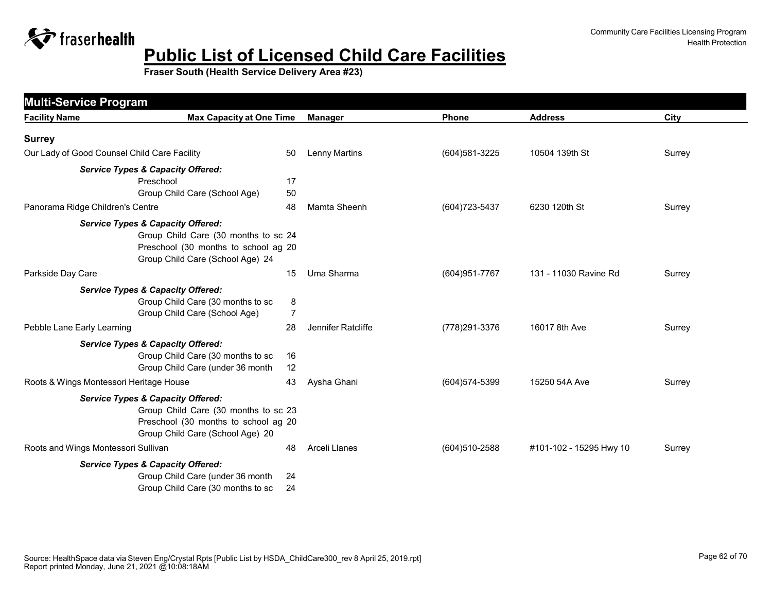# Public List of Licensed Child Care Facilities

**Fraser South (Health Service Delivery Area #23)**

## Multi-Service Program

| Facility Name | Max Capacity at One Time | Manager | Phone | Address | City |
|---|---|---|---|---|---|
| **Surrey** | | | | | |
| Our Lady of Good Counsel Child Care Facility | 50 | Lenny Martins | (604)581-3225 | 10504 139th St | Surrey |
| ***Service Types & Capacity Offered:*** | | | | | |
| Preschool | 17 | | | | |
| Group Child Care (School Age) | 50 | | | | |
| Panorama Ridge Children's Centre | 48 | Mamta Sheenh | (604)723-5437 | 6230 120th St | Surrey |
| ***Service Types & Capacity Offered:*** | | | | | |
| Group Child Care (30 months to sc | 24 | | | | |
| Preschool (30 months to school ag | 20 | | | | |
| Group Child Care (School Age) | 24 | | | | |
| Parkside Day Care | 15 | Uma Sharma | (604)951-7767 | 131 - 11030 Ravine Rd | Surrey |
| ***Service Types & Capacity Offered:*** | | | | | |
| Group Child Care (30 months to sc | 8 | | | | |
| Group Child Care (School Age) | 7 | | | | |
| Pebble Lane Early Learning | 28 | Jennifer Ratcliffe | (778)291-3376 | 16017 8th Ave | Surrey |
| ***Service Types & Capacity Offered:*** | | | | | |
| Group Child Care (30 months to sc | 16 | | | | |
| Group Child Care (under 36 month | 12 | | | | |
| Roots & Wings Montessori Heritage House | 43 | Aysha Ghani | (604)574-5399 | 15250 54A Ave | Surrey |
| ***Service Types & Capacity Offered:*** | | | | | |
| Group Child Care (30 months to sc | 23 | | | | |
| Preschool (30 months to school ag | 20 | | | | |
| Group Child Care (School Age) | 20 | | | | |
| Roots and Wings Montessori Sullivan | 48 | Arceli Llanes | (604)510-2588 | #101-102 - 15295 Hwy 10 | Surrey |
| ***Service Types & Capacity Offered:*** | | | | | |
| Group Child Care (under 36 month | 24 | | | | |
| Group Child Care (30 months to sc | 24 | | | | |

Source: HealthSpace data via Steven Eng/Crystal Rpts [Public List by HSDA_ChildCare300_rev 8 April 25, 2019.rpt]
Report printed Monday, June 21, 2021 @10:08:18AM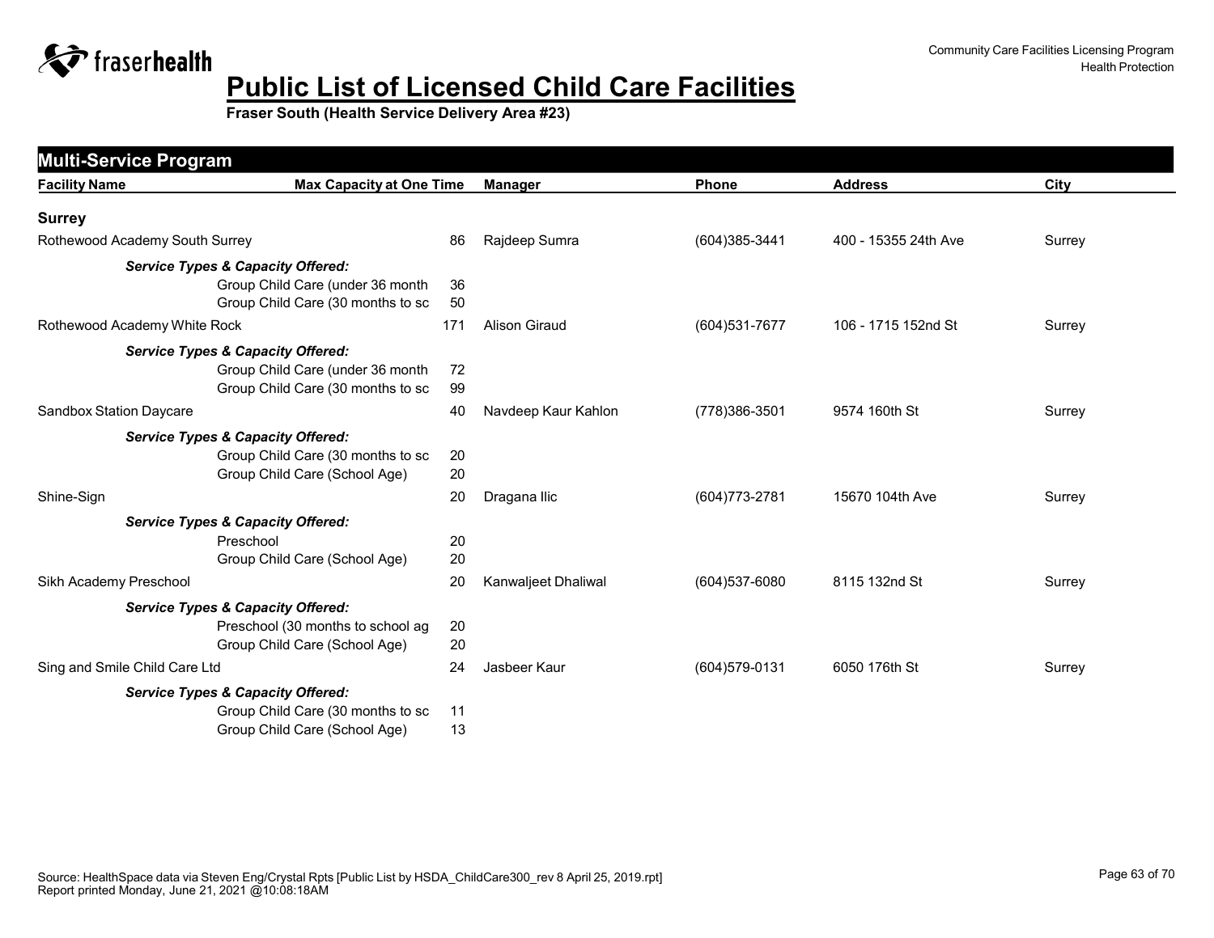# Public List of Licensed Child Care Facilities

**Fraser South (Health Service Delivery Area #23)**

## Multi-Service Program

| Facility Name | Max Capacity at One Time | Manager | Phone | Address | City |
|---|---|---|---|---|---|
| **Surrey** | | | | | |
| Rothewood Academy South Surrey | 86 | Rajdeep Sumra | (604)385-3441 | 400 - 15355 24th Ave | Surrey |
| ***Service Types & Capacity Offered:*** | | | | | |
| Group Child Care (under 36 month | 36 | | | | |
| Group Child Care (30 months to sc | 50 | | | | |
| Rothewood Academy White Rock | 171 | Alison Giraud | (604)531-7677 | 106 - 1715 152nd St | Surrey |
| ***Service Types & Capacity Offered:*** | | | | | |
| Group Child Care (under 36 month | 72 | | | | |
| Group Child Care (30 months to sc | 99 | | | | |
| Sandbox Station Daycare | 40 | Navdeep Kaur Kahlon | (778)386-3501 | 9574 160th St | Surrey |
| ***Service Types & Capacity Offered:*** | | | | | |
| Group Child Care (30 months to sc | 20 | | | | |
| Group Child Care (School Age) | 20 | | | | |
| Shine-Sign | 20 | Dragana Ilic | (604)773-2781 | 15670 104th Ave | Surrey |
| ***Service Types & Capacity Offered:*** | | | | | |
| Preschool | 20 | | | | |
| Group Child Care (School Age) | 20 | | | | |
| Sikh Academy Preschool | 20 | Kanwaljeet Dhaliwal | (604)537-6080 | 8115 132nd St | Surrey |
| ***Service Types & Capacity Offered:*** | | | | | |
| Preschool (30 months to school ag | 20 | | | | |
| Group Child Care (School Age) | 20 | | | | |
| Sing and Smile Child Care Ltd | 24 | Jasbeer Kaur | (604)579-0131 | 6050 176th St | Surrey |
| ***Service Types & Capacity Offered:*** | | | | | |
| Group Child Care (30 months to sc | 11 | | | | |
| Group Child Care (School Age) | 13 | | | | |

Source: HealthSpace data via Steven Eng/Crystal Rpts [Public List by HSDA_ChildCare300_rev 8 April 25, 2019.rpt]
Report printed Monday, June 21, 2021 @10:08:18AM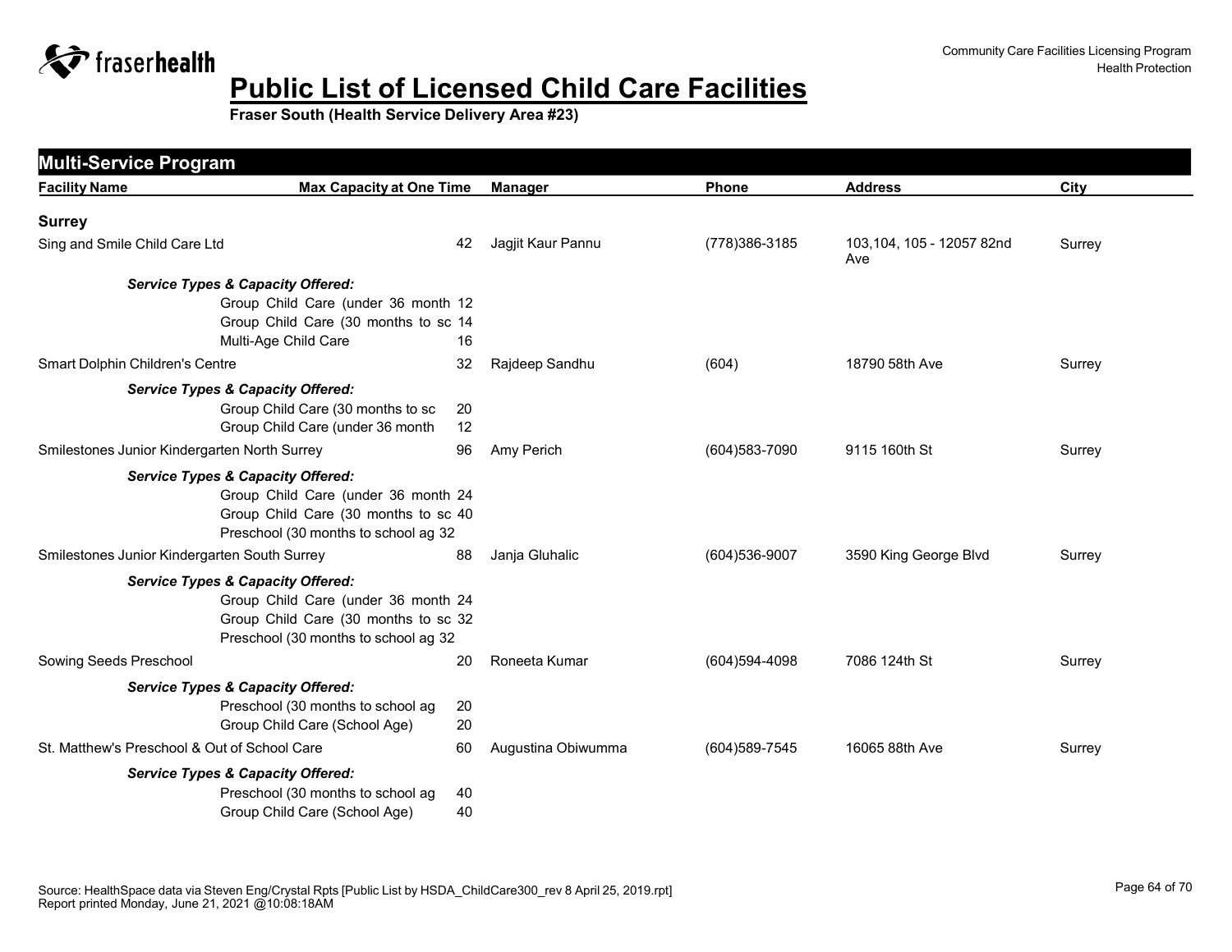# Public List of Licensed Child Care Facilities

**Fraser South (Health Service Delivery Area #23)**

## Multi-Service Program

| Facility Name | Max Capacity at One Time | Manager | Phone | Address | City |
|---|---|---|---|---|---|
| **Surrey** | | | | | |
| Sing and Smile Child Care Ltd | 42 | Jagjit Kaur Pannu | (778)386-3185 | 103,104, 105 - 12057 82nd Ave | Surrey |
| ***Service Types & Capacity Offered:*** | | | | | |
| Group Child Care (under 36 month | 12 | | | | |
| Group Child Care (30 months to sc | 14 | | | | |
| Multi-Age Child Care | 16 | | | | |
| Smart Dolphin Children's Centre | 32 | Rajdeep Sandhu | (604) | 18790 58th Ave | Surrey |
| ***Service Types & Capacity Offered:*** | | | | | |
| Group Child Care (30 months to sc | 20 | | | | |
| Group Child Care (under 36 month | 12 | | | | |
| Smilestones Junior Kindergarten North Surrey | 96 | Amy Perich | (604)583-7090 | 9115 160th St | Surrey |
| ***Service Types & Capacity Offered:*** | | | | | |
| Group Child Care (under 36 month | 24 | | | | |
| Group Child Care (30 months to sc | 40 | | | | |
| Preschool (30 months to school ag | 32 | | | | |
| Smilestones Junior Kindergarten South Surrey | 88 | Janja Gluhalic | (604)536-9007 | 3590 King George Blvd | Surrey |
| ***Service Types & Capacity Offered:*** | | | | | |
| Group Child Care (under 36 month | 24 | | | | |
| Group Child Care (30 months to sc | 32 | | | | |
| Preschool (30 months to school ag | 32 | | | | |
| Sowing Seeds Preschool | 20 | Roneeta Kumar | (604)594-4098 | 7086 124th St | Surrey |
| ***Service Types & Capacity Offered:*** | | | | | |
| Preschool (30 months to school ag | 20 | | | | |
| Group Child Care (School Age) | 20 | | | | |
| St. Matthew's Preschool & Out of School Care | 60 | Augustina Obiwumma | (604)589-7545 | 16065 88th Ave | Surrey |
| ***Service Types & Capacity Offered:*** | | | | | |
| Preschool (30 months to school ag | 40 | | | | |
| Group Child Care (School Age) | 40 | | | | |

Source: HealthSpace data via Steven Eng/Crystal Rpts [Public List by HSDA_ChildCare300_rev 8 April 25, 2019.rpt]
Report printed Monday, June 21, 2021 @10:08:18AM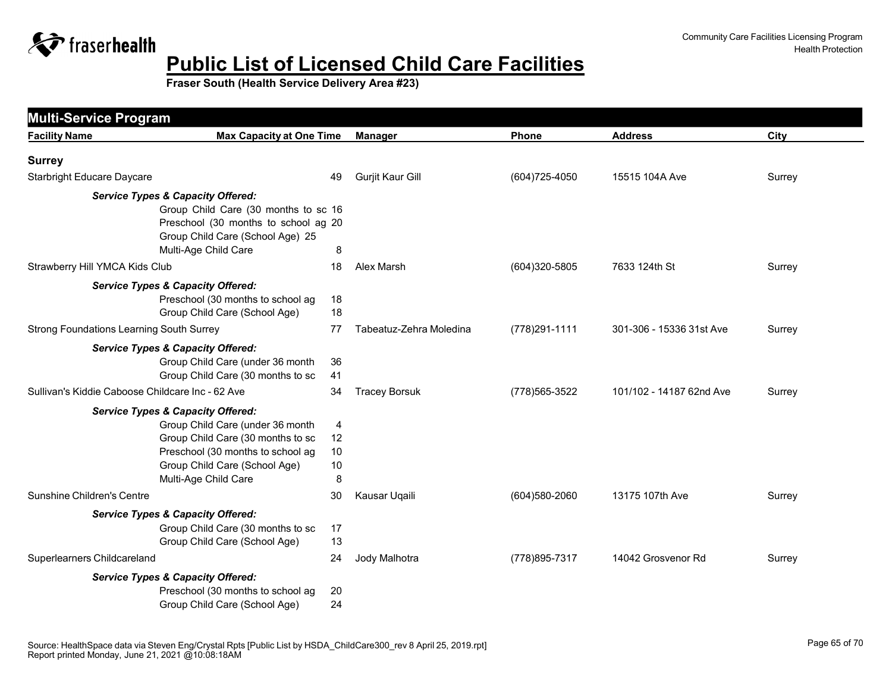# Public List of Licensed Child Care Facilities

**Fraser South (Health Service Delivery Area #23)**

## Multi-Service Program

| Facility Name | Max Capacity at One Time | Manager | Phone | Address | City |
|---|---|---|---|---|---|

### Surrey

| Facility Name | Max Capacity at One Time | Manager | Phone | Address | City |
|---|---|---|---|---|---|
| Starbright Educare Daycare | 49 | Gurjit Kaur Gill | (604)725-4050 | 15515 104A Ave | Surrey |

***Service Types & Capacity Offered:***

- Group Child Care (30 months to sc 16
- Preschool (30 months to school ag 20
- Group Child Care (School Age) 25
- Multi-Age Child Care 8

| Facility Name | Max Capacity at One Time | Manager | Phone | Address | City |
|---|---|---|---|---|---|
| Strawberry Hill YMCA Kids Club | 18 | Alex Marsh | (604)320-5805 | 7633 124th St | Surrey |

***Service Types & Capacity Offered:***

- Preschool (30 months to school ag 18
- Group Child Care (School Age) 18

| Facility Name | Max Capacity at One Time | Manager | Phone | Address | City |
|---|---|---|---|---|---|
| Strong Foundations Learning South Surrey | 77 | Tabeatuz-Zehra Moledina | (778)291-1111 | 301-306 - 15336 31st Ave | Surrey |

***Service Types & Capacity Offered:***

- Group Child Care (under 36 month 36
- Group Child Care (30 months to sc 41

| Facility Name | Max Capacity at One Time | Manager | Phone | Address | City |
|---|---|---|---|---|---|
| Sullivan's Kiddie Caboose Childcare Inc - 62 Ave | 34 | Tracey Borsuk | (778)565-3522 | 101/102 - 14187 62nd Ave | Surrey |

***Service Types & Capacity Offered:***

- Group Child Care (under 36 month 4
- Group Child Care (30 months to sc 12
- Preschool (30 months to school ag 10
- Group Child Care (School Age) 10
- Multi-Age Child Care 8

| Facility Name | Max Capacity at One Time | Manager | Phone | Address | City |
|---|---|---|---|---|---|
| Sunshine Children's Centre | 30 | Kausar Uqaili | (604)580-2060 | 13175 107th Ave | Surrey |

***Service Types & Capacity Offered:***

- Group Child Care (30 months to sc 17
- Group Child Care (School Age) 13

| Facility Name | Max Capacity at One Time | Manager | Phone | Address | City |
|---|---|---|---|---|---|
| Superlearners Childcareland | 24 | Jody Malhotra | (778)895-7317 | 14042 Grosvenor Rd | Surrey |

***Service Types & Capacity Offered:***

- Preschool (30 months to school ag 20
- Group Child Care (School Age) 24

Source: HealthSpace data via Steven Eng/Crystal Rpts [Public List by HSDA_ChildCare300_rev 8 April 25, 2019.rpt]
Report printed Monday, June 21, 2021 @10:08:18AM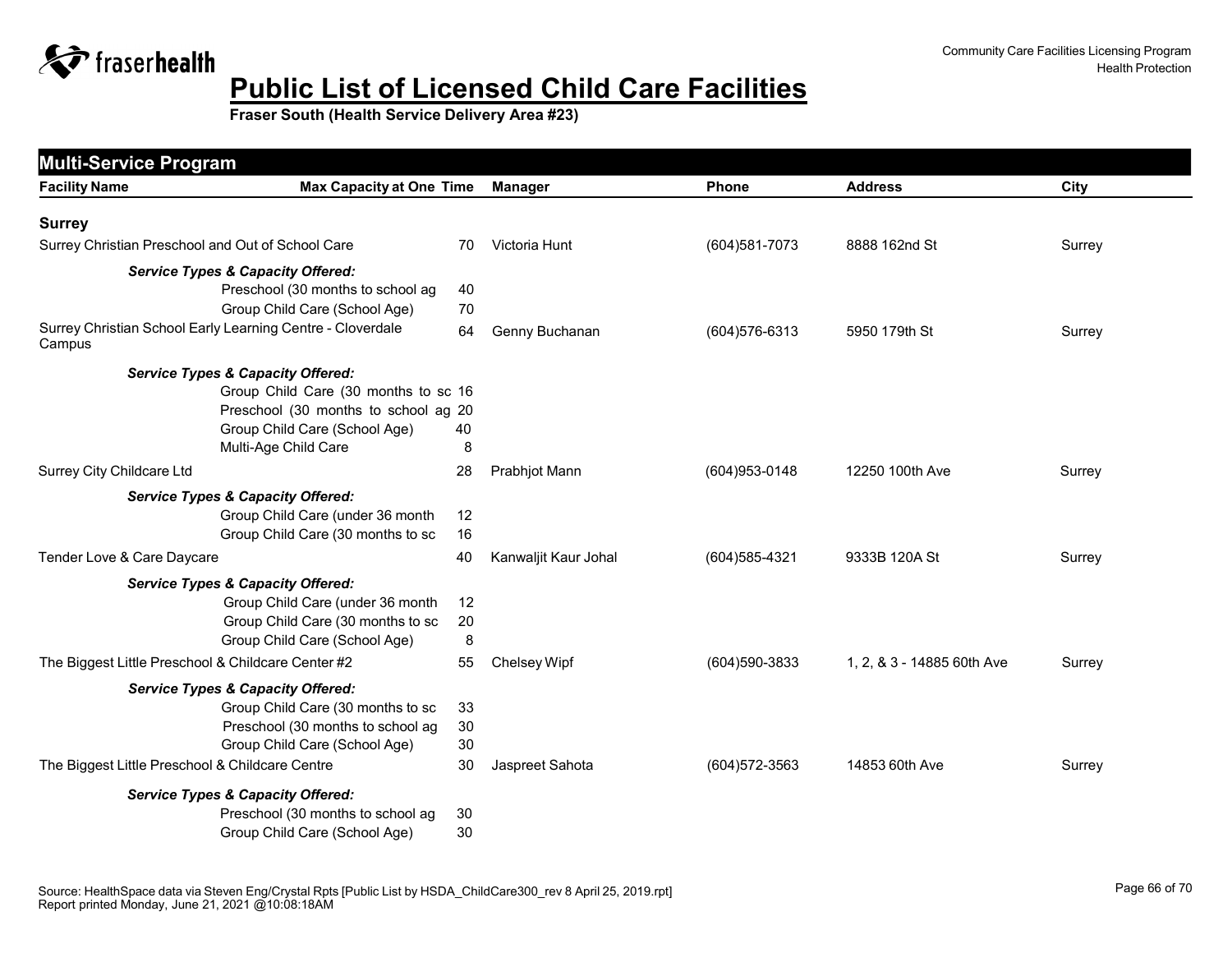# Public List of Licensed Child Care Facilities

**Fraser South (Health Service Delivery Area #23)**

## Multi-Service Program

| Facility Name | Max Capacity at One Time | Manager | Phone | Address | City |
|---|---|---|---|---|---|
| **Surrey** | | | | | |
| Surrey Christian Preschool and Out of School Care | 70 | Victoria Hunt | (604)581-7073 | 8888 162nd St | Surrey |
| ***Service Types & Capacity Offered:*** | | | | | |
| Preschool (30 months to school ag | 40 | | | | |
| Group Child Care (School Age) | 70 | | | | |
| Surrey Christian School Early Learning Centre - Cloverdale Campus | 64 | Genny Buchanan | (604)576-6313 | 5950 179th St | Surrey |
| ***Service Types & Capacity Offered:*** | | | | | |
| Group Child Care (30 months to sc | 16 | | | | |
| Preschool (30 months to school ag | 20 | | | | |
| Group Child Care (School Age) | 40 | | | | |
| Multi-Age Child Care | 8 | | | | |
| Surrey City Childcare Ltd | 28 | Prabhjot Mann | (604)953-0148 | 12250 100th Ave | Surrey |
| ***Service Types & Capacity Offered:*** | | | | | |
| Group Child Care (under 36 month | 12 | | | | |
| Group Child Care (30 months to sc | 16 | | | | |
| Tender Love & Care Daycare | 40 | Kanwaljit Kaur Johal | (604)585-4321 | 9333B 120A St | Surrey |
| ***Service Types & Capacity Offered:*** | | | | | |
| Group Child Care (under 36 month | 12 | | | | |
| Group Child Care (30 months to sc | 20 | | | | |
| Group Child Care (School Age) | 8 | | | | |
| The Biggest Little Preschool & Childcare Center #2 | 55 | Chelsey Wipf | (604)590-3833 | 1, 2, & 3 - 14885 60th Ave | Surrey |
| ***Service Types & Capacity Offered:*** | | | | | |
| Group Child Care (30 months to sc | 33 | | | | |
| Preschool (30 months to school ag | 30 | | | | |
| Group Child Care (School Age) | 30 | | | | |
| The Biggest Little Preschool & Childcare Centre | 30 | Jaspreet Sahota | (604)572-3563 | 14853 60th Ave | Surrey |
| ***Service Types & Capacity Offered:*** | | | | | |
| Preschool (30 months to school ag | 30 | | | | |
| Group Child Care (School Age) | 30 | | | | |

Source: HealthSpace data via Steven Eng/Crystal Rpts [Public List by HSDA_ChildCare300_rev 8 April 25, 2019.rpt]
Report printed Monday, June 21, 2021 @10:08:18AM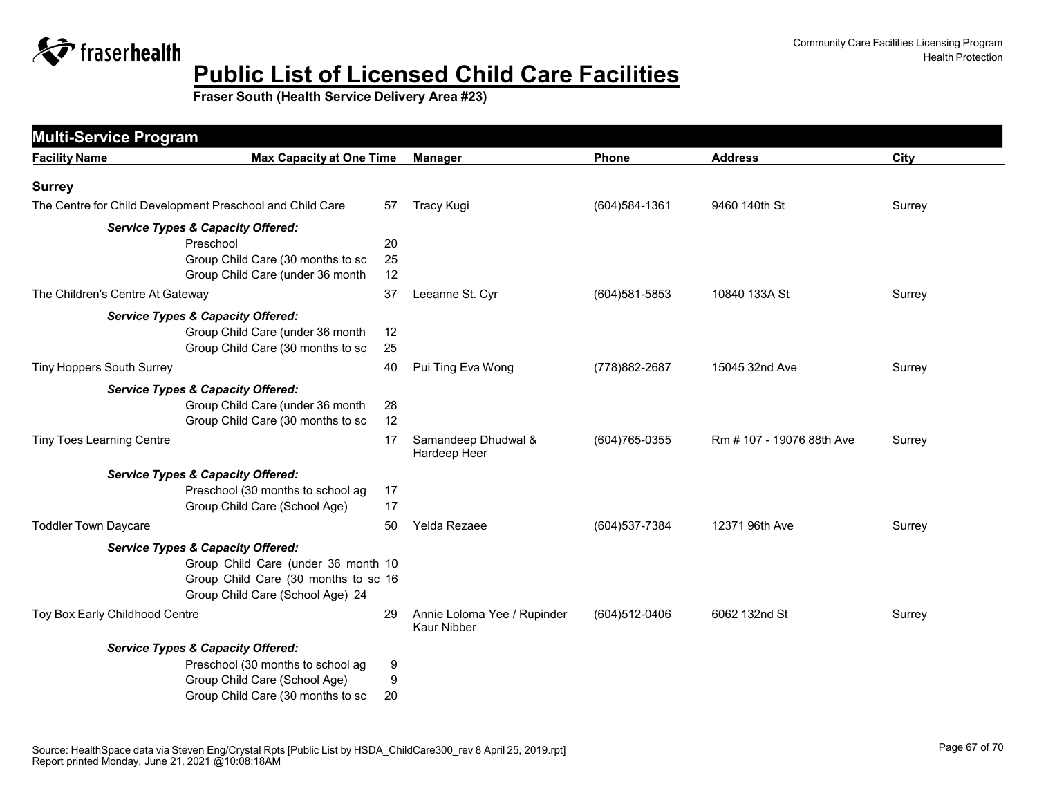# Public List of Licensed Child Care Facilities

**Fraser South (Health Service Delivery Area #23)**

## Multi-Service Program

| Facility Name | Max Capacity at One Time | Manager | Phone | Address | City |
|---|---|---|---|---|---|
| **Surrey** | | | | | |
| The Centre for Child Development Preschool and Child Care | 57 | Tracy Kugi | (604)584-1361 | 9460 140th St | Surrey |
| ***Service Types & Capacity Offered:*** | | | | | |
| Preschool | 20 | | | | |
| Group Child Care (30 months to sc | 25 | | | | |
| Group Child Care (under 36 month | 12 | | | | |
| The Children's Centre At Gateway | 37 | Leeanne St. Cyr | (604)581-5853 | 10840 133A St | Surrey |
| ***Service Types & Capacity Offered:*** | | | | | |
| Group Child Care (under 36 month | 12 | | | | |
| Group Child Care (30 months to sc | 25 | | | | |
| Tiny Hoppers South Surrey | 40 | Pui Ting Eva Wong | (778)882-2687 | 15045 32nd Ave | Surrey |
| ***Service Types & Capacity Offered:*** | | | | | |
| Group Child Care (under 36 month | 28 | | | | |
| Group Child Care (30 months to sc | 12 | | | | |
| Tiny Toes Learning Centre | 17 | Samandeep Dhudwal & Hardeep Heer | (604)765-0355 | Rm # 107 - 19076 88th Ave | Surrey |
| ***Service Types & Capacity Offered:*** | | | | | |
| Preschool (30 months to school ag | 17 | | | | |
| Group Child Care (School Age) | 17 | | | | |
| Toddler Town Daycare | 50 | Yelda Rezaee | (604)537-7384 | 12371 96th Ave | Surrey |
| ***Service Types & Capacity Offered:*** | | | | | |
| Group Child Care (under 36 month | 10 | | | | |
| Group Child Care (30 months to sc | 16 | | | | |
| Group Child Care (School Age) | 24 | | | | |
| Toy Box Early Childhood Centre | 29 | Annie Loloma Yee / Rupinder Kaur Nibber | (604)512-0406 | 6062 132nd St | Surrey |
| ***Service Types & Capacity Offered:*** | | | | | |
| Preschool (30 months to school ag | 9 | | | | |
| Group Child Care (School Age) | 9 | | | | |
| Group Child Care (30 months to sc | 20 | | | | |

Source: HealthSpace data via Steven Eng/Crystal Rpts [Public List by HSDA_ChildCare300_rev 8 April 25, 2019.rpt]
Report printed Monday, June 21, 2021 @10:08:18AM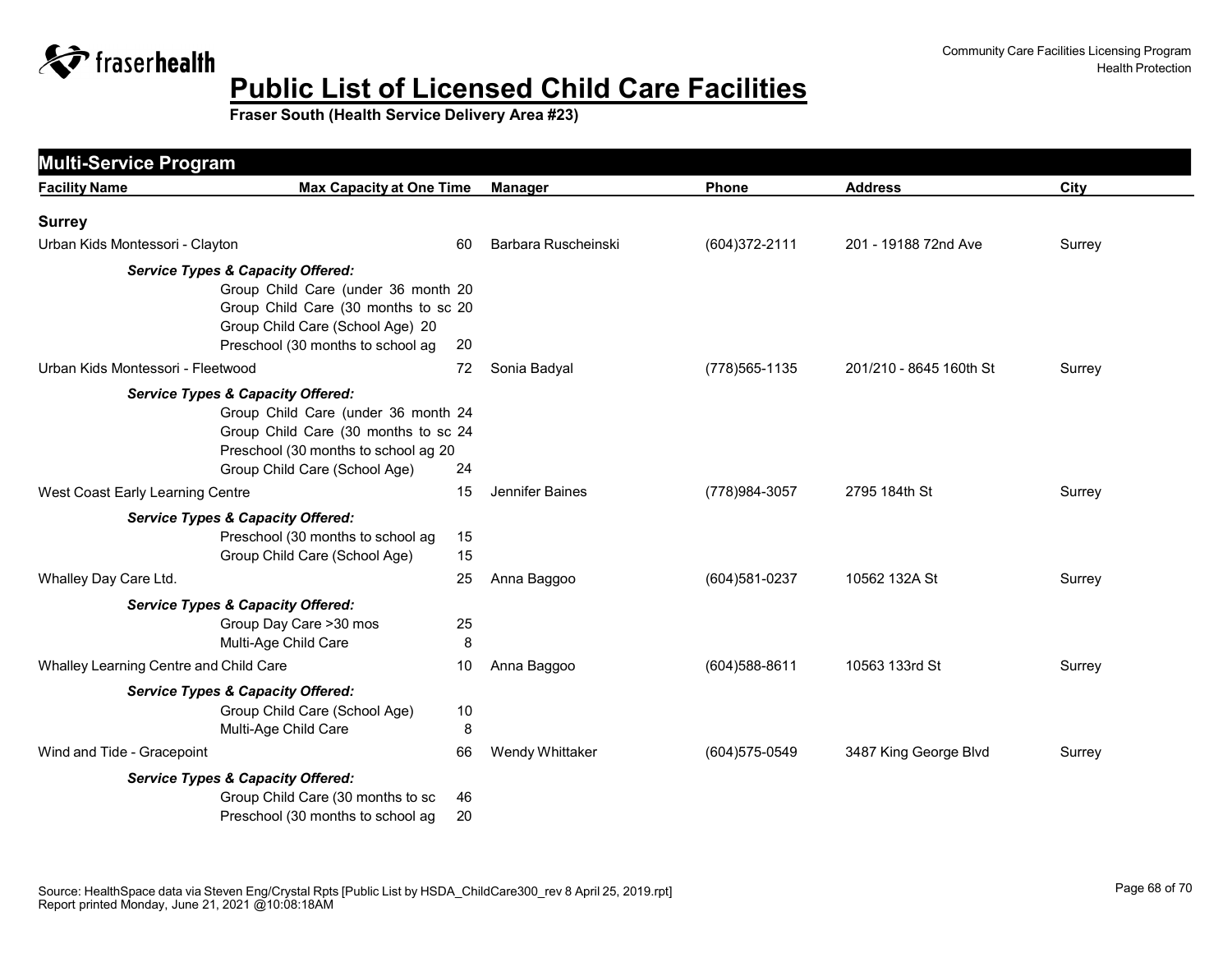# Public List of Licensed Child Care Facilities

**Fraser South (Health Service Delivery Area #23)**

## Multi-Service Program

| Facility Name | Max Capacity at One Time | Manager | Phone | Address | City |
|---|---|---|---|---|---|
| **Surrey** | | | | | |
| Urban Kids Montessori - Clayton | 60 | Barbara Ruscheinski | (604)372-2111 | 201 - 19188 72nd Ave | Surrey |
| *Service Types & Capacity Offered:* | | | | | |
| Group Child Care (under 36 month | 20 | | | | |
| Group Child Care (30 months to sc | 20 | | | | |
| Group Child Care (School Age) | 20 | | | | |
| Preschool (30 months to school ag | 20 | | | | |
| Urban Kids Montessori - Fleetwood | 72 | Sonia Badyal | (778)565-1135 | 201/210 - 8645 160th St | Surrey |
| *Service Types & Capacity Offered:* | | | | | |
| Group Child Care (under 36 month | 24 | | | | |
| Group Child Care (30 months to sc | 24 | | | | |
| Preschool (30 months to school ag | 20 | | | | |
| Group Child Care (School Age) | 24 | | | | |
| West Coast Early Learning Centre | 15 | Jennifer Baines | (778)984-3057 | 2795 184th St | Surrey |
| *Service Types & Capacity Offered:* | | | | | |
| Preschool (30 months to school ag | 15 | | | | |
| Group Child Care (School Age) | 15 | | | | |
| Whalley Day Care Ltd. | 25 | Anna Baggoo | (604)581-0237 | 10562 132A St | Surrey |
| *Service Types & Capacity Offered:* | | | | | |
| Group Day Care >30 mos | 25 | | | | |
| Multi-Age Child Care | 8 | | | | |
| Whalley Learning Centre and Child Care | 10 | Anna Baggoo | (604)588-8611 | 10563 133rd St | Surrey |
| *Service Types & Capacity Offered:* | | | | | |
| Group Child Care (School Age) | 10 | | | | |
| Multi-Age Child Care | 8 | | | | |
| Wind and Tide - Gracepoint | 66 | Wendy Whittaker | (604)575-0549 | 3487 King George Blvd | Surrey |
| *Service Types & Capacity Offered:* | | | | | |
| Group Child Care (30 months to sc | 46 | | | | |
| Preschool (30 months to school ag | 20 | | | | |

Source: HealthSpace data via Steven Eng/Crystal Rpts [Public List by HSDA_ChildCare300_rev 8 April 25, 2019.rpt]
Report printed Monday, June 21, 2021 @10:08:18AM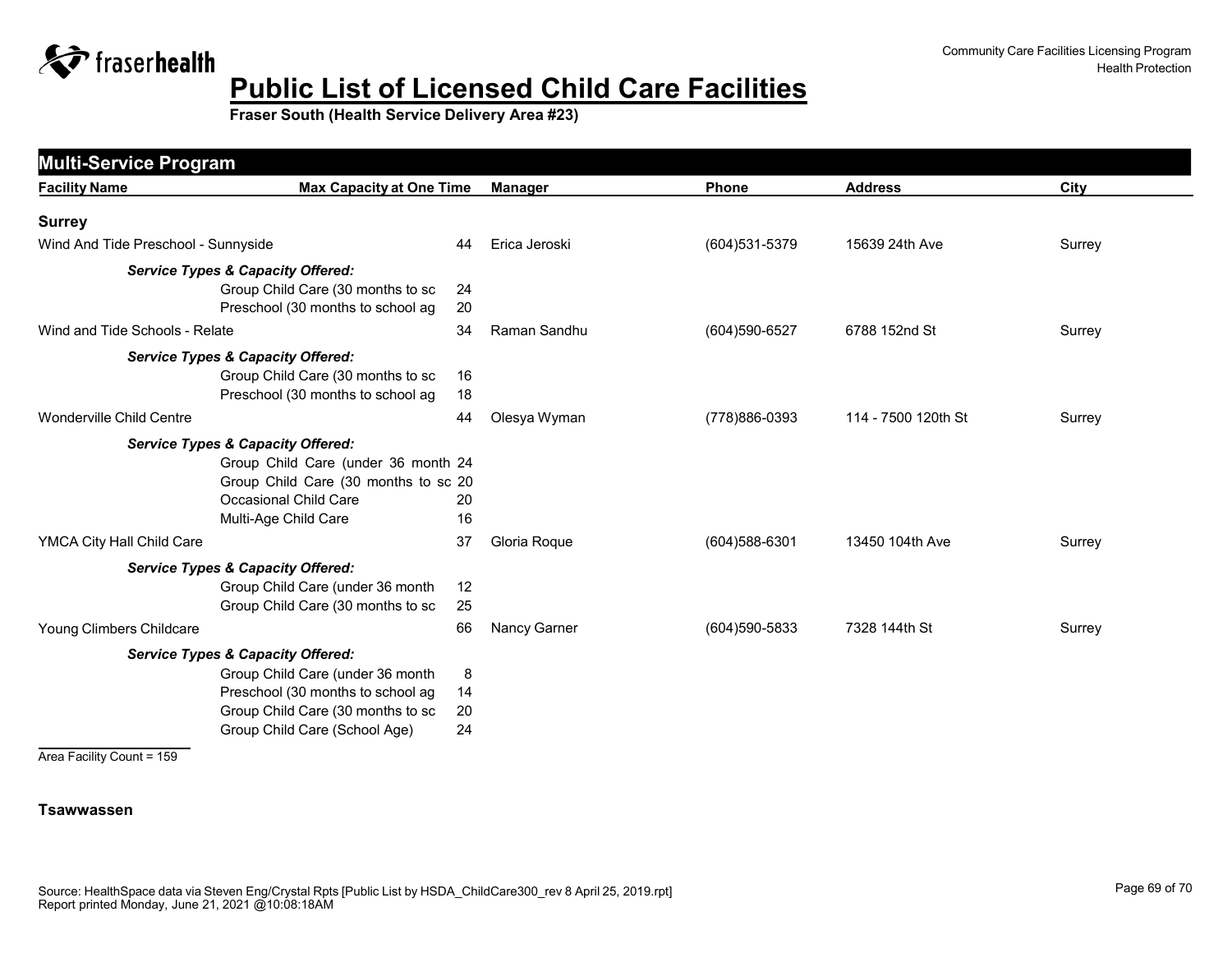# Public List of Licensed Child Care Facilities

**Fraser South (Health Service Delivery Area #23)**

## Multi-Service Program

| Facility Name | Max Capacity at One Time | Manager | Phone | Address | City |
|---|---|---|---|---|---|
| **Surrey** | | | | | |
| Wind And Tide Preschool - Sunnyside | 44 | Erica Jeroski | (604)531-5379 | 15639 24th Ave | Surrey |
| ***Service Types & Capacity Offered:*** | | | | | |
| Group Child Care (30 months to sc | 24 | | | | |
| Preschool (30 months to school ag | 20 | | | | |
| Wind and Tide Schools - Relate | 34 | Raman Sandhu | (604)590-6527 | 6788 152nd St | Surrey |
| ***Service Types & Capacity Offered:*** | | | | | |
| Group Child Care (30 months to sc | 16 | | | | |
| Preschool (30 months to school ag | 18 | | | | |
| Wonderville Child Centre | 44 | Olesya Wyman | (778)886-0393 | 114 - 7500 120th St | Surrey |
| ***Service Types & Capacity Offered:*** | | | | | |
| Group Child Care (under 36 month | 24 | | | | |
| Group Child Care (30 months to sc | 20 | | | | |
| Occasional Child Care | 20 | | | | |
| Multi-Age Child Care | 16 | | | | |
| YMCA City Hall Child Care | 37 | Gloria Roque | (604)588-6301 | 13450 104th Ave | Surrey |
| ***Service Types & Capacity Offered:*** | | | | | |
| Group Child Care (under 36 month | 12 | | | | |
| Group Child Care (30 months to sc | 25 | | | | |
| Young Climbers Childcare | 66 | Nancy Garner | (604)590-5833 | 7328 144th St | Surrey |
| ***Service Types & Capacity Offered:*** | | | | | |
| Group Child Care (under 36 month | 8 | | | | |
| Preschool (30 months to school ag | 14 | | | | |
| Group Child Care (30 months to sc | 20 | | | | |
| Group Child Care (School Age) | 24 | | | | |

Area Facility Count = 159

**Tsawwassen**

Source: HealthSpace data via Steven Eng/Crystal Rpts [Public List by HSDA_ChildCare300_rev 8 April 25, 2019.rpt]
Report printed Monday, June 21, 2021 @10:08:18AM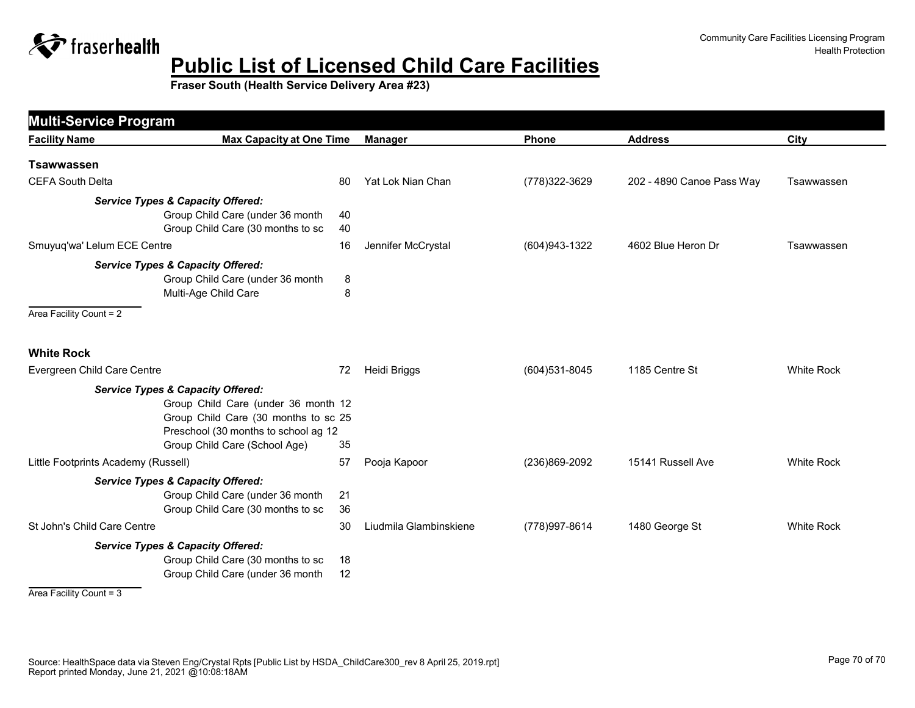# Public List of Licensed Child Care Facilities

**Fraser South (Health Service Delivery Area #23)**

## Multi-Service Program

| Facility Name | Max Capacity at One Time | Manager | Phone | Address | City |
|---|---|---|---|---|---|
| **Tsawwassen** | | | | | |
| CEFA South Delta | 80 | Yat Lok Nian Chan | (778)322-3629 | 202 - 4890 Canoe Pass Way | Tsawwassen |
| ***Service Types & Capacity Offered:*** | | | | | |
| Group Child Care (under 36 month | 40 | | | | |
| Group Child Care (30 months to sc | 40 | | | | |
| Smuyuq'wa' Lelum ECE Centre | 16 | Jennifer McCrystal | (604)943-1322 | 4602 Blue Heron Dr | Tsawwassen |
| ***Service Types & Capacity Offered:*** | | | | | |
| Group Child Care (under 36 month | 8 | | | | |
| Multi-Age Child Care | 8 | | | | |
| Area Facility Count = 2 | | | | | |
| **White Rock** | | | | | |
| Evergreen Child Care Centre | 72 | Heidi Briggs | (604)531-8045 | 1185 Centre St | White Rock |
| ***Service Types & Capacity Offered:*** | | | | | |
| Group Child Care (under 36 month | 12 | | | | |
| Group Child Care (30 months to sc | 25 | | | | |
| Preschool (30 months to school ag | 12 | | | | |
| Group Child Care (School Age) | 35 | | | | |
| Little Footprints Academy (Russell) | 57 | Pooja Kapoor | (236)869-2092 | 15141 Russell Ave | White Rock |
| ***Service Types & Capacity Offered:*** | | | | | |
| Group Child Care (under 36 month | 21 | | | | |
| Group Child Care (30 months to sc | 36 | | | | |
| St John's Child Care Centre | 30 | Liudmila Glambinskiene | (778)997-8614 | 1480 George St | White Rock |
| ***Service Types & Capacity Offered:*** | | | | | |
| Group Child Care (30 months to sc | 18 | | | | |
| Group Child Care (under 36 month | 12 | | | | |
| Area Facility Count = 3 | | | | | |

Source: HealthSpace data via Steven Eng/Crystal Rpts [Public List by HSDA_ChildCare300_rev 8 April 25, 2019.rpt]
Report printed Monday, June 21, 2021 @10:08:18AM